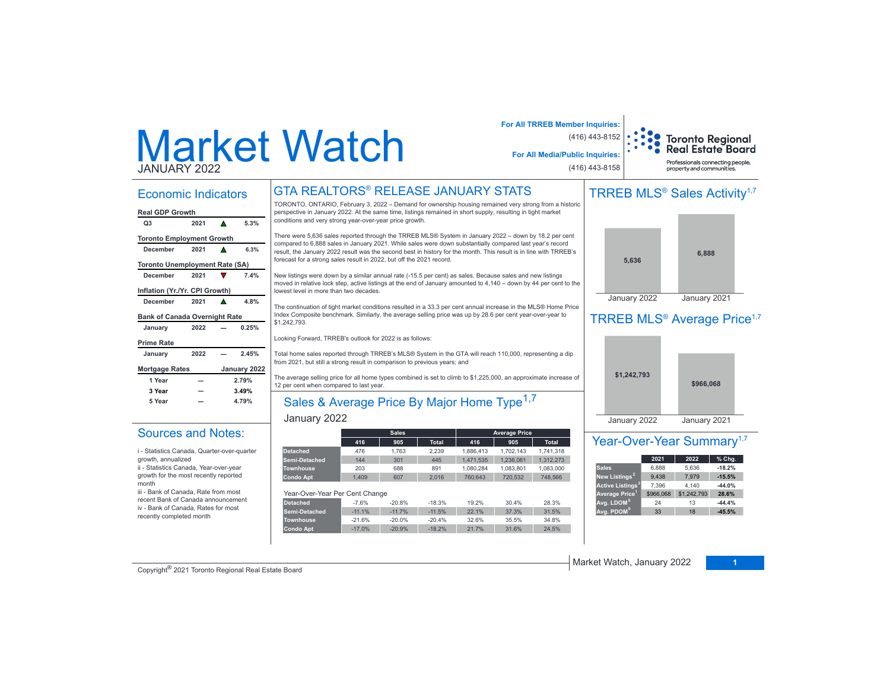# Market Watch

JANUARY 2022

**For All TRREB Member Inquiries:** (416) 443-8152

**For All Media/Public Inquiries:** (416) 443-8158

Toronto Regional Real Estate Board
Professionals connecting people, property and communities.

## Economic Indicators

**Real GDP Growth**

| Q3 | 2021 | ▲ | 5.3% |
|---|---|---|---|

**Toronto Employment Growth**

| December | 2021 | ▲ | 6.3% |
|---|---|---|---|

**Toronto Unemployment Rate (SA)**

| December | 2021 | ▼ | 7.4% |
|---|---|---|---|

**Inflation (Yr./Yr. CPI Growth)**

| December | 2021 | ▲ | 4.8% |
|---|---|---|---|

**Bank of Canada Overnight Rate**

| January | 2022 | — | 0.25% |
|---|---|---|---|

**Prime Rate**

| January | 2022 | — | 2.45% |
|---|---|---|---|

| Mortgage Rates | | January 2022 |
|---|---|---|
| 1 Year | — | 2.79% |
| 3 Year | — | 3.49% |
| 5 Year | — | 4.79% |

## Sources and Notes:

i - Statistics Canada, Quarter-over-quarter growth, annualized

ii - Statistics Canada, Year-over-year growth for the most recently reported month

iii - Bank of Canada, Rate from most recent Bank of Canada announcement

iv - Bank of Canada, Rates for most recently completed month

## GTA REALTORS® RELEASE JANUARY STATS

TORONTO, ONTARIO, February 3, 2022 – Demand for ownership housing remained very strong from a historic perspective in January 2022. At the same time, listings remained in short supply, resulting in tight market conditions and very strong year-over-year price growth.

There were 5,636 sales reported through the TRREB MLS® System in January 2022 – down by 18.2 per cent compared to 6,888 sales in January 2021. While sales were down substantially compared last year's record result, the January 2022 result was the second best in history for the month. This result is in line with TRREB's forecast for a strong sales result in 2022, but off the 2021 record.

New listings were down by a similar annual rate (-15.5 per cent) as sales. Because sales and new listings moved in relative lock step, active listings at the end of January amounted to 4,140 – down by 44 per cent to the lowest level in more than two decades.

The continuation of tight market conditions resulted in a 33.3 per cent annual increase in the MLS® Home Price Index Composite benchmark. Similarly, the average selling price was up by 28.6 per cent year-over-year to $1,242,793.

Looking Forward, TRREB's outlook for 2022 is as follows:

Total home sales reported through TRREB's MLS® System in the GTA will reach 110,000, representing a dip from 2021, but still a strong result in comparison to previous years; and

The average selling price for all home types combined is set to climb to $1,225,000, an approximate increase of 12 per cent when compared to last year.

## Sales & Average Price By Major Home Type[1,7]

January 2022

| | Sales | | | Average Price | | |
|---|---|---|---|---|---|---|
| | 416 | 905 | Total | 416 | 905 | Total |
| Detached | 476 | 1,763 | 2,239 | 1,886,413 | 1,702,143 | 1,741,318 |
| Semi-Detached | 144 | 301 | 445 | 1,471,535 | 1,236,081 | 1,312,273 |
| Townhouse | 203 | 688 | 891 | 1,080,284 | 1,083,801 | 1,083,000 |
| Condo Apt | 1,409 | 607 | 2,016 | 760,643 | 720,532 | 748,566 |

Year-Over-Year Per Cent Change

| | 416 | 905 | Total | 416 | 905 | Total |
|---|---|---|---|---|---|---|
| Detached | -7.6% | -20.8% | -18.3% | 19.2% | 30.4% | 28.3% |
| Semi-Detached | -11.1% | -11.7% | -11.5% | 22.1% | 37.3% | 31.5% |
| Townhouse | -21.6% | -20.0% | -20.4% | 32.6% | 35.5% | 34.8% |
| Condo Apt | -17.0% | -20.9% | -18.2% | 21.7% | 31.6% | 24.5% |

## TRREB MLS® Sales Activity[1,7]

| January 2022 | January 2021 |
|---|---|
| 5,636 | 6,888 |

## TRREB MLS® Average Price[1,7]

| January 2022 | January 2021 |
|---|---|
| $1,242,793 | $966,068 |

## Year-Over-Year Summary[1,7]

| | 2021 | 2022 | % Chg. |
|---|---|---|---|
| Sales | 6,888 | 5,636 | -18.2% |
| New Listings[2] | 9,438 | 7,979 | -15.5% |
| Active Listings[3] | 7,396 | 4,140 | -44.0% |
| Average Price[1] | $966,068 | $1,242,793 | 28.6% |
| Avg. LDOM[5] | 24 | 13 | -44.4% |
| Avg. PDOM[5] | 33 | 18 | -45.5% |

Copyright® 2021 Toronto Regional Real Estate Board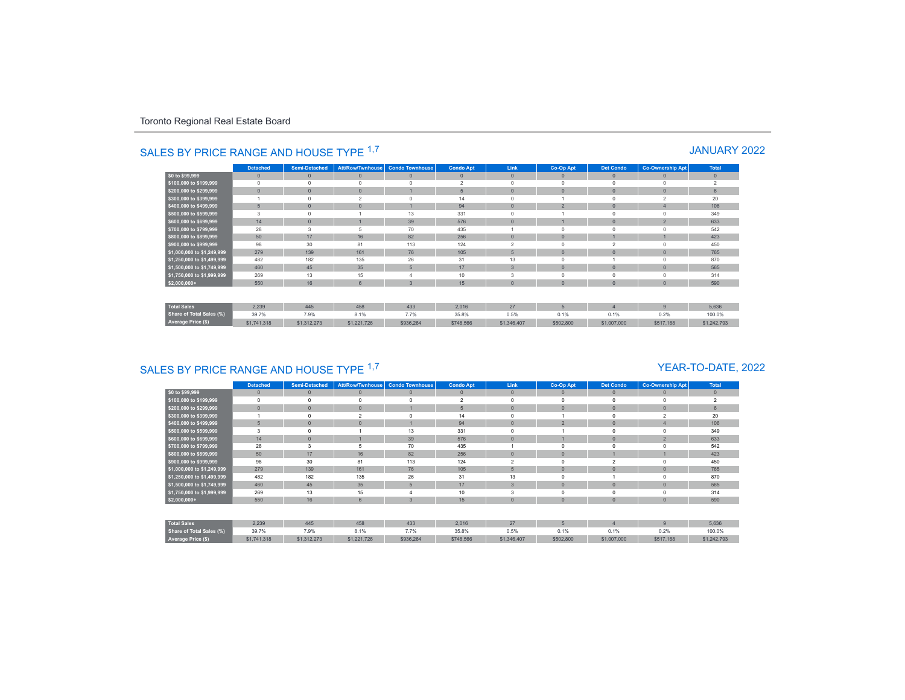Toronto Regional Real Estate Board

## SALES BY PRICE RANGE AND HOUSE TYPE [1,7]

JANUARY 2022

| | Detached | Semi-Detached | Att/Row/Twnhouse | Condo Townhouse | Condo Apt | Link | Co-Op Apt | Det Condo | Co-Ownership Apt | Total |
|---|---|---|---|---|---|---|---|---|---|---|
| $0 to $99,999 | 0 | 0 | 0 | 0 | 0 | 0 | 0 | 0 | 0 | 0 |
| $100,000 to $199,999 | 0 | 0 | 0 | 0 | 2 | 0 | 0 | 0 | 0 | 2 |
| $200,000 to $299,999 | 0 | 0 | 0 | 1 | 5 | 0 | 0 | 0 | 0 | 6 |
| $300,000 to $399,999 | 1 | 0 | 2 | 0 | 14 | 0 | 1 | 0 | 2 | 20 |
| $400,000 to $499,999 | 5 | 0 | 0 | 1 | 94 | 0 | 2 | 0 | 4 | 106 |
| $500,000 to $599,999 | 3 | 0 | 1 | 13 | 331 | 0 | 1 | 0 | 0 | 349 |
| $600,000 to $699,999 | 14 | 0 | 1 | 39 | 576 | 0 | 1 | 0 | 2 | 633 |
| $700,000 to $799,999 | 28 | 3 | 5 | 70 | 435 | 1 | 0 | 0 | 0 | 542 |
| $800,000 to $899,999 | 50 | 17 | 16 | 82 | 256 | 0 | 0 | 1 | 1 | 423 |
| $900,000 to $999,999 | 98 | 30 | 81 | 113 | 124 | 2 | 0 | 2 | 0 | 450 |
| $1,000,000 to $1,249,999 | 279 | 139 | 161 | 76 | 105 | 5 | 0 | 0 | 0 | 765 |
| $1,250,000 to $1,499,999 | 482 | 182 | 135 | 26 | 31 | 13 | 0 | 1 | 0 | 870 |
| $1,500,000 to $1,749,999 | 460 | 45 | 35 | 5 | 17 | 3 | 0 | 0 | 0 | 565 |
| $1,750,000 to $1,999,999 | 269 | 13 | 15 | 4 | 10 | 3 | 0 | 0 | 0 | 314 |
| $2,000,000+ | 550 | 16 | 6 | 3 | 15 | 0 | 0 | 0 | 0 | 590 |
| Total Sales | 2,239 | 445 | 458 | 433 | 2,016 | 27 | 5 | 4 | 9 | 5,636 |
| Share of Total Sales (%) | 39.7% | 7.9% | 8.1% | 7.7% | 35.8% | 0.5% | 0.1% | 0.1% | 0.2% | 100.0% |
| Average Price ($) | $1,741,318 | $1,312,273 | $1,221,726 | $936,264 | $748,566 | $1,346,407 | $502,800 | $1,007,000 | $517,168 | $1,242,793 |

## SALES BY PRICE RANGE AND HOUSE TYPE [1,7]

YEAR-TO-DATE, 2022

| | Detached | Semi-Detached | Att/Row/Twnhouse | Condo Townhouse | Condo Apt | Link | Co-Op Apt | Det Condo | Co-Ownership Apt | Total |
|---|---|---|---|---|---|---|---|---|---|---|
| $0 to $99,999 | 0 | 0 | 0 | 0 | 0 | 0 | 0 | 0 | 0 | 0 |
| $100,000 to $199,999 | 0 | 0 | 0 | 0 | 2 | 0 | 0 | 0 | 0 | 2 |
| $200,000 to $299,999 | 0 | 0 | 0 | 1 | 5 | 0 | 0 | 0 | 0 | 6 |
| $300,000 to $399,999 | 1 | 0 | 2 | 0 | 14 | 0 | 1 | 0 | 2 | 20 |
| $400,000 to $499,999 | 5 | 0 | 0 | 1 | 94 | 0 | 2 | 0 | 4 | 106 |
| $500,000 to $599,999 | 3 | 0 | 1 | 13 | 331 | 0 | 1 | 0 | 0 | 349 |
| $600,000 to $699,999 | 14 | 0 | 1 | 39 | 576 | 0 | 1 | 0 | 2 | 633 |
| $700,000 to $799,999 | 28 | 3 | 5 | 70 | 435 | 1 | 0 | 0 | 0 | 542 |
| $800,000 to $899,999 | 50 | 17 | 16 | 82 | 256 | 0 | 0 | 1 | 1 | 423 |
| $900,000 to $999,999 | 98 | 30 | 81 | 113 | 124 | 2 | 0 | 2 | 0 | 450 |
| $1,000,000 to $1,249,999 | 279 | 139 | 161 | 76 | 105 | 5 | 0 | 0 | 0 | 765 |
| $1,250,000 to $1,499,999 | 482 | 182 | 135 | 26 | 31 | 13 | 0 | 1 | 0 | 870 |
| $1,500,000 to $1,749,999 | 460 | 45 | 35 | 5 | 17 | 3 | 0 | 0 | 0 | 565 |
| $1,750,000 to $1,999,999 | 269 | 13 | 15 | 4 | 10 | 3 | 0 | 0 | 0 | 314 |
| $2,000,000+ | 550 | 16 | 6 | 3 | 15 | 0 | 0 | 0 | 0 | 590 |
| Total Sales | 2,239 | 445 | 458 | 433 | 2,016 | 27 | 5 | 4 | 9 | 5,636 |
| Share of Total Sales (%) | 39.7% | 7.9% | 8.1% | 7.7% | 35.8% | 0.5% | 0.1% | 0.1% | 0.2% | 100.0% |
| Average Price ($) | $1,741,318 | $1,312,273 | $1,221,726 | $936,264 | $748,566 | $1,346,407 | $502,800 | $1,007,000 | $517,168 | $1,242,793 |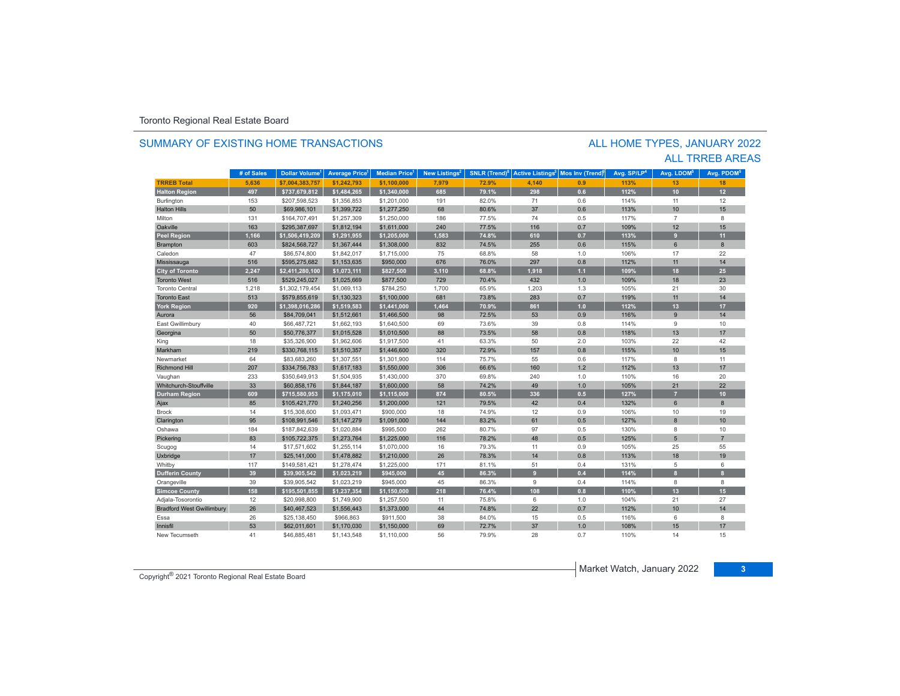Toronto Regional Real Estate Board

## SUMMARY OF EXISTING HOME TRANSACTIONS

## ALL HOME TYPES, JANUARY 2022
## ALL TRREB AREAS

| | # of Sales | Dollar Volume[1] | Average Price[1] | Median Price[1] | New Listings[2] | SNLR (Trend)[8] | Active Listings[3] | Mos Inv (Trend)[9] | Avg. SP/LP[4] | Avg. LDOM[5] | Avg. PDOM[5] |
|---|---|---|---|---|---|---|---|---|---|---|---|
| **TRREB Total** | **5,636** | **$7,004,383,757** | **$1,242,793** | **$1,100,000** | **7,979** | **72.9%** | **4,140** | **0.9** | **113%** | **13** | **18** |
| **Halton Region** | **497** | **$737,679,812** | **$1,484,265** | **$1,340,000** | **685** | **79.1%** | **298** | **0.6** | **112%** | **10** | **12** |
| Burlington | 153 | $207,598,523 | $1,356,853 | $1,201,000 | 191 | 82.0% | 71 | 0.6 | 114% | 11 | 12 |
| Halton Hills | 50 | $69,986,101 | $1,399,722 | $1,277,250 | 68 | 80.6% | 37 | 0.6 | 113% | 10 | 15 |
| Milton | 131 | $164,707,491 | $1,257,309 | $1,250,000 | 186 | 77.5% | 74 | 0.5 | 117% | 7 | 8 |
| Oakville | 163 | $295,387,697 | $1,812,194 | $1,611,000 | 240 | 77.5% | 116 | 0.7 | 109% | 12 | 15 |
| **Peel Region** | **1,166** | **$1,506,419,209** | **$1,291,955** | **$1,205,000** | **1,583** | **74.8%** | **610** | **0.7** | **113%** | **9** | **11** |
| Brampton | 603 | $824,568,727 | $1,367,444 | $1,308,000 | 832 | 74.5% | 255 | 0.6 | 115% | 6 | 8 |
| Caledon | 47 | $86,574,800 | $1,842,017 | $1,715,000 | 75 | 68.8% | 58 | 1.0 | 106% | 17 | 22 |
| Mississauga | 516 | $595,275,682 | $1,153,635 | $950,000 | 676 | 76.0% | 297 | 0.8 | 112% | 11 | 14 |
| **City of Toronto** | **2,247** | **$2,411,280,100** | **$1,073,111** | **$827,500** | **3,110** | **68.8%** | **1,918** | **1.1** | **109%** | **18** | **25** |
| Toronto West | 516 | $529,245,027 | $1,025,669 | $877,500 | 729 | 70.4% | 432 | 1.0 | 109% | 18 | 23 |
| Toronto Central | 1,218 | $1,302,179,454 | $1,069,113 | $784,250 | 1,700 | 65.9% | 1,203 | 1.3 | 105% | 21 | 30 |
| Toronto East | 513 | $579,855,619 | $1,130,323 | $1,100,000 | 681 | 73.8% | 283 | 0.7 | 119% | 11 | 14 |
| **York Region** | **920** | **$1,398,016,286** | **$1,519,583** | **$1,441,000** | **1,464** | **70.9%** | **861** | **1.0** | **112%** | **13** | **17** |
| Aurora | 56 | $84,709,041 | $1,512,661 | $1,466,500 | 98 | 72.5% | 53 | 0.9 | 116% | 9 | 14 |
| East Gwillimbury | 40 | $66,487,721 | $1,662,193 | $1,640,500 | 69 | 73.6% | 39 | 0.8 | 114% | 9 | 10 |
| Georgina | 50 | $50,776,377 | $1,015,528 | $1,010,500 | 88 | 73.5% | 58 | 0.8 | 118% | 13 | 17 |
| King | 18 | $35,326,900 | $1,962,606 | $1,917,500 | 41 | 63.3% | 50 | 2.0 | 103% | 22 | 42 |
| Markham | 219 | $330,768,115 | $1,510,357 | $1,446,600 | 320 | 72.9% | 157 | 0.8 | 115% | 10 | 15 |
| Newmarket | 64 | $83,683,260 | $1,307,551 | $1,301,900 | 114 | 75.7% | 55 | 0.6 | 117% | 8 | 11 |
| Richmond Hill | 207 | $334,756,783 | $1,617,183 | $1,550,000 | 306 | 66.6% | 160 | 1.2 | 112% | 13 | 17 |
| Vaughan | 233 | $350,649,913 | $1,504,935 | $1,430,000 | 370 | 69.8% | 240 | 1.0 | 110% | 16 | 20 |
| Whitchurch-Stouffville | 33 | $60,858,176 | $1,844,187 | $1,600,000 | 58 | 74.2% | 49 | 1.0 | 105% | 21 | 22 |
| **Durham Region** | **609** | **$715,580,953** | **$1,175,010** | **$1,115,000** | **874** | **80.5%** | **336** | **0.5** | **127%** | **7** | **10** |
| Ajax | 85 | $105,421,770 | $1,240,256 | $1,200,000 | 121 | 79.5% | 42 | 0.4 | 132% | 6 | 8 |
| Brock | 14 | $15,308,600 | $1,093,471 | $900,000 | 18 | 74.9% | 12 | 0.9 | 106% | 10 | 19 |
| Clarington | 95 | $108,991,546 | $1,147,279 | $1,091,000 | 144 | 83.2% | 61 | 0.5 | 127% | 8 | 10 |
| Oshawa | 184 | $187,842,639 | $1,020,884 | $995,500 | 262 | 80.7% | 97 | 0.5 | 130% | 8 | 10 |
| Pickering | 83 | $105,722,375 | $1,273,764 | $1,225,000 | 116 | 78.2% | 48 | 0.5 | 125% | 5 | 7 |
| Scugog | 14 | $17,571,602 | $1,255,114 | $1,070,000 | 16 | 79.3% | 11 | 0.9 | 105% | 25 | 55 |
| Uxbridge | 17 | $25,141,000 | $1,478,882 | $1,210,000 | 26 | 78.3% | 14 | 0.8 | 113% | 18 | 19 |
| Whitby | 117 | $149,581,421 | $1,278,474 | $1,225,000 | 171 | 81.1% | 51 | 0.4 | 131% | 5 | 6 |
| **Dufferin County** | **39** | **$39,905,542** | **$1,023,219** | **$945,000** | **45** | **86.3%** | **9** | **0.4** | **114%** | **8** | **8** |
| Orangeville | 39 | $39,905,542 | $1,023,219 | $945,000 | 45 | 86.3% | 9 | 0.4 | 114% | 8 | 8 |
| **Simcoe County** | **158** | **$195,501,855** | **$1,237,354** | **$1,150,000** | **218** | **76.4%** | **108** | **0.8** | **110%** | **13** | **15** |
| Adjala-Tosorontio | 12 | $20,998,800 | $1,749,900 | $1,257,500 | 11 | 75.8% | 6 | 1.0 | 104% | 21 | 27 |
| Bradford West Gwillimbury | 26 | $40,467,523 | $1,556,443 | $1,373,000 | 44 | 74.8% | 22 | 0.7 | 112% | 10 | 14 |
| Essa | 26 | $25,138,450 | $966,863 | $911,500 | 38 | 84.0% | 15 | 0.5 | 116% | 6 | 8 |
| Innisfil | 53 | $62,011,601 | $1,170,030 | $1,150,000 | 69 | 72.7% | 37 | 1.0 | 108% | 15 | 17 |
| New Tecumseth | 41 | $46,885,481 | $1,143,548 | $1,110,000 | 56 | 79.9% | 28 | 0.7 | 110% | 14 | 15 |

Copyright® 2021 Toronto Regional Real Estate Board

Market Watch, January 2022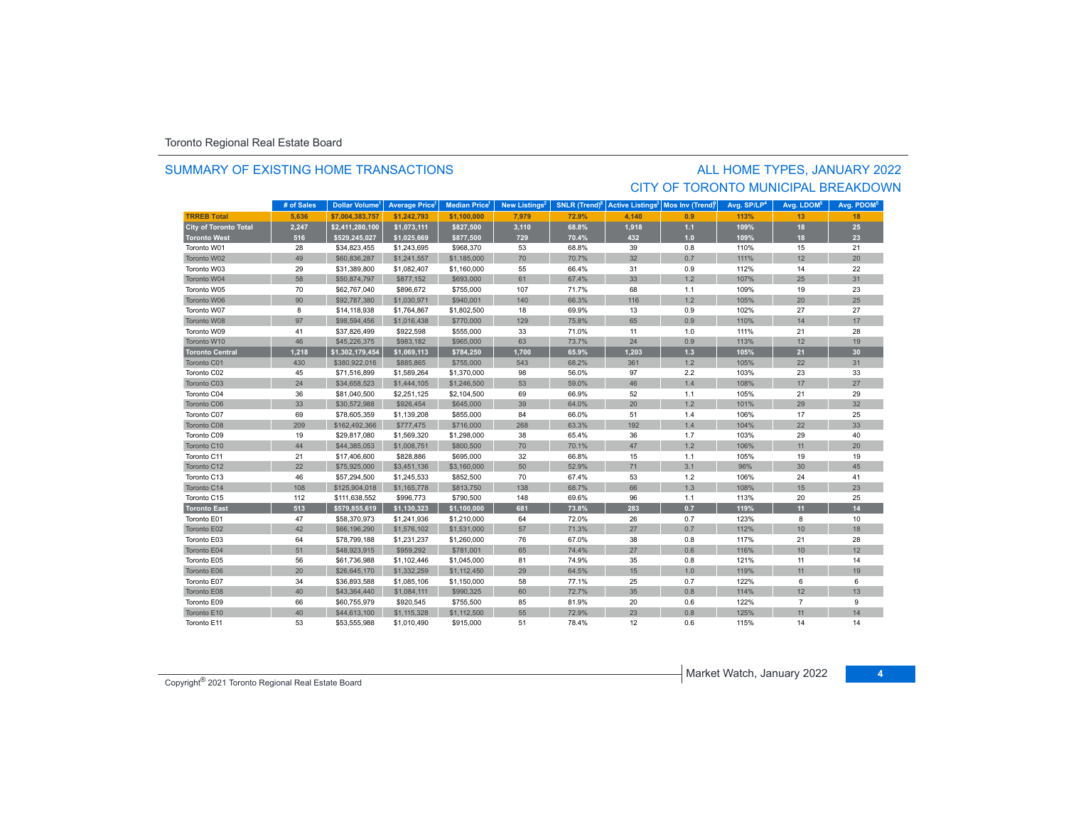Toronto Regional Real Estate Board

## SUMMARY OF EXISTING HOME TRANSACTIONS

## ALL HOME TYPES, JANUARY 2022
## CITY OF TORONTO MUNICIPAL BREAKDOWN

| | # of Sales | Dollar Volume[1] | Average Price[1] | Median Price[1] | New Listings[2] | SNLR (Trend)[8] | Active Listings[3] | Mos Inv (Trend)[9] | Avg. SP/LP[4] | Avg. LDOM[5] | Avg. PDOM[5] |
|---|---|---|---|---|---|---|---|---|---|---|---|
| **TRREB Total** | **5,636** | **$7,004,383,757** | **$1,242,793** | **$1,100,000** | **7,979** | **72.9%** | **4,140** | **0.9** | **113%** | **13** | **18** |
| **City of Toronto Total** | **2,247** | **$2,411,280,100** | **$1,073,111** | **$827,500** | **3,110** | **68.8%** | **1,918** | **1.1** | **109%** | **18** | **25** |
| **Toronto West** | **516** | **$529,245,027** | **$1,025,669** | **$877,500** | **729** | **70.4%** | **432** | **1.0** | **109%** | **18** | **23** |
| Toronto W01 | 28 | $34,823,455 | $1,243,695 | $968,370 | 53 | 68.8% | 39 | 0.8 | 110% | 15 | 21 |
| Toronto W02 | 49 | $60,836,287 | $1,241,557 | $1,185,000 | 70 | 70.7% | 32 | 0.7 | 111% | 12 | 20 |
| Toronto W03 | 29 | $31,389,800 | $1,082,407 | $1,160,000 | 55 | 66.4% | 31 | 0.9 | 112% | 14 | 22 |
| Toronto W04 | 58 | $50,874,797 | $877,152 | $693,000 | 61 | 67.4% | 33 | 1.2 | 107% | 25 | 31 |
| Toronto W05 | 70 | $62,767,040 | $896,672 | $755,000 | 107 | 71.7% | 68 | 1.1 | 109% | 19 | 23 |
| Toronto W06 | 90 | $92,787,380 | $1,030,971 | $940,001 | 140 | 66.3% | 116 | 1.2 | 105% | 20 | 25 |
| Toronto W07 | 8 | $14,118,938 | $1,764,867 | $1,802,500 | 18 | 69.9% | 13 | 0.9 | 102% | 27 | 27 |
| Toronto W08 | 97 | $98,594,456 | $1,016,438 | $770,000 | 129 | 75.8% | 65 | 0.9 | 110% | 14 | 17 |
| Toronto W09 | 41 | $37,826,499 | $922,598 | $555,000 | 33 | 71.0% | 11 | 1.0 | 111% | 21 | 28 |
| Toronto W10 | 46 | $45,226,375 | $983,182 | $965,000 | 63 | 73.7% | 24 | 0.9 | 113% | 12 | 19 |
| **Toronto Central** | **1,218** | **$1,302,179,454** | **$1,069,113** | **$784,250** | **1,700** | **65.9%** | **1,203** | **1.3** | **105%** | **21** | **30** |
| Toronto C01 | 430 | $380,922,016 | $885,865 | $755,000 | 543 | 68.2% | 361 | 1.2 | 105% | 22 | 31 |
| Toronto C02 | 45 | $71,516,899 | $1,589,264 | $1,370,000 | 98 | 56.0% | 97 | 2.2 | 103% | 23 | 33 |
| Toronto C03 | 24 | $34,658,523 | $1,444,105 | $1,246,500 | 53 | 59.0% | 46 | 1.4 | 108% | 17 | 27 |
| Toronto C04 | 36 | $81,040,500 | $2,251,125 | $2,104,500 | 69 | 66.9% | 52 | 1.1 | 105% | 21 | 29 |
| Toronto C06 | 33 | $30,572,988 | $926,454 | $645,000 | 39 | 64.0% | 20 | 1.2 | 101% | 29 | 32 |
| Toronto C07 | 69 | $78,605,359 | $1,139,208 | $855,000 | 84 | 66.0% | 51 | 1.4 | 106% | 17 | 25 |
| Toronto C08 | 209 | $162,492,366 | $777,475 | $716,000 | 268 | 63.3% | 192 | 1.4 | 104% | 22 | 33 |
| Toronto C09 | 19 | $29,817,080 | $1,569,320 | $1,298,000 | 38 | 65.4% | 36 | 1.7 | 103% | 29 | 40 |
| Toronto C10 | 44 | $44,385,053 | $1,008,751 | $800,500 | 70 | 70.1% | 47 | 1.2 | 106% | 11 | 20 |
| Toronto C11 | 21 | $17,406,600 | $828,886 | $695,000 | 32 | 66.8% | 15 | 1.1 | 105% | 19 | 19 |
| Toronto C12 | 22 | $75,925,000 | $3,451,136 | $3,160,000 | 50 | 52.9% | 71 | 3.1 | 96% | 30 | 45 |
| Toronto C13 | 46 | $57,294,500 | $1,245,533 | $852,500 | 70 | 67.4% | 53 | 1.2 | 106% | 24 | 41 |
| Toronto C14 | 108 | $125,904,018 | $1,165,778 | $813,750 | 138 | 68.7% | 66 | 1.3 | 108% | 15 | 23 |
| Toronto C15 | 112 | $111,638,552 | $996,773 | $790,500 | 148 | 69.6% | 96 | 1.1 | 113% | 20 | 25 |
| **Toronto East** | **513** | **$579,855,619** | **$1,130,323** | **$1,100,000** | **681** | **73.8%** | **283** | **0.7** | **119%** | **11** | **14** |
| Toronto E01 | 47 | $58,370,973 | $1,241,936 | $1,210,000 | 64 | 72.0% | 26 | 0.7 | 123% | 8 | 10 |
| Toronto E02 | 42 | $66,196,290 | $1,576,102 | $1,531,000 | 57 | 71.3% | 27 | 0.7 | 112% | 10 | 18 |
| Toronto E03 | 64 | $78,799,188 | $1,231,237 | $1,260,000 | 76 | 67.0% | 38 | 0.8 | 117% | 21 | 28 |
| Toronto E04 | 51 | $48,923,915 | $959,292 | $781,001 | 65 | 74.4% | 27 | 0.6 | 116% | 10 | 12 |
| Toronto E05 | 56 | $61,736,988 | $1,102,446 | $1,045,000 | 81 | 74.9% | 35 | 0.8 | 121% | 11 | 14 |
| Toronto E06 | 20 | $26,645,170 | $1,332,259 | $1,112,450 | 29 | 64.5% | 15 | 1.0 | 119% | 11 | 19 |
| Toronto E07 | 34 | $36,893,588 | $1,085,106 | $1,150,000 | 58 | 77.1% | 25 | 0.7 | 122% | 6 | 6 |
| Toronto E08 | 40 | $43,364,440 | $1,084,111 | $990,325 | 60 | 72.7% | 35 | 0.8 | 114% | 12 | 13 |
| Toronto E09 | 66 | $60,755,979 | $920,545 | $755,500 | 85 | 81.9% | 20 | 0.6 | 122% | 7 | 9 |
| Toronto E10 | 40 | $44,613,100 | $1,115,328 | $1,112,500 | 55 | 72.9% | 23 | 0.8 | 125% | 11 | 14 |
| Toronto E11 | 53 | $53,555,988 | $1,010,490 | $915,000 | 51 | 78.4% | 12 | 0.6 | 115% | 14 | 14 |

Copyright® 2021 Toronto Regional Real Estate Board

Market Watch, January 2022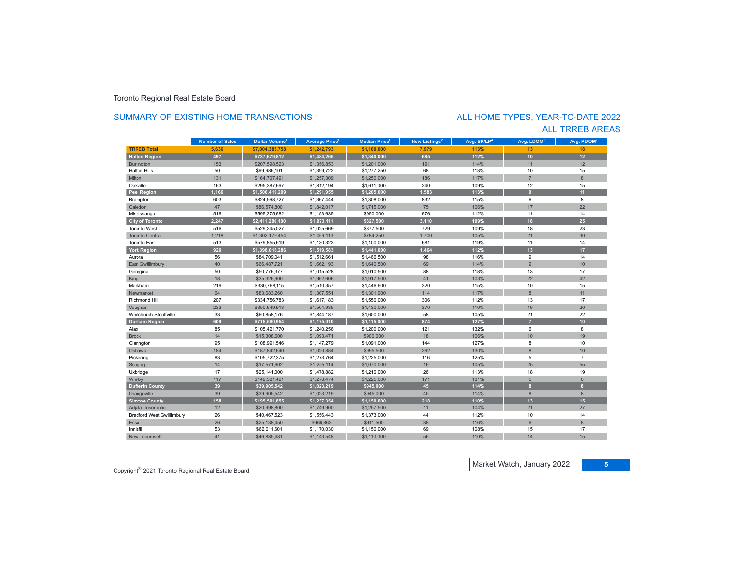Toronto Regional Real Estate Board

## SUMMARY OF EXISTING HOME TRANSACTIONS

## ALL HOME TYPES, YEAR-TO-DATE 2022
## ALL TRREB AREAS

| | Number of Sales | Dollar Volume[1] | Average Price[1] | Median Price[1] | New Listings[2] | Avg. SP/LP[4] | Avg. LDOM[5] | Avg. PDOM[5] |
|---|---|---|---|---|---|---|---|---|
| **TRREB Total** | **5,636** | **$7,004,383,758** | **$1,242,793** | **$1,100,000** | **7,979** | **113%** | **13** | **18** |
| **Halton Region** | **497** | **$737,679,812** | **$1,484,265** | **$1,340,000** | **685** | **112%** | **10** | **12** |
| Burlington | 153 | $207,598,523 | $1,356,853 | $1,201,000 | 191 | 114% | 11 | 12 |
| Halton Hills | 50 | $69,986,101 | $1,399,722 | $1,277,250 | 68 | 113% | 10 | 15 |
| Milton | 131 | $164,707,491 | $1,257,309 | $1,250,000 | 186 | 117% | 7 | 8 |
| Oakville | 163 | $295,387,697 | $1,812,194 | $1,611,000 | 240 | 109% | 12 | 15 |
| **Peel Region** | **1,166** | **$1,506,419,209** | **$1,291,955** | **$1,205,000** | **1,583** | **113%** | **9** | **11** |
| Brampton | 603 | $824,568,727 | $1,367,444 | $1,308,000 | 832 | 115% | 6 | 8 |
| Caledon | 47 | $86,574,800 | $1,842,017 | $1,715,000 | 75 | 106% | 17 | 22 |
| Mississauga | 516 | $595,275,682 | $1,153,635 | $950,000 | 676 | 112% | 11 | 14 |
| **City of Toronto** | **2,247** | **$2,411,280,100** | **$1,073,111** | **$827,500** | **3,110** | **109%** | **18** | **25** |
| Toronto West | 516 | $529,245,027 | $1,025,669 | $877,500 | 729 | 109% | 18 | 23 |
| Toronto Central | 1,218 | $1,302,179,454 | $1,069,113 | $784,250 | 1,700 | 105% | 21 | 30 |
| Toronto East | 513 | $579,855,619 | $1,130,323 | $1,100,000 | 681 | 119% | 11 | 14 |
| **York Region** | **920** | **$1,398,016,286** | **$1,519,583** | **$1,441,000** | **1,464** | **112%** | **13** | **17** |
| Aurora | 56 | $84,709,041 | $1,512,661 | $1,466,500 | 98 | 116% | 9 | 14 |
| East Gwillimbury | 40 | $66,487,721 | $1,662,193 | $1,640,500 | 69 | 114% | 9 | 10 |
| Georgina | 50 | $50,776,377 | $1,015,528 | $1,010,500 | 88 | 118% | 13 | 17 |
| King | 18 | $35,326,900 | $1,962,606 | $1,917,500 | 41 | 103% | 22 | 42 |
| Markham | 219 | $330,768,115 | $1,510,357 | $1,446,600 | 320 | 115% | 10 | 15 |
| Newmarket | 64 | $83,683,260 | $1,307,551 | $1,301,900 | 114 | 117% | 8 | 11 |
| Richmond Hill | 207 | $334,756,783 | $1,617,183 | $1,550,000 | 306 | 112% | 13 | 17 |
| Vaughan | 233 | $350,649,913 | $1,504,935 | $1,430,000 | 370 | 110% | 16 | 20 |
| Whitchurch-Stouffville | 33 | $60,858,176 | $1,844,187 | $1,600,000 | 58 | 105% | 21 | 22 |
| **Durham Region** | **609** | **$715,580,954** | **$1,175,010** | **$1,115,000** | **874** | **127%** | **7** | **10** |
| Ajax | 85 | $105,421,770 | $1,240,256 | $1,200,000 | 121 | 132% | 6 | 8 |
| Brock | 14 | $15,308,600 | $1,093,471 | $900,000 | 18 | 106% | 10 | 19 |
| Clarington | 95 | $108,991,546 | $1,147,279 | $1,091,000 | 144 | 127% | 8 | 10 |
| Oshawa | 184 | $187,842,640 | $1,020,884 | $995,500 | 262 | 130% | 8 | 10 |
| Pickering | 83 | $105,722,375 | $1,273,764 | $1,225,000 | 116 | 125% | 5 | 7 |
| Scugog | 14 | $17,571,602 | $1,255,114 | $1,070,000 | 16 | 105% | 25 | 55 |
| Uxbridge | 17 | $25,141,000 | $1,478,882 | $1,210,000 | 26 | 113% | 18 | 19 |
| Whitby | 117 | $149,581,421 | $1,278,474 | $1,225,000 | 171 | 131% | 5 | 6 |
| **Dufferin County** | **39** | **$39,905,542** | **$1,023,219** | **$945,000** | **45** | **114%** | **8** | **8** |
| Orangeville | 39 | $39,905,542 | $1,023,219 | $945,000 | 45 | 114% | 8 | 8 |
| **Simcoe County** | **158** | **$195,501,855** | **$1,237,354** | **$1,150,000** | **218** | **110%** | **13** | **15** |
| Adjala-Tosorontio | 12 | $20,998,800 | $1,749,900 | $1,257,500 | 11 | 104% | 21 | 27 |
| Bradford West Gwillimbury | 26 | $40,467,523 | $1,556,443 | $1,373,000 | 44 | 112% | 10 | 14 |
| Essa | 26 | $25,138,450 | $966,863 | $911,500 | 38 | 116% | 6 | 8 |
| Innisfil | 53 | $62,011,601 | $1,170,030 | $1,150,000 | 69 | 108% | 15 | 17 |
| New Tecumseth | 41 | $46,885,481 | $1,143,548 | $1,110,000 | 56 | 110% | 14 | 15 |

Copyright® 2021 Toronto Regional Real Estate Board

Market Watch, January 2022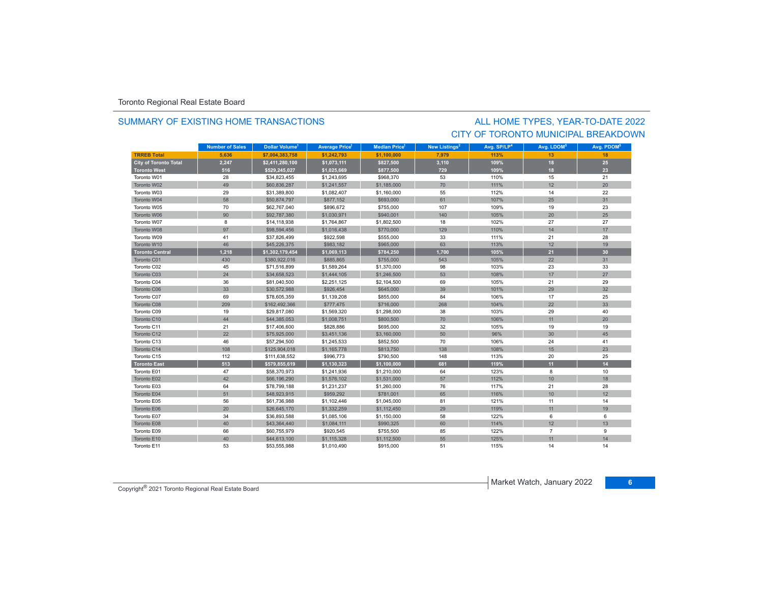Toronto Regional Real Estate Board

## SUMMARY OF EXISTING HOME TRANSACTIONS

## ALL HOME TYPES, YEAR-TO-DATE 2022
## CITY OF TORONTO MUNICIPAL BREAKDOWN

| | Number of Sales | Dollar Volume[1] | Average Price[1] | Median Price[1] | New Listings[2] | Avg. SP/LP[4] | Avg. LDOM[5] | Avg. PDOM[5] |
|---|---|---|---|---|---|---|---|---|
| **TRREB Total** | **5,636** | **$7,004,383,758** | **$1,242,793** | **$1,100,000** | **7,979** | **113%** | **13** | **18** |
| **City of Toronto Total** | **2,247** | **$2,411,280,100** | **$1,073,111** | **$827,500** | **3,110** | **109%** | **18** | **25** |
| **Toronto West** | **516** | **$529,245,027** | **$1,025,669** | **$877,500** | **729** | **109%** | **18** | **23** |
| Toronto W01 | 28 | $34,823,455 | $1,243,695 | $968,370 | 53 | 110% | 15 | 21 |
| Toronto W02 | 49 | $60,836,287 | $1,241,557 | $1,185,000 | 70 | 111% | 12 | 20 |
| Toronto W03 | 29 | $31,389,800 | $1,082,407 | $1,160,000 | 55 | 112% | 14 | 22 |
| Toronto W04 | 58 | $50,874,797 | $877,152 | $693,000 | 61 | 107% | 25 | 31 |
| Toronto W05 | 70 | $62,767,040 | $896,672 | $755,000 | 107 | 109% | 19 | 23 |
| Toronto W06 | 90 | $92,787,380 | $1,030,971 | $940,001 | 140 | 105% | 20 | 25 |
| Toronto W07 | 8 | $14,118,938 | $1,764,867 | $1,802,500 | 18 | 102% | 27 | 27 |
| Toronto W08 | 97 | $98,594,456 | $1,016,438 | $770,000 | 129 | 110% | 14 | 17 |
| Toronto W09 | 41 | $37,826,499 | $922,598 | $555,000 | 33 | 111% | 21 | 28 |
| Toronto W10 | 46 | $45,226,375 | $983,182 | $965,000 | 63 | 113% | 12 | 19 |
| **Toronto Central** | **1,218** | **$1,302,179,454** | **$1,069,113** | **$784,250** | **1,700** | **105%** | **21** | **30** |
| Toronto C01 | 430 | $380,922,016 | $885,865 | $755,000 | 543 | 105% | 22 | 31 |
| Toronto C02 | 45 | $71,516,899 | $1,589,264 | $1,370,000 | 98 | 103% | 23 | 33 |
| Toronto C03 | 24 | $34,658,523 | $1,444,105 | $1,246,500 | 53 | 108% | 17 | 27 |
| Toronto C04 | 36 | $81,040,500 | $2,251,125 | $2,104,500 | 69 | 105% | 21 | 29 |
| Toronto C06 | 33 | $30,572,988 | $926,454 | $645,000 | 39 | 101% | 29 | 32 |
| Toronto C07 | 69 | $78,605,359 | $1,139,208 | $855,000 | 84 | 106% | 17 | 25 |
| Toronto C08 | 209 | $162,492,366 | $777,475 | $716,000 | 268 | 104% | 22 | 33 |
| Toronto C09 | 19 | $29,817,080 | $1,569,320 | $1,298,000 | 38 | 103% | 29 | 40 |
| Toronto C10 | 44 | $44,385,053 | $1,008,751 | $800,500 | 70 | 106% | 11 | 20 |
| Toronto C11 | 21 | $17,406,600 | $828,886 | $695,000 | 32 | 105% | 19 | 19 |
| Toronto C12 | 22 | $75,925,000 | $3,451,136 | $3,160,000 | 50 | 96% | 30 | 45 |
| Toronto C13 | 46 | $57,294,500 | $1,245,533 | $852,500 | 70 | 106% | 24 | 41 |
| Toronto C14 | 108 | $125,904,018 | $1,165,778 | $813,750 | 138 | 108% | 15 | 23 |
| Toronto C15 | 112 | $111,638,552 | $996,773 | $790,500 | 148 | 113% | 20 | 25 |
| **Toronto East** | **513** | **$579,855,619** | **$1,130,323** | **$1,100,000** | **681** | **119%** | **11** | **14** |
| Toronto E01 | 47 | $58,370,973 | $1,241,936 | $1,210,000 | 64 | 123% | 8 | 10 |
| Toronto E02 | 42 | $66,196,290 | $1,576,102 | $1,531,000 | 57 | 112% | 10 | 18 |
| Toronto E03 | 64 | $78,799,188 | $1,231,237 | $1,260,000 | 76 | 117% | 21 | 28 |
| Toronto E04 | 51 | $48,923,915 | $959,292 | $781,001 | 65 | 116% | 10 | 12 |
| Toronto E05 | 56 | $61,736,988 | $1,102,446 | $1,045,000 | 81 | 121% | 11 | 14 |
| Toronto E06 | 20 | $26,645,170 | $1,332,259 | $1,112,450 | 29 | 119% | 11 | 19 |
| Toronto E07 | 34 | $36,893,588 | $1,085,106 | $1,150,000 | 58 | 122% | 6 | 6 |
| Toronto E08 | 40 | $43,364,440 | $1,084,111 | $990,325 | 60 | 114% | 12 | 13 |
| Toronto E09 | 66 | $60,755,979 | $920,545 | $755,500 | 85 | 122% | 7 | 9 |
| Toronto E10 | 40 | $44,613,100 | $1,115,328 | $1,112,500 | 55 | 125% | 11 | 14 |
| Toronto E11 | 53 | $53,555,988 | $1,010,490 | $915,000 | 51 | 115% | 14 | 14 |

Copyright® 2021 Toronto Regional Real Estate Board

Market Watch, January 2022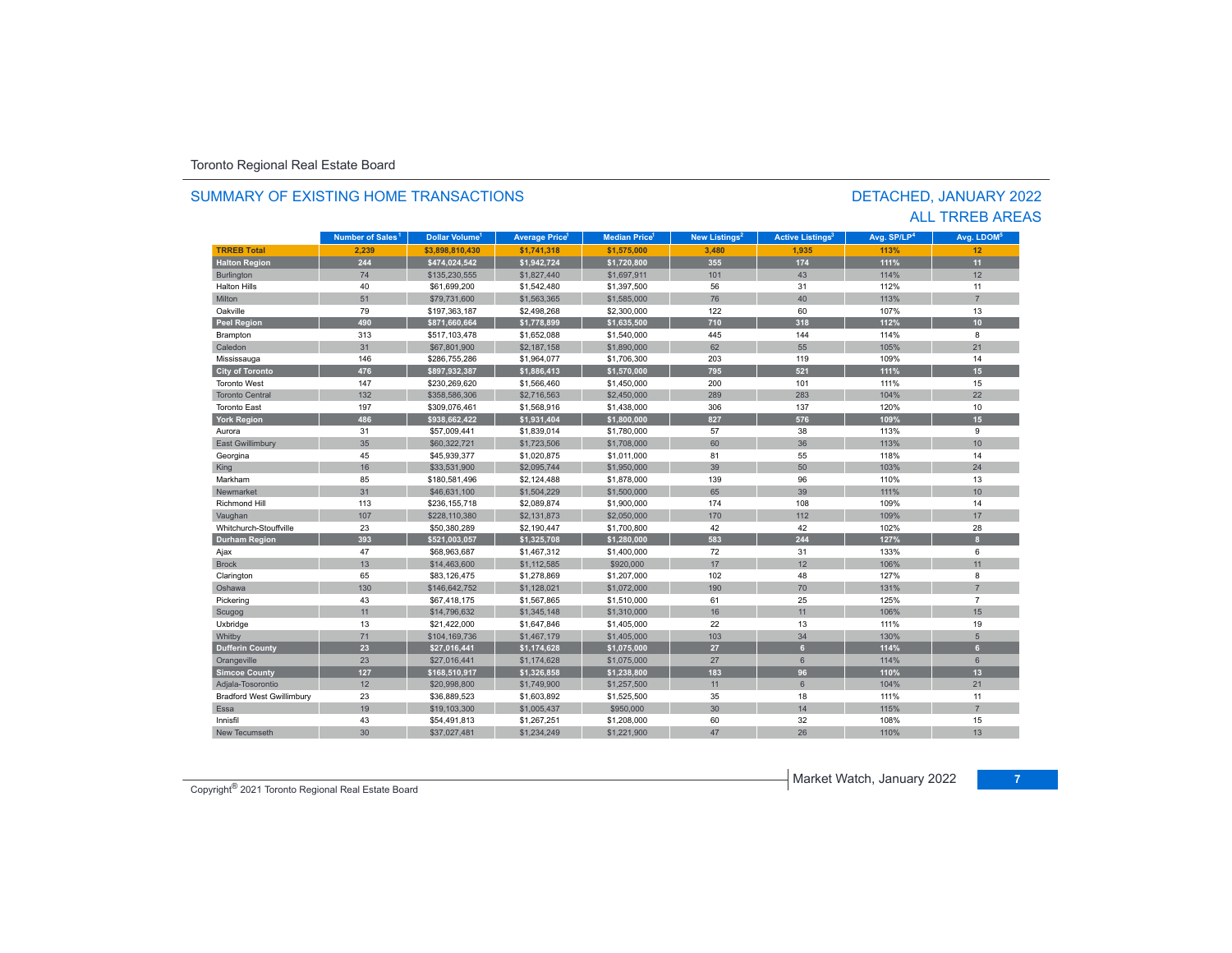Toronto Regional Real Estate Board

## SUMMARY OF EXISTING HOME TRANSACTIONS

## DETACHED, JANUARY 2022
## ALL TRREB AREAS

| | Number of Sales[1] | Dollar Volume[1] | Average Price[1] | Median Price[1] | New Listings[2] | Active Listings[3] | Avg. SP/LP[4] | Avg. LDOM[5] |
|---|---|---|---|---|---|---|---|---|
| **TRREB Total** | **2,239** | **$3,898,810,430** | **$1,741,318** | **$1,575,000** | **3,480** | **1,935** | **113%** | **12** |
| **Halton Region** | **244** | **$474,024,542** | **$1,942,724** | **$1,720,800** | **355** | **174** | **111%** | **11** |
| Burlington | 74 | $135,230,555 | $1,827,440 | $1,697,911 | 101 | 43 | 114% | 12 |
| Halton Hills | 40 | $61,699,200 | $1,542,480 | $1,397,500 | 56 | 31 | 112% | 11 |
| Milton | 51 | $79,731,600 | $1,563,365 | $1,585,000 | 76 | 40 | 113% | 7 |
| Oakville | 79 | $197,363,187 | $2,498,268 | $2,300,000 | 122 | 60 | 107% | 13 |
| **Peel Region** | **490** | **$871,660,664** | **$1,778,899** | **$1,635,500** | **710** | **318** | **112%** | **10** |
| Brampton | 313 | $517,103,478 | $1,652,088 | $1,540,000 | 445 | 144 | 114% | 8 |
| Caledon | 31 | $67,801,900 | $2,187,158 | $1,890,000 | 62 | 55 | 105% | 21 |
| Mississauga | 146 | $286,755,286 | $1,964,077 | $1,706,300 | 203 | 119 | 109% | 14 |
| **City of Toronto** | **476** | **$897,932,387** | **$1,886,413** | **$1,570,000** | **795** | **521** | **111%** | **15** |
| Toronto West | 147 | $230,269,620 | $1,566,460 | $1,450,000 | 200 | 101 | 111% | 15 |
| Toronto Central | 132 | $358,586,306 | $2,716,563 | $2,450,000 | 289 | 283 | 104% | 22 |
| Toronto East | 197 | $309,076,461 | $1,568,916 | $1,438,000 | 306 | 137 | 120% | 10 |
| **York Region** | **486** | **$938,662,422** | **$1,931,404** | **$1,800,000** | **827** | **576** | **109%** | **15** |
| Aurora | 31 | $57,009,441 | $1,839,014 | $1,780,000 | 57 | 38 | 113% | 9 |
| East Gwillimbury | 35 | $60,322,721 | $1,723,506 | $1,708,000 | 60 | 36 | 113% | 10 |
| Georgina | 45 | $45,939,377 | $1,020,875 | $1,011,000 | 81 | 55 | 118% | 14 |
| King | 16 | $33,531,900 | $2,095,744 | $1,950,000 | 39 | 50 | 103% | 24 |
| Markham | 85 | $180,581,496 | $2,124,488 | $1,878,000 | 139 | 96 | 110% | 13 |
| Newmarket | 31 | $46,631,100 | $1,504,229 | $1,500,000 | 65 | 39 | 111% | 10 |
| Richmond Hill | 113 | $236,155,718 | $2,089,874 | $1,900,000 | 174 | 108 | 109% | 14 |
| Vaughan | 107 | $228,110,380 | $2,131,873 | $2,050,000 | 170 | 112 | 109% | 17 |
| Whitchurch-Stouffville | 23 | $50,380,289 | $2,190,447 | $1,700,800 | 42 | 42 | 102% | 28 |
| **Durham Region** | **393** | **$521,003,057** | **$1,325,708** | **$1,280,000** | **583** | **244** | **127%** | **8** |
| Ajax | 47 | $68,963,687 | $1,467,312 | $1,400,000 | 72 | 31 | 133% | 6 |
| Brock | 13 | $14,463,600 | $1,112,585 | $920,000 | 17 | 12 | 106% | 11 |
| Clarington | 65 | $83,126,475 | $1,278,869 | $1,207,000 | 102 | 48 | 127% | 8 |
| Oshawa | 130 | $146,642,752 | $1,128,021 | $1,072,000 | 190 | 70 | 131% | 7 |
| Pickering | 43 | $67,418,175 | $1,567,865 | $1,510,000 | 61 | 25 | 125% | 7 |
| Scugog | 11 | $14,796,632 | $1,345,148 | $1,310,000 | 16 | 11 | 106% | 15 |
| Uxbridge | 13 | $21,422,000 | $1,647,846 | $1,405,000 | 22 | 13 | 111% | 19 |
| Whitby | 71 | $104,169,736 | $1,467,179 | $1,405,000 | 103 | 34 | 130% | 5 |
| **Dufferin County** | **23** | **$27,016,441** | **$1,174,628** | **$1,075,000** | **27** | **6** | **114%** | **6** |
| Orangeville | 23 | $27,016,441 | $1,174,628 | $1,075,000 | 27 | 6 | 114% | 6 |
| **Simcoe County** | **127** | **$168,510,917** | **$1,326,858** | **$1,238,800** | **183** | **96** | **110%** | **13** |
| Adjala-Tosorontio | 12 | $20,998,800 | $1,749,900 | $1,257,500 | 11 | 6 | 104% | 21 |
| Bradford West Gwillimbury | 23 | $36,889,523 | $1,603,892 | $1,525,500 | 35 | 18 | 111% | 11 |
| Essa | 19 | $19,103,300 | $1,005,437 | $950,000 | 30 | 14 | 115% | 7 |
| Innisfil | 43 | $54,491,813 | $1,267,251 | $1,208,000 | 60 | 32 | 108% | 15 |
| New Tecumseth | 30 | $37,027,481 | $1,234,249 | $1,221,900 | 47 | 26 | 110% | 13 |

Copyright® 2021 Toronto Regional Real Estate Board

Market Watch, January 2022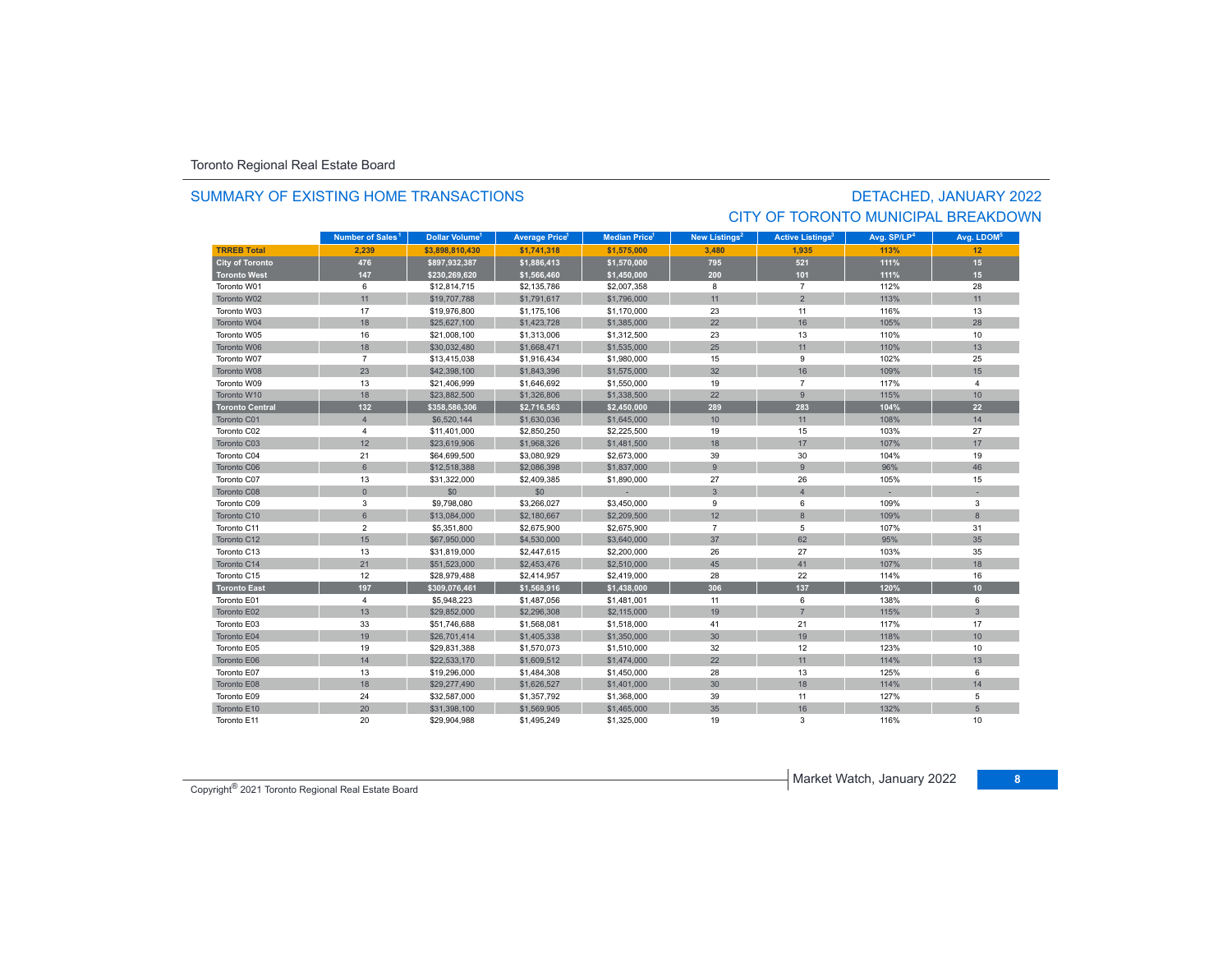Toronto Regional Real Estate Board

## SUMMARY OF EXISTING HOME TRANSACTIONS

## DETACHED, JANUARY 2022
## CITY OF TORONTO MUNICIPAL BREAKDOWN

| | Number of Sales[1] | Dollar Volume[1] | Average Price[1] | Median Price[1] | New Listings[2] | Active Listings[3] | Avg. SP/LP[4] | Avg. LDOM[5] |
|---|---|---|---|---|---|---|---|---|
| **TRREB Total** | **2,239** | **$3,898,810,430** | **$1,741,318** | **$1,575,000** | **3,480** | **1,935** | **113%** | **12** |
| **City of Toronto** | **476** | **$897,932,387** | **$1,886,413** | **$1,570,000** | **795** | **521** | **111%** | **15** |
| **Toronto West** | **147** | **$230,269,620** | **$1,566,460** | **$1,450,000** | **200** | **101** | **111%** | **15** |
| Toronto W01 | 6 | $12,814,715 | $2,135,786 | $2,007,358 | 8 | 7 | 112% | 28 |
| Toronto W02 | 11 | $19,707,788 | $1,791,617 | $1,796,000 | 11 | 2 | 113% | 11 |
| Toronto W03 | 17 | $19,976,800 | $1,175,106 | $1,170,000 | 23 | 11 | 116% | 13 |
| Toronto W04 | 18 | $25,627,100 | $1,423,728 | $1,385,000 | 22 | 16 | 105% | 28 |
| Toronto W05 | 16 | $21,008,100 | $1,313,006 | $1,312,500 | 23 | 13 | 110% | 10 |
| Toronto W06 | 18 | $30,032,480 | $1,668,471 | $1,535,000 | 25 | 11 | 110% | 13 |
| Toronto W07 | 7 | $13,415,038 | $1,916,434 | $1,980,000 | 15 | 9 | 102% | 25 |
| Toronto W08 | 23 | $42,398,100 | $1,843,396 | $1,575,000 | 32 | 16 | 109% | 15 |
| Toronto W09 | 13 | $21,406,999 | $1,646,692 | $1,550,000 | 19 | 7 | 117% | 4 |
| Toronto W10 | 18 | $23,882,500 | $1,326,806 | $1,338,500 | 22 | 9 | 115% | 10 |
| **Toronto Central** | **132** | **$358,586,306** | **$2,716,563** | **$2,450,000** | **289** | **283** | **104%** | **22** |
| Toronto C01 | 4 | $6,520,144 | $1,630,036 | $1,645,000 | 10 | 11 | 108% | 14 |
| Toronto C02 | 4 | $11,401,000 | $2,850,250 | $2,225,500 | 19 | 15 | 103% | 27 |
| Toronto C03 | 12 | $23,619,906 | $1,968,326 | $1,481,500 | 18 | 17 | 107% | 17 |
| Toronto C04 | 21 | $64,699,500 | $3,080,929 | $2,673,000 | 39 | 30 | 104% | 19 |
| Toronto C06 | 6 | $12,518,388 | $2,086,398 | $1,837,000 | 9 | 9 | 96% | 46 |
| Toronto C07 | 13 | $31,322,000 | $2,409,385 | $1,890,000 | 27 | 26 | 105% | 15 |
| Toronto C08 | 0 | $0 | $0 | - | 3 | 4 | - | - |
| Toronto C09 | 3 | $9,798,080 | $3,266,027 | $3,450,000 | 9 | 6 | 109% | 3 |
| Toronto C10 | 6 | $13,084,000 | $2,180,667 | $2,209,500 | 12 | 8 | 109% | 8 |
| Toronto C11 | 2 | $5,351,800 | $2,675,900 | $2,675,900 | 7 | 5 | 107% | 31 |
| Toronto C12 | 15 | $67,950,000 | $4,530,000 | $3,640,000 | 37 | 62 | 95% | 35 |
| Toronto C13 | 13 | $31,819,000 | $2,447,615 | $2,200,000 | 26 | 27 | 103% | 35 |
| Toronto C14 | 21 | $51,523,000 | $2,453,476 | $2,510,000 | 45 | 41 | 107% | 18 |
| Toronto C15 | 12 | $28,979,488 | $2,414,957 | $2,419,000 | 28 | 22 | 114% | 16 |
| **Toronto East** | **197** | **$309,076,461** | **$1,568,916** | **$1,438,000** | **306** | **137** | **120%** | **10** |
| Toronto E01 | 4 | $5,948,223 | $1,487,056 | $1,481,001 | 11 | 6 | 138% | 6 |
| Toronto E02 | 13 | $29,852,000 | $2,296,308 | $2,115,000 | 19 | 7 | 115% | 3 |
| Toronto E03 | 33 | $51,746,688 | $1,568,081 | $1,518,000 | 41 | 21 | 117% | 17 |
| Toronto E04 | 19 | $26,701,414 | $1,405,338 | $1,350,000 | 30 | 19 | 118% | 10 |
| Toronto E05 | 19 | $29,831,388 | $1,570,073 | $1,510,000 | 32 | 12 | 123% | 10 |
| Toronto E06 | 14 | $22,533,170 | $1,609,512 | $1,474,000 | 22 | 11 | 114% | 13 |
| Toronto E07 | 13 | $19,296,000 | $1,484,308 | $1,450,000 | 28 | 13 | 125% | 6 |
| Toronto E08 | 18 | $29,277,490 | $1,626,527 | $1,401,000 | 30 | 18 | 114% | 14 |
| Toronto E09 | 24 | $32,587,000 | $1,357,792 | $1,368,000 | 39 | 11 | 127% | 5 |
| Toronto E10 | 20 | $31,398,100 | $1,569,905 | $1,465,000 | 35 | 16 | 132% | 5 |
| Toronto E11 | 20 | $29,904,988 | $1,495,249 | $1,325,000 | 19 | 3 | 116% | 10 |

Copyright® 2021 Toronto Regional Real Estate Board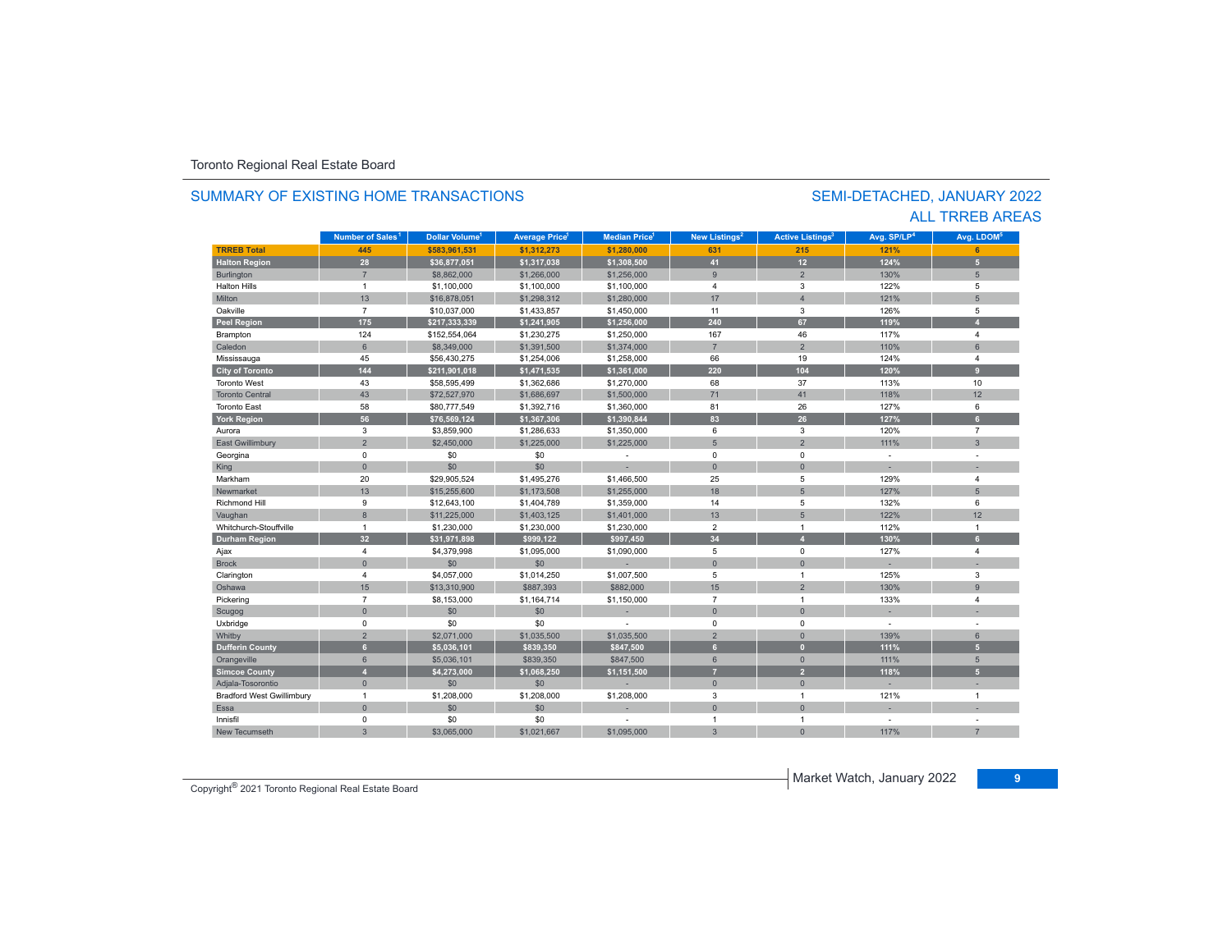Toronto Regional Real Estate Board

## SUMMARY OF EXISTING HOME TRANSACTIONS

## SEMI-DETACHED, JANUARY 2022
## ALL TRREB AREAS

| | Number of Sales[1] | Dollar Volume[1] | Average Price[1] | Median Price[1] | New Listings[2] | Active Listings[3] | Avg. SP/LP[4] | Avg. LDOM[5] |
|---|---|---|---|---|---|---|---|---|
| **TRREB Total** | **445** | **$583,961,531** | **$1,312,273** | **$1,280,000** | **631** | **215** | **121%** | **6** |
| **Halton Region** | **28** | **$36,877,051** | **$1,317,038** | **$1,308,500** | **41** | **12** | **124%** | **5** |
| Burlington | 7 | $8,862,000 | $1,266,000 | $1,256,000 | 9 | 2 | 130% | 5 |
| Halton Hills | 1 | $1,100,000 | $1,100,000 | $1,100,000 | 4 | 3 | 122% | 5 |
| Milton | 13 | $16,878,051 | $1,298,312 | $1,280,000 | 17 | 4 | 121% | 5 |
| Oakville | 7 | $10,037,000 | $1,433,857 | $1,450,000 | 11 | 3 | 126% | 5 |
| **Peel Region** | **175** | **$217,333,339** | **$1,241,905** | **$1,256,000** | **240** | **67** | **119%** | **4** |
| Brampton | 124 | $152,554,064 | $1,230,275 | $1,250,000 | 167 | 46 | 117% | 4 |
| Caledon | 6 | $8,349,000 | $1,391,500 | $1,374,000 | 7 | 2 | 110% | 6 |
| Mississauga | 45 | $56,430,275 | $1,254,006 | $1,258,000 | 66 | 19 | 124% | 4 |
| **City of Toronto** | **144** | **$211,901,018** | **$1,471,535** | **$1,361,000** | **220** | **104** | **120%** | **9** |
| Toronto West | 43 | $58,595,499 | $1,362,686 | $1,270,000 | 68 | 37 | 113% | 10 |
| Toronto Central | 43 | $72,527,970 | $1,686,697 | $1,500,000 | 71 | 41 | 118% | 12 |
| Toronto East | 58 | $80,777,549 | $1,392,716 | $1,360,000 | 81 | 26 | 127% | 6 |
| **York Region** | **56** | **$76,569,124** | **$1,367,306** | **$1,390,844** | **83** | **26** | **127%** | **6** |
| Aurora | 3 | $3,859,900 | $1,286,633 | $1,350,000 | 6 | 3 | 120% | 7 |
| East Gwillimbury | 2 | $2,450,000 | $1,225,000 | $1,225,000 | 5 | 2 | 111% | 3 |
| Georgina | 0 | $0 | $0 | - | 0 | 0 | - | - |
| King | 0 | $0 | $0 | - | 0 | 0 | - | - |
| Markham | 20 | $29,905,524 | $1,495,276 | $1,466,500 | 25 | 5 | 129% | 4 |
| Newmarket | 13 | $15,255,600 | $1,173,508 | $1,255,000 | 18 | 5 | 127% | 5 |
| Richmond Hill | 9 | $12,643,100 | $1,404,789 | $1,359,000 | 14 | 5 | 132% | 6 |
| Vaughan | 8 | $11,225,000 | $1,403,125 | $1,401,000 | 13 | 5 | 122% | 12 |
| Whitchurch-Stouffville | 1 | $1,230,000 | $1,230,000 | $1,230,000 | 2 | 1 | 112% | 1 |
| **Durham Region** | **32** | **$31,971,898** | **$999,122** | **$997,450** | **34** | **4** | **130%** | **6** |
| Ajax | 4 | $4,379,998 | $1,095,000 | $1,090,000 | 5 | 0 | 127% | 4 |
| Brock | 0 | $0 | $0 | - | 0 | 0 | - | - |
| Clarington | 4 | $4,057,000 | $1,014,250 | $1,007,500 | 5 | 1 | 125% | 3 |
| Oshawa | 15 | $13,310,900 | $887,393 | $882,000 | 15 | 2 | 130% | 9 |
| Pickering | 7 | $8,153,000 | $1,164,714 | $1,150,000 | 7 | 1 | 133% | 4 |
| Scugog | 0 | $0 | $0 | - | 0 | 0 | - | - |
| Uxbridge | 0 | $0 | $0 | - | 0 | 0 | - | - |
| Whitby | 2 | $2,071,000 | $1,035,500 | $1,035,500 | 2 | 0 | 139% | 6 |
| **Dufferin County** | **6** | **$5,036,101** | **$839,350** | **$847,500** | **6** | **0** | **111%** | **5** |
| Orangeville | 6 | $5,036,101 | $839,350 | $847,500 | 6 | 0 | 111% | 5 |
| **Simcoe County** | **4** | **$4,273,000** | **$1,068,250** | **$1,151,500** | **7** | **2** | **118%** | **5** |
| Adjala-Tosorontio | 0 | $0 | $0 | - | 0 | 0 | - | - |
| Bradford West Gwillimbury | 1 | $1,208,000 | $1,208,000 | $1,208,000 | 3 | 1 | 121% | 1 |
| Essa | 0 | $0 | $0 | - | 0 | 0 | - | - |
| Innisfil | 0 | $0 | $0 | - | 1 | 1 | - | - |
| New Tecumseth | 3 | $3,065,000 | $1,021,667 | $1,095,000 | 3 | 0 | 117% | 7 |

Copyright® 2021 Toronto Regional Real Estate Board

Market Watch, January 2022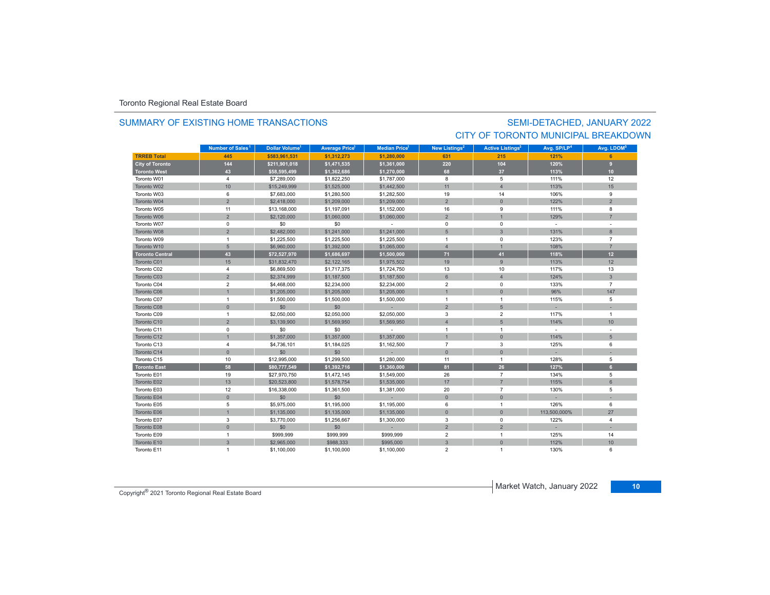Toronto Regional Real Estate Board

## SUMMARY OF EXISTING HOME TRANSACTIONS

## SEMI-DETACHED, JANUARY 2022
## CITY OF TORONTO MUNICIPAL BREAKDOWN

| | Number of Sales[1] | Dollar Volume[1] | Average Price[1] | Median Price[1] | New Listings[2] | Active Listings[3] | Avg. SP/LP[4] | Avg. LDOM[5] |
|---|---|---|---|---|---|---|---|---|
| **TRREB Total** | **445** | **$583,961,531** | **$1,312,273** | **$1,280,000** | **631** | **215** | **121%** | **6** |
| **City of Toronto** | **144** | **$211,901,018** | **$1,471,535** | **$1,361,000** | **220** | **104** | **120%** | **9** |
| **Toronto West** | **43** | **$58,595,499** | **$1,362,686** | **$1,270,000** | **68** | **37** | **113%** | **10** |
| Toronto W01 | 4 | $7,289,000 | $1,822,250 | $1,787,000 | 8 | 5 | 111% | 12 |
| Toronto W02 | 10 | $15,249,999 | $1,525,000 | $1,442,500 | 11 | 4 | 113% | 15 |
| Toronto W03 | 6 | $7,683,000 | $1,280,500 | $1,282,500 | 19 | 14 | 106% | 9 |
| Toronto W04 | 2 | $2,418,000 | $1,209,000 | $1,209,000 | 2 | 0 | 122% | 2 |
| Toronto W05 | 11 | $13,168,000 | $1,197,091 | $1,152,000 | 16 | 9 | 111% | 8 |
| Toronto W06 | 2 | $2,120,000 | $1,060,000 | $1,060,000 | 2 | 1 | 129% | 7 |
| Toronto W07 | 0 | $0 | $0 | - | 0 | 0 | - | - |
| Toronto W08 | 2 | $2,482,000 | $1,241,000 | $1,241,000 | 5 | 3 | 131% | 8 |
| Toronto W09 | 1 | $1,225,500 | $1,225,500 | $1,225,500 | 1 | 0 | 123% | 7 |
| Toronto W10 | 5 | $6,960,000 | $1,392,000 | $1,065,000 | 4 | 1 | 108% | 7 |
| **Toronto Central** | **43** | **$72,527,970** | **$1,686,697** | **$1,500,000** | **71** | **41** | **118%** | **12** |
| Toronto C01 | 15 | $31,832,470 | $2,122,165 | $1,975,502 | 19 | 9 | 113% | 12 |
| Toronto C02 | 4 | $6,869,500 | $1,717,375 | $1,724,750 | 13 | 10 | 117% | 13 |
| Toronto C03 | 2 | $2,374,999 | $1,187,500 | $1,187,500 | 6 | 4 | 124% | 3 |
| Toronto C04 | 2 | $4,468,000 | $2,234,000 | $2,234,000 | 2 | 0 | 133% | 7 |
| Toronto C06 | 1 | $1,205,000 | $1,205,000 | $1,205,000 | 1 | 0 | 96% | 147 |
| Toronto C07 | 1 | $1,500,000 | $1,500,000 | $1,500,000 | 1 | 1 | 115% | 5 |
| Toronto C08 | 0 | $0 | $0 | - | 2 | 5 | - | - |
| Toronto C09 | 1 | $2,050,000 | $2,050,000 | $2,050,000 | 3 | 2 | 117% | 1 |
| Toronto C10 | 2 | $3,139,900 | $1,569,950 | $1,569,950 | 4 | 5 | 114% | 10 |
| Toronto C11 | 0 | $0 | $0 | - | 1 | 1 | - | - |
| Toronto C12 | 1 | $1,357,000 | $1,357,000 | $1,357,000 | 1 | 0 | 114% | 5 |
| Toronto C13 | 4 | $4,736,101 | $1,184,025 | $1,162,500 | 7 | 3 | 125% | 6 |
| Toronto C14 | 0 | $0 | $0 | - | 0 | 0 | - | - |
| Toronto C15 | 10 | $12,995,000 | $1,299,500 | $1,280,000 | 11 | 1 | 128% | 5 |
| **Toronto East** | **58** | **$80,777,549** | **$1,392,716** | **$1,360,000** | **81** | **26** | **127%** | **6** |
| Toronto E01 | 19 | $27,970,750 | $1,472,145 | $1,549,000 | 26 | 7 | 134% | 5 |
| Toronto E02 | 13 | $20,523,800 | $1,578,754 | $1,535,000 | 17 | 7 | 115% | 6 |
| Toronto E03 | 12 | $16,338,000 | $1,361,500 | $1,381,000 | 20 | 7 | 130% | 5 |
| Toronto E04 | 0 | $0 | $0 | - | 0 | 0 | - | - |
| Toronto E05 | 5 | $5,975,000 | $1,195,000 | $1,195,000 | 6 | 1 | 126% | 6 |
| Toronto E06 | 1 | $1,135,000 | $1,135,000 | $1,135,000 | 0 | 0 | 113,500,000% | 27 |
| Toronto E07 | 3 | $3,770,000 | $1,256,667 | $1,300,000 | 3 | 0 | 122% | 4 |
| Toronto E08 | 0 | $0 | $0 | - | 2 | 2 | - | - |
| Toronto E09 | 1 | $999,999 | $999,999 | $999,999 | 2 | 1 | 125% | 14 |
| Toronto E10 | 3 | $2,965,000 | $988,333 | $995,000 | 3 | 0 | 112% | 10 |
| Toronto E11 | 1 | $1,100,000 | $1,100,000 | $1,100,000 | 2 | 1 | 130% | 6 |

Copyright® 2021 Toronto Regional Real Estate Board

Market Watch, January 2022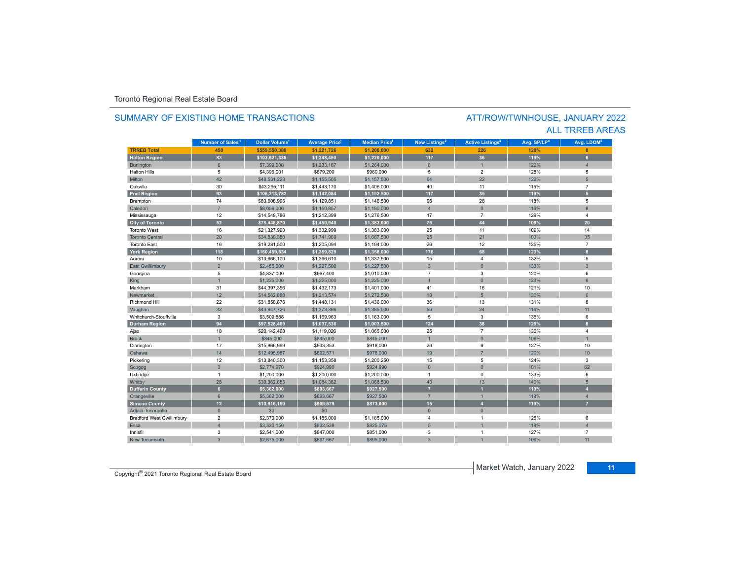Toronto Regional Real Estate Board

## SUMMARY OF EXISTING HOME TRANSACTIONS

## ATT/ROW/TWNHOUSE, JANUARY 2022
## ALL TRREB AREAS

| | Number of Sales[1] | Dollar Volume[1] | Average Price[1] | Median Price[1] | New Listings[2] | Active Listings[3] | Avg. SP/LP[4] | Avg. LDOM[5] |
|---|---|---|---|---|---|---|---|---|
| **TRREB Total** | **458** | **$559,550,380** | **$1,221,726** | **$1,200,000** | **632** | **226** | **120%** | **8** |
| **Halton Region** | **83** | **$103,621,335** | **$1,248,450** | **$1,220,000** | **117** | **36** | **119%** | **6** |
| Burlington | 6 | $7,399,000 | $1,233,167 | $1,264,000 | 8 | 1 | 122% | 4 |
| Halton Hills | 5 | $4,396,001 | $879,200 | $960,000 | 5 | 2 | 128% | 5 |
| Milton | 42 | $48,531,223 | $1,155,505 | $1,157,500 | 64 | 22 | 122% | 5 |
| Oakville | 30 | $43,295,111 | $1,443,170 | $1,406,000 | 40 | 11 | 115% | 7 |
| **Peel Region** | **93** | **$106,213,782** | **$1,142,084** | **$1,152,500** | **117** | **35** | **119%** | **5** |
| Brampton | 74 | $83,608,996 | $1,129,851 | $1,146,500 | 96 | 28 | 118% | 5 |
| Caledon | 7 | $8,056,000 | $1,150,857 | $1,190,000 | 4 | 0 | 116% | 8 |
| Mississauga | 12 | $14,548,786 | $1,212,399 | $1,276,500 | 17 | 7 | 129% | 4 |
| **City of Toronto** | **52** | **$75,448,870** | **$1,450,940** | **$1,383,000** | **76** | **44** | **109%** | **20** |
| Toronto West | 16 | $21,327,990 | $1,332,999 | $1,383,000 | 25 | 11 | 109% | 14 |
| Toronto Central | 20 | $34,839,380 | $1,741,969 | $1,687,500 | 25 | 21 | 103% | 35 |
| Toronto East | 16 | $19,281,500 | $1,205,094 | $1,194,000 | 26 | 12 | 125% | 7 |
| **York Region** | **118** | **$160,459,834** | **$1,359,829** | **$1,358,000** | **176** | **68** | **123%** | **8** |
| Aurora | 10 | $13,666,100 | $1,366,610 | $1,337,500 | 15 | 4 | 132% | 5 |
| East Gwillimbury | 2 | $2,455,000 | $1,227,500 | $1,227,500 | 3 | 0 | 133% | 3 |
| Georgina | 5 | $4,837,000 | $967,400 | $1,010,000 | 7 | 3 | 120% | 6 |
| King | 1 | $1,225,000 | $1,225,000 | $1,225,000 | 1 | 0 | 123% | 6 |
| Markham | 31 | $44,397,356 | $1,432,173 | $1,401,000 | 41 | 16 | 121% | 10 |
| Newmarket | 12 | $14,562,888 | $1,213,574 | $1,272,500 | 18 | 5 | 130% | 6 |
| Richmond Hill | 22 | $31,858,876 | $1,448,131 | $1,436,000 | 36 | 13 | 131% | 8 |
| Vaughan | 32 | $43,947,726 | $1,373,366 | $1,385,000 | 50 | 24 | 114% | 11 |
| Whitchurch-Stouffville | 3 | $3,509,888 | $1,169,963 | $1,163,000 | 5 | 3 | 135% | 6 |
| **Durham Region** | **94** | **$97,528,409** | **$1,037,536** | **$1,003,500** | **124** | **38** | **129%** | **8** |
| Ajax | 18 | $20,142,468 | $1,119,026 | $1,065,000 | 25 | 7 | 130% | 4 |
| Brock | 1 | $845,000 | $845,000 | $845,000 | 1 | 0 | 106% | 1 |
| Clarington | 17 | $15,866,999 | $933,353 | $918,000 | 20 | 6 | 127% | 10 |
| Oshawa | 14 | $12,495,987 | $892,571 | $978,000 | 19 | 7 | 120% | 10 |
| Pickering | 12 | $13,840,300 | $1,153,358 | $1,200,250 | 15 | 5 | 124% | 3 |
| Scugog | 3 | $2,774,970 | $924,990 | $924,990 | 0 | 0 | 101% | 62 |
| Uxbridge | 1 | $1,200,000 | $1,200,000 | $1,200,000 | 1 | 0 | 133% | 6 |
| Whitby | 28 | $30,362,685 | $1,084,382 | $1,068,500 | 43 | 13 | 140% | 5 |
| **Dufferin County** | **6** | **$5,362,000** | **$893,667** | **$927,500** | **7** | **1** | **119%** | **4** |
| Orangeville | 6 | $5,362,000 | $893,667 | $927,500 | 7 | 1 | 119% | 4 |
| **Simcoe County** | **12** | **$10,916,150** | **$909,679** | **$873,000** | **15** | **4** | **119%** | **7** |
| Adjala-Tosorontio | 0 | $0 | $0 | - | 0 | 0 | - | - |
| Bradford West Gwillimbury | 2 | $2,370,000 | $1,185,000 | $1,185,000 | 4 | 1 | 125% | 6 |
| Essa | 4 | $3,330,150 | $832,538 | $825,075 | 5 | 1 | 119% | 4 |
| Innisfil | 3 | $2,541,000 | $847,000 | $851,000 | 3 | 1 | 127% | 7 |
| New Tecumseth | 3 | $2,675,000 | $891,667 | $895,000 | 3 | 1 | 109% | 11 |

Copyright® 2021 Toronto Regional Real Estate Board

Market Watch, January 2022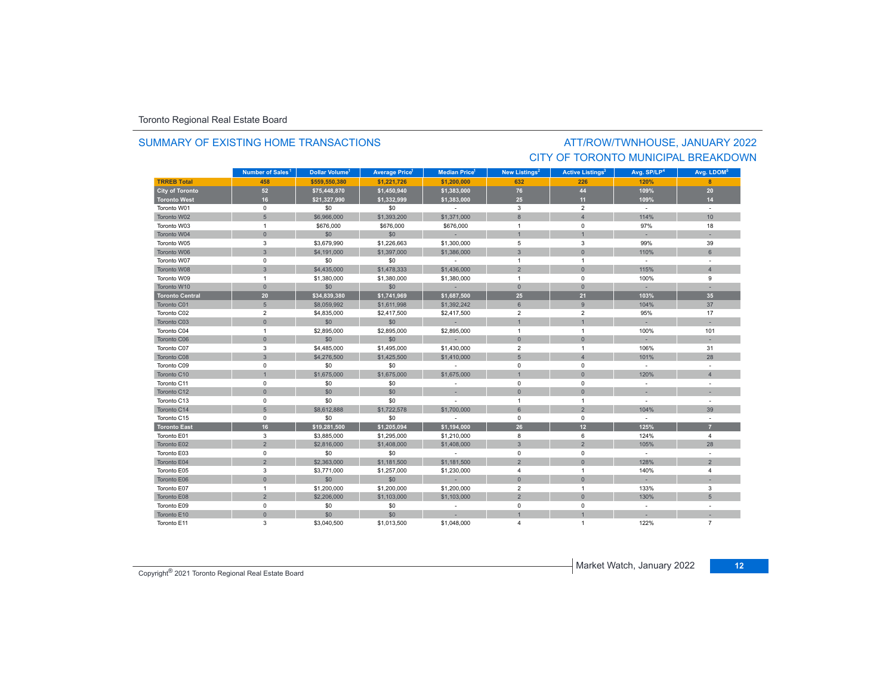Toronto Regional Real Estate Board

## SUMMARY OF EXISTING HOME TRANSACTIONS

## ATT/ROW/TWNHOUSE, JANUARY 2022
## CITY OF TORONTO MUNICIPAL BREAKDOWN

| | Number of Sales[1] | Dollar Volume[1] | Average Price[1] | Median Price[1] | New Listings[2] | Active Listings[3] | Avg. SP/LP[4] | Avg. LDOM[5] |
|---|---|---|---|---|---|---|---|---|
| **TRREB Total** | **458** | **$559,550,380** | **$1,221,726** | **$1,200,000** | **632** | **226** | **120%** | **8** |
| **City of Toronto** | **52** | **$75,448,870** | **$1,450,940** | **$1,383,000** | **76** | **44** | **109%** | **20** |
| **Toronto West** | **16** | **$21,327,990** | **$1,332,999** | **$1,383,000** | **25** | **11** | **109%** | **14** |
| Toronto W01 | 0 | $0 | $0 | - | 3 | 2 | - | - |
| Toronto W02 | 5 | $6,966,000 | $1,393,200 | $1,371,000 | 8 | 4 | 114% | 10 |
| Toronto W03 | 1 | $676,000 | $676,000 | $676,000 | 1 | 0 | 97% | 18 |
| Toronto W04 | 0 | $0 | $0 | - | 1 | 1 | - | - |
| Toronto W05 | 3 | $3,679,990 | $1,226,663 | $1,300,000 | 5 | 3 | 99% | 39 |
| Toronto W06 | 3 | $4,191,000 | $1,397,000 | $1,386,000 | 3 | 0 | 110% | 6 |
| Toronto W07 | 0 | $0 | $0 | - | 1 | 1 | - | - |
| Toronto W08 | 3 | $4,435,000 | $1,478,333 | $1,436,000 | 2 | 0 | 115% | 4 |
| Toronto W09 | 1 | $1,380,000 | $1,380,000 | $1,380,000 | 1 | 0 | 100% | 9 |
| Toronto W10 | 0 | $0 | $0 | - | 0 | 0 | - | - |
| **Toronto Central** | **20** | **$34,839,380** | **$1,741,969** | **$1,687,500** | **25** | **21** | **103%** | **35** |
| Toronto C01 | 5 | $8,059,992 | $1,611,998 | $1,392,242 | 6 | 9 | 104% | 37 |
| Toronto C02 | 2 | $4,835,000 | $2,417,500 | $2,417,500 | 2 | 2 | 95% | 17 |
| Toronto C03 | 0 | $0 | $0 | - | 1 | 1 | - | - |
| Toronto C04 | 1 | $2,895,000 | $2,895,000 | $2,895,000 | 1 | 1 | 100% | 101 |
| Toronto C06 | 0 | $0 | $0 | - | 0 | 0 | - | - |
| Toronto C07 | 3 | $4,485,000 | $1,495,000 | $1,430,000 | 2 | 1 | 106% | 31 |
| Toronto C08 | 3 | $4,276,500 | $1,425,500 | $1,410,000 | 5 | 4 | 101% | 28 |
| Toronto C09 | 0 | $0 | $0 | - | 0 | 0 | - | - |
| Toronto C10 | 1 | $1,675,000 | $1,675,000 | $1,675,000 | 1 | 0 | 120% | 4 |
| Toronto C11 | 0 | $0 | $0 | - | 0 | 0 | - | - |
| Toronto C12 | 0 | $0 | $0 | - | 0 | 0 | - | - |
| Toronto C13 | 0 | $0 | $0 | - | 1 | 1 | - | - |
| Toronto C14 | 5 | $8,612,888 | $1,722,578 | $1,700,000 | 6 | 2 | 104% | 39 |
| Toronto C15 | 0 | $0 | $0 | - | 0 | 0 | - | - |
| **Toronto East** | **16** | **$19,281,500** | **$1,205,094** | **$1,194,000** | **26** | **12** | **125%** | **7** |
| Toronto E01 | 3 | $3,885,000 | $1,295,000 | $1,210,000 | 8 | 6 | 124% | 4 |
| Toronto E02 | 2 | $2,816,000 | $1,408,000 | $1,408,000 | 3 | 2 | 105% | 28 |
| Toronto E03 | 0 | $0 | $0 | - | 0 | 0 | - | - |
| Toronto E04 | 2 | $2,363,000 | $1,181,500 | $1,181,500 | 2 | 0 | 128% | 2 |
| Toronto E05 | 3 | $3,771,000 | $1,257,000 | $1,230,000 | 4 | 1 | 140% | 4 |
| Toronto E06 | 0 | $0 | $0 | - | 0 | 0 | - | - |
| Toronto E07 | 1 | $1,200,000 | $1,200,000 | $1,200,000 | 2 | 1 | 133% | 3 |
| Toronto E08 | 2 | $2,206,000 | $1,103,000 | $1,103,000 | 2 | 0 | 130% | 5 |
| Toronto E09 | 0 | $0 | $0 | - | 0 | 0 | - | - |
| Toronto E10 | 0 | $0 | $0 | - | 1 | 1 | - | - |
| Toronto E11 | 3 | $3,040,500 | $1,013,500 | $1,048,000 | 4 | 1 | 122% | 7 |

Copyright® 2021 Toronto Regional Real Estate Board

Market Watch, January 2022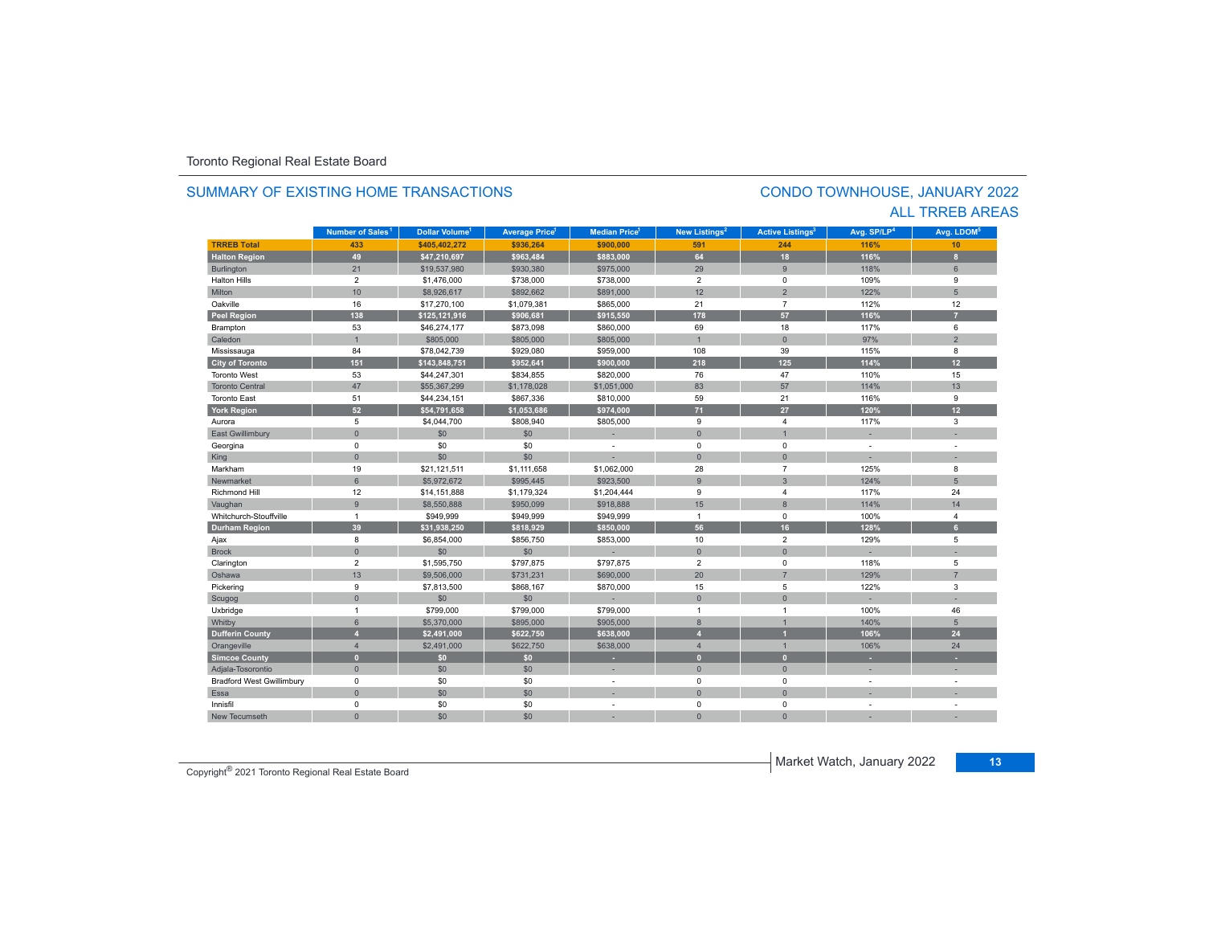Toronto Regional Real Estate Board

## SUMMARY OF EXISTING HOME TRANSACTIONS

## CONDO TOWNHOUSE, JANUARY 2022
## ALL TRREB AREAS

| | Number of Sales[1] | Dollar Volume[1] | Average Price[1] | Median Price[1] | New Listings[2] | Active Listings[3] | Avg. SP/LP[4] | Avg. LDOM[5] |
|---|---|---|---|---|---|---|---|---|
| **TRREB Total** | **433** | **$405,402,272** | **$936,264** | **$900,000** | **591** | **244** | **116%** | **10** |
| **Halton Region** | **49** | **$47,210,697** | **$963,484** | **$883,000** | **64** | **18** | **116%** | **8** |
| Burlington | 21 | $19,537,980 | $930,380 | $975,000 | 29 | 9 | 118% | 6 |
| Halton Hills | 2 | $1,476,000 | $738,000 | $738,000 | 2 | 0 | 109% | 9 |
| Milton | 10 | $8,926,617 | $892,662 | $891,000 | 12 | 2 | 122% | 5 |
| Oakville | 16 | $17,270,100 | $1,079,381 | $865,000 | 21 | 7 | 112% | 12 |
| **Peel Region** | **138** | **$125,121,916** | **$906,681** | **$915,550** | **178** | **57** | **116%** | **7** |
| Brampton | 53 | $46,274,177 | $873,098 | $860,000 | 69 | 18 | 117% | 6 |
| Caledon | 1 | $805,000 | $805,000 | $805,000 | 1 | 0 | 97% | 2 |
| Mississauga | 84 | $78,042,739 | $929,080 | $959,000 | 108 | 39 | 115% | 8 |
| **City of Toronto** | **151** | **$143,848,751** | **$952,641** | **$900,000** | **218** | **125** | **114%** | **12** |
| Toronto West | 53 | $44,247,301 | $834,855 | $820,000 | 76 | 47 | 110% | 15 |
| Toronto Central | 47 | $55,367,299 | $1,178,028 | $1,051,000 | 83 | 57 | 114% | 13 |
| Toronto East | 51 | $44,234,151 | $867,336 | $810,000 | 59 | 21 | 116% | 9 |
| **York Region** | **52** | **$54,791,658** | **$1,053,686** | **$974,000** | **71** | **27** | **120%** | **12** |
| Aurora | 5 | $4,044,700 | $808,940 | $805,000 | 9 | 4 | 117% | 3 |
| East Gwillimbury | 0 | $0 | $0 | - | 0 | 1 | - | - |
| Georgina | 0 | $0 | $0 | - | 0 | 0 | - | - |
| King | 0 | $0 | $0 | - | 0 | 0 | - | - |
| Markham | 19 | $21,121,511 | $1,111,658 | $1,062,000 | 28 | 7 | 125% | 8 |
| Newmarket | 6 | $5,972,672 | $995,445 | $923,500 | 9 | 3 | 124% | 5 |
| Richmond Hill | 12 | $14,151,888 | $1,179,324 | $1,204,444 | 9 | 4 | 117% | 24 |
| Vaughan | 9 | $8,550,888 | $950,099 | $918,888 | 15 | 8 | 114% | 14 |
| Whitchurch-Stouffville | 1 | $949,999 | $949,999 | $949,999 | 1 | 0 | 100% | 4 |
| **Durham Region** | **39** | **$31,938,250** | **$818,929** | **$850,000** | **56** | **16** | **128%** | **6** |
| Ajax | 8 | $6,854,000 | $856,750 | $853,000 | 10 | 2 | 129% | 5 |
| Brock | 0 | $0 | $0 | - | 0 | 0 | - | - |
| Clarington | 2 | $1,595,750 | $797,875 | $797,875 | 2 | 0 | 118% | 5 |
| Oshawa | 13 | $9,506,000 | $731,231 | $690,000 | 20 | 7 | 129% | 7 |
| Pickering | 9 | $7,813,500 | $868,167 | $870,000 | 15 | 5 | 122% | 3 |
| Scugog | 0 | $0 | $0 | - | 0 | 0 | - | - |
| Uxbridge | 1 | $799,000 | $799,000 | $799,000 | 1 | 1 | 100% | 46 |
| Whitby | 6 | $5,370,000 | $895,000 | $905,000 | 8 | 1 | 140% | 5 |
| **Dufferin County** | **4** | **$2,491,000** | **$622,750** | **$638,000** | **4** | **1** | **106%** | **24** |
| Orangeville | 4 | $2,491,000 | $622,750 | $638,000 | 4 | 1 | 106% | 24 |
| **Simcoe County** | **0** | **$0** | **$0** | **-** | **0** | **0** | **-** | **-** |
| Adjala-Tosorontio | 0 | $0 | $0 | - | 0 | 0 | - | - |
| Bradford West Gwillimbury | 0 | $0 | $0 | - | 0 | 0 | - | - |
| Essa | 0 | $0 | $0 | - | 0 | 0 | - | - |
| Innisfil | 0 | $0 | $0 | - | 0 | 0 | - | - |
| New Tecumseth | 0 | $0 | $0 | - | 0 | 0 | - | - |

Copyright® 2021 Toronto Regional Real Estate Board

Market Watch, January 2022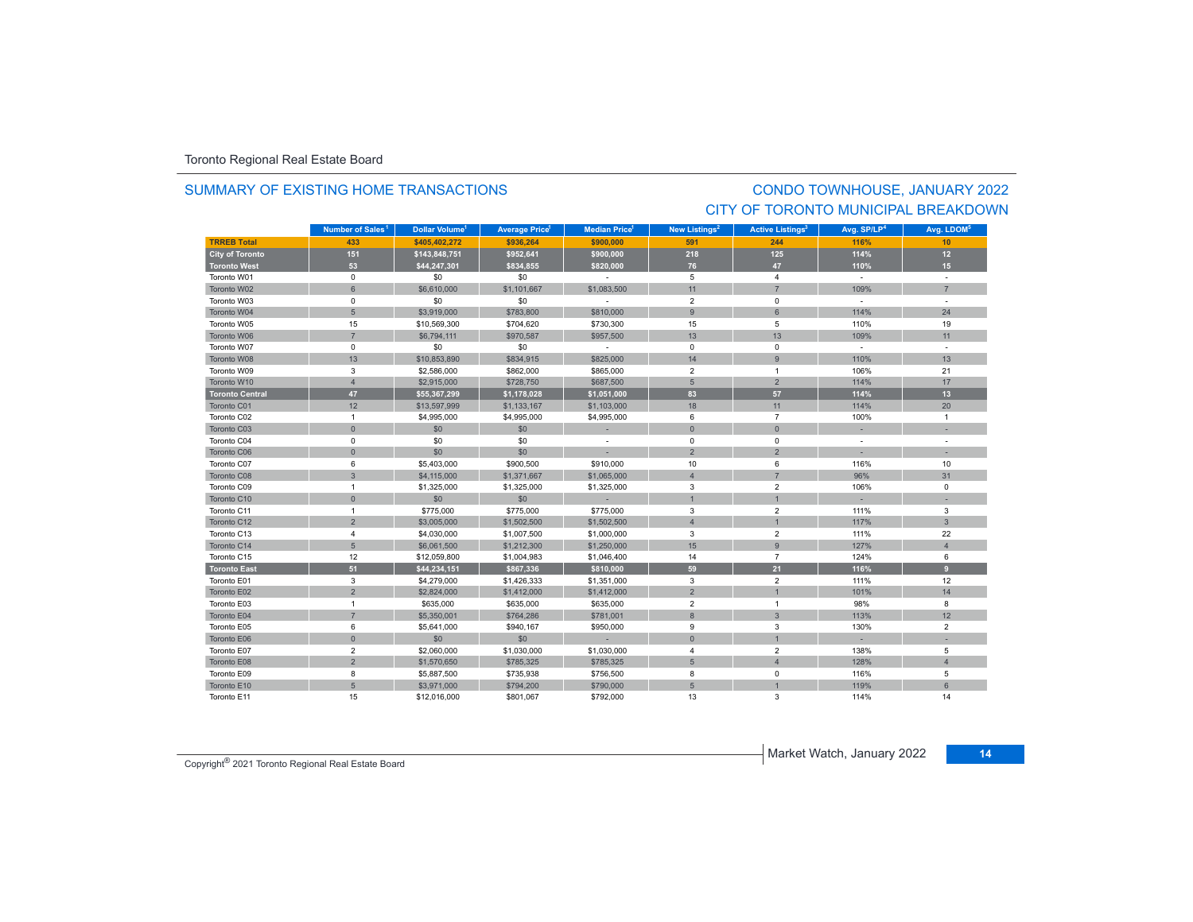Toronto Regional Real Estate Board

## SUMMARY OF EXISTING HOME TRANSACTIONS

## CONDO TOWNHOUSE, JANUARY 2022
## CITY OF TORONTO MUNICIPAL BREAKDOWN

| | Number of Sales[1] | Dollar Volume[1] | Average Price[1] | Median Price[1] | New Listings[2] | Active Listings[3] | Avg. SP/LP[4] | Avg. LDOM[5] |
|---|---|---|---|---|---|---|---|---|
| **TRREB Total** | **433** | **$405,402,272** | **$936,264** | **$900,000** | **591** | **244** | **116%** | **10** |
| **City of Toronto** | **151** | **$143,848,751** | **$952,641** | **$900,000** | **218** | **125** | **114%** | **12** |
| **Toronto West** | **53** | **$44,247,301** | **$834,855** | **$820,000** | **76** | **47** | **110%** | **15** |
| Toronto W01 | 0 | $0 | $0 | - | 5 | 4 | - | - |
| Toronto W02 | 6 | $6,610,000 | $1,101,667 | $1,083,500 | 11 | 7 | 109% | 7 |
| Toronto W03 | 0 | $0 | $0 | - | 2 | 0 | - | - |
| Toronto W04 | 5 | $3,919,000 | $783,800 | $810,000 | 9 | 6 | 114% | 24 |
| Toronto W05 | 15 | $10,569,300 | $704,620 | $730,300 | 15 | 5 | 110% | 19 |
| Toronto W06 | 7 | $6,794,111 | $970,587 | $957,500 | 13 | 13 | 109% | 11 |
| Toronto W07 | 0 | $0 | $0 | - | 0 | 0 | - | - |
| Toronto W08 | 13 | $10,853,890 | $834,915 | $825,000 | 14 | 9 | 110% | 13 |
| Toronto W09 | 3 | $2,586,000 | $862,000 | $865,000 | 2 | 1 | 106% | 21 |
| Toronto W10 | 4 | $2,915,000 | $728,750 | $687,500 | 5 | 2 | 114% | 17 |
| **Toronto Central** | **47** | **$55,367,299** | **$1,178,028** | **$1,051,000** | **83** | **57** | **114%** | **13** |
| Toronto C01 | 12 | $13,597,999 | $1,133,167 | $1,103,000 | 18 | 11 | 114% | 20 |
| Toronto C02 | 1 | $4,995,000 | $4,995,000 | $4,995,000 | 6 | 7 | 100% | 1 |
| Toronto C03 | 0 | $0 | $0 | - | 0 | 0 | - | - |
| Toronto C04 | 0 | $0 | $0 | - | 0 | 0 | - | - |
| Toronto C06 | 0 | $0 | $0 | - | 2 | 2 | - | - |
| Toronto C07 | 6 | $5,403,000 | $900,500 | $910,000 | 10 | 6 | 116% | 10 |
| Toronto C08 | 3 | $4,115,000 | $1,371,667 | $1,065,000 | 4 | 7 | 96% | 31 |
| Toronto C09 | 1 | $1,325,000 | $1,325,000 | $1,325,000 | 3 | 2 | 106% | 0 |
| Toronto C10 | 0 | $0 | $0 | - | 1 | 1 | - | - |
| Toronto C11 | 1 | $775,000 | $775,000 | $775,000 | 3 | 2 | 111% | 3 |
| Toronto C12 | 2 | $3,005,000 | $1,502,500 | $1,502,500 | 4 | 1 | 117% | 3 |
| Toronto C13 | 4 | $4,030,000 | $1,007,500 | $1,000,000 | 3 | 2 | 111% | 22 |
| Toronto C14 | 5 | $6,061,500 | $1,212,300 | $1,250,000 | 15 | 9 | 127% | 4 |
| Toronto C15 | 12 | $12,059,800 | $1,004,983 | $1,046,400 | 14 | 7 | 124% | 6 |
| **Toronto East** | **51** | **$44,234,151** | **$867,336** | **$810,000** | **59** | **21** | **116%** | **9** |
| Toronto E01 | 3 | $4,279,000 | $1,426,333 | $1,351,000 | 3 | 2 | 111% | 12 |
| Toronto E02 | 2 | $2,824,000 | $1,412,000 | $1,412,000 | 2 | 1 | 101% | 14 |
| Toronto E03 | 1 | $635,000 | $635,000 | $635,000 | 2 | 1 | 98% | 8 |
| Toronto E04 | 7 | $5,350,001 | $764,286 | $781,001 | 8 | 3 | 113% | 12 |
| Toronto E05 | 6 | $5,641,000 | $940,167 | $950,000 | 9 | 3 | 130% | 2 |
| Toronto E06 | 0 | $0 | $0 | - | 0 | 1 | - | - |
| Toronto E07 | 2 | $2,060,000 | $1,030,000 | $1,030,000 | 4 | 2 | 138% | 5 |
| Toronto E08 | 2 | $1,570,650 | $785,325 | $785,325 | 5 | 4 | 128% | 4 |
| Toronto E09 | 8 | $5,887,500 | $735,938 | $756,500 | 8 | 0 | 116% | 5 |
| Toronto E10 | 5 | $3,971,000 | $794,200 | $790,000 | 5 | 1 | 119% | 6 |
| Toronto E11 | 15 | $12,016,000 | $801,067 | $792,000 | 13 | 3 | 114% | 14 |

Copyright® 2021 Toronto Regional Real Estate Board

Market Watch, January 2022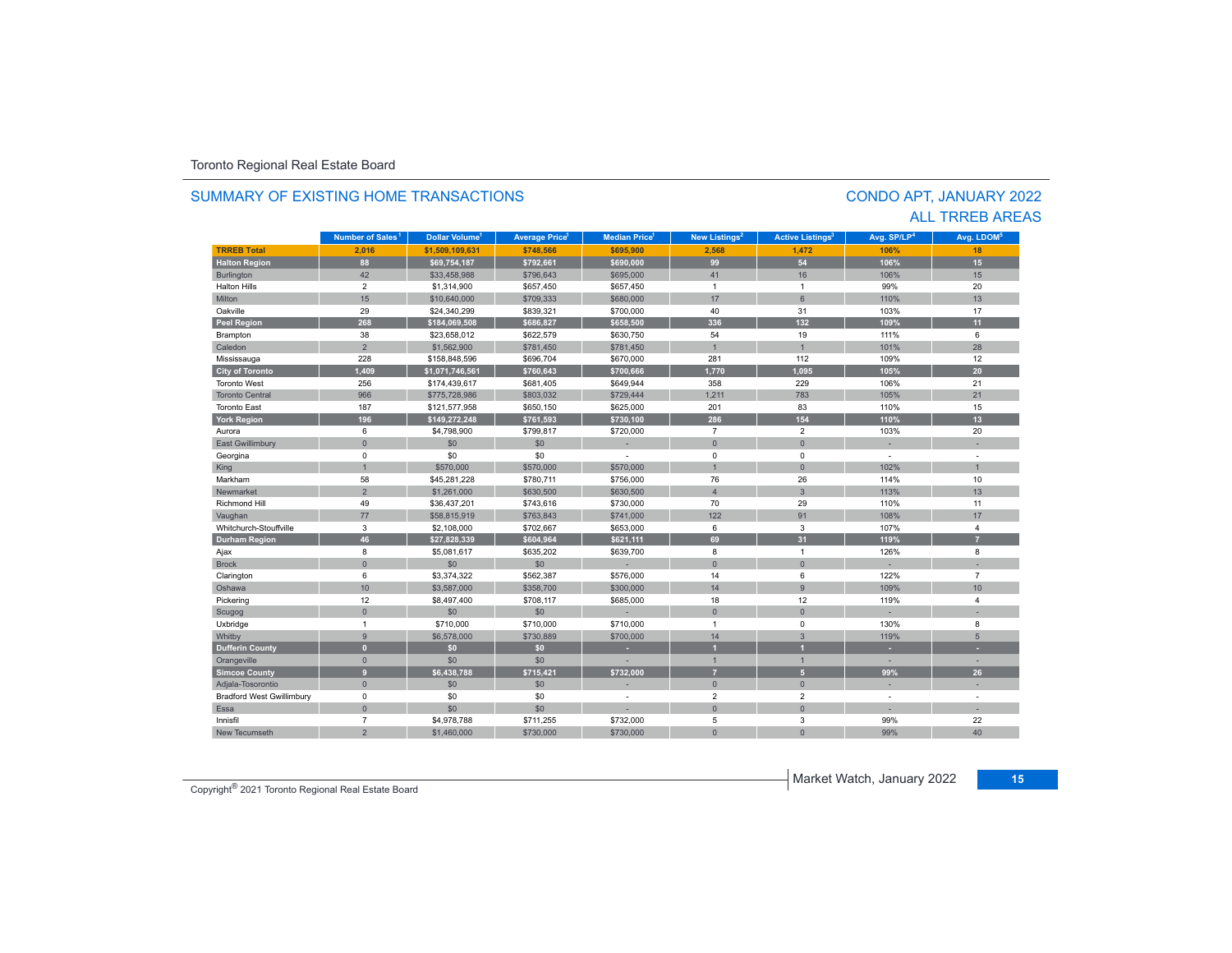Toronto Regional Real Estate Board

## SUMMARY OF EXISTING HOME TRANSACTIONS

## CONDO APT, JANUARY 2022
## ALL TRREB AREAS

| | Number of Sales[1] | Dollar Volume[1] | Average Price[1] | Median Price[1] | New Listings[2] | Active Listings[3] | Avg. SP/LP[4] | Avg. LDOM[5] |
|---|---|---|---|---|---|---|---|---|
| **TRREB Total** | **2,016** | **$1,509,109,631** | **$748,566** | **$695,900** | **2,568** | **1,472** | **106%** | **18** |
| **Halton Region** | **88** | **$69,754,187** | **$792,661** | **$690,000** | **99** | **54** | **106%** | **15** |
| Burlington | 42 | $33,458,988 | $796,643 | $695,000 | 41 | 16 | 106% | 15 |
| Halton Hills | 2 | $1,314,900 | $657,450 | $657,450 | 1 | 1 | 99% | 20 |
| Milton | 15 | $10,640,000 | $709,333 | $680,000 | 17 | 6 | 110% | 13 |
| Oakville | 29 | $24,340,299 | $839,321 | $700,000 | 40 | 31 | 103% | 17 |
| **Peel Region** | **268** | **$184,069,508** | **$686,827** | **$658,500** | **336** | **132** | **109%** | **11** |
| Brampton | 38 | $23,658,012 | $622,579 | $630,750 | 54 | 19 | 111% | 6 |
| Caledon | 2 | $1,562,900 | $781,450 | $781,450 | 1 | 1 | 101% | 28 |
| Mississauga | 228 | $158,848,596 | $696,704 | $670,000 | 281 | 112 | 109% | 12 |
| **City of Toronto** | **1,409** | **$1,071,746,561** | **$760,643** | **$700,666** | **1,770** | **1,095** | **105%** | **20** |
| Toronto West | 256 | $174,439,617 | $681,405 | $649,944 | 358 | 229 | 106% | 21 |
| Toronto Central | 966 | $775,728,986 | $803,032 | $729,444 | 1,211 | 783 | 105% | 21 |
| Toronto East | 187 | $121,577,958 | $650,150 | $625,000 | 201 | 83 | 110% | 15 |
| **York Region** | **196** | **$149,272,248** | **$761,593** | **$730,100** | **286** | **154** | **110%** | **13** |
| Aurora | 6 | $4,798,900 | $799,817 | $720,000 | 7 | 2 | 103% | 20 |
| East Gwillimbury | 0 | $0 | $0 | - | 0 | 0 | - | - |
| Georgina | 0 | $0 | $0 | - | 0 | 0 | - | - |
| King | 1 | $570,000 | $570,000 | $570,000 | 1 | 0 | 102% | 1 |
| Markham | 58 | $45,281,228 | $780,711 | $756,000 | 76 | 26 | 114% | 10 |
| Newmarket | 2 | $1,261,000 | $630,500 | $630,500 | 4 | 3 | 113% | 13 |
| Richmond Hill | 49 | $36,437,201 | $743,616 | $730,000 | 70 | 29 | 110% | 11 |
| Vaughan | 77 | $58,815,919 | $763,843 | $741,000 | 122 | 91 | 108% | 17 |
| Whitchurch-Stouffville | 3 | $2,108,000 | $702,667 | $653,000 | 6 | 3 | 107% | 4 |
| **Durham Region** | **46** | **$27,828,339** | **$604,964** | **$621,111** | **69** | **31** | **119%** | **7** |
| Ajax | 8 | $5,081,617 | $635,202 | $639,700 | 8 | 1 | 126% | 8 |
| Brock | 0 | $0 | $0 | - | 0 | 0 | - | - |
| Clarington | 6 | $3,374,322 | $562,387 | $576,000 | 14 | 6 | 122% | 7 |
| Oshawa | 10 | $3,587,000 | $358,700 | $300,000 | 14 | 9 | 109% | 10 |
| Pickering | 12 | $8,497,400 | $708,117 | $685,000 | 18 | 12 | 119% | 4 |
| Scugog | 0 | $0 | $0 | - | 0 | 0 | - | - |
| Uxbridge | 1 | $710,000 | $710,000 | $710,000 | 1 | 0 | 130% | 8 |
| Whitby | 9 | $6,578,000 | $730,889 | $700,000 | 14 | 3 | 119% | 5 |
| **Dufferin County** | **0** | **$0** | **$0** | **-** | **1** | **1** | **-** | **-** |
| Orangeville | 0 | $0 | $0 | - | 1 | 1 | - | - |
| **Simcoe County** | **9** | **$6,438,788** | **$715,421** | **$732,000** | **7** | **5** | **99%** | **26** |
| Adjala-Tosorontio | 0 | $0 | $0 | - | 0 | 0 | - | - |
| Bradford West Gwillimbury | 0 | $0 | $0 | - | 2 | 2 | - | - |
| Essa | 0 | $0 | $0 | - | 0 | 0 | - | - |
| Innisfil | 7 | $4,978,788 | $711,255 | $732,000 | 5 | 3 | 99% | 22 |
| New Tecumseth | 2 | $1,460,000 | $730,000 | $730,000 | 0 | 0 | 99% | 40 |

Copyright® 2021 Toronto Regional Real Estate Board

Market Watch, January 2022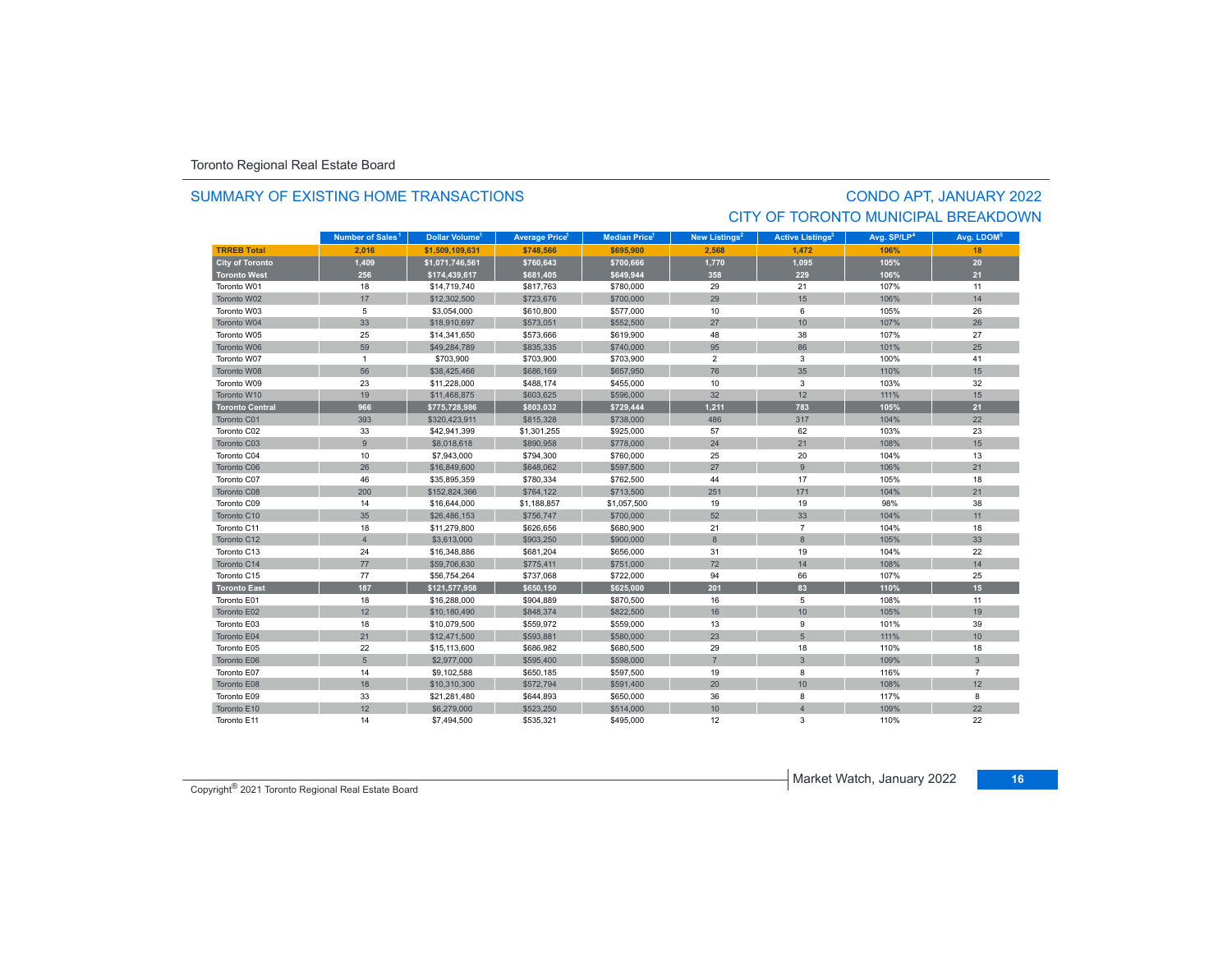Toronto Regional Real Estate Board

## SUMMARY OF EXISTING HOME TRANSACTIONS

## CONDO APT, JANUARY 2022
## CITY OF TORONTO MUNICIPAL BREAKDOWN

| | Number of Sales[1] | Dollar Volume[1] | Average Price[1] | Median Price[1] | New Listings[2] | Active Listings[3] | Avg. SP/LP[4] | Avg. LDOM[5] |
|---|---|---|---|---|---|---|---|---|
| **TRREB Total** | **2,016** | **$1,509,109,631** | **$748,566** | **$695,900** | **2,568** | **1,472** | **106%** | **18** |
| **City of Toronto** | **1,409** | **$1,071,746,561** | **$760,643** | **$700,666** | **1,770** | **1,095** | **105%** | **20** |
| **Toronto West** | **256** | **$174,439,617** | **$681,405** | **$649,944** | **358** | **229** | **106%** | **21** |
| Toronto W01 | 18 | $14,719,740 | $817,763 | $780,000 | 29 | 21 | 107% | 11 |
| Toronto W02 | 17 | $12,302,500 | $723,676 | $700,000 | 29 | 15 | 106% | 14 |
| Toronto W03 | 5 | $3,054,000 | $610,800 | $577,000 | 10 | 6 | 105% | 26 |
| Toronto W04 | 33 | $18,910,697 | $573,051 | $552,500 | 27 | 10 | 107% | 26 |
| Toronto W05 | 25 | $14,341,650 | $573,666 | $619,900 | 48 | 38 | 107% | 27 |
| Toronto W06 | 59 | $49,284,789 | $835,335 | $740,000 | 95 | 86 | 101% | 25 |
| Toronto W07 | 1 | $703,900 | $703,900 | $703,900 | 2 | 3 | 100% | 41 |
| Toronto W08 | 56 | $38,425,466 | $686,169 | $657,950 | 76 | 35 | 110% | 15 |
| Toronto W09 | 23 | $11,228,000 | $488,174 | $455,000 | 10 | 3 | 103% | 32 |
| Toronto W10 | 19 | $11,468,875 | $603,625 | $596,000 | 32 | 12 | 111% | 15 |
| **Toronto Central** | **966** | **$775,728,986** | **$803,032** | **$729,444** | **1,211** | **783** | **105%** | **21** |
| Toronto C01 | 393 | $320,423,911 | $815,328 | $738,000 | 486 | 317 | 104% | 22 |
| Toronto C02 | 33 | $42,941,399 | $1,301,255 | $925,000 | 57 | 62 | 103% | 23 |
| Toronto C03 | 9 | $8,018,618 | $890,958 | $778,000 | 24 | 21 | 108% | 15 |
| Toronto C04 | 10 | $7,943,000 | $794,300 | $760,000 | 25 | 20 | 104% | 13 |
| Toronto C06 | 26 | $16,849,600 | $648,062 | $597,500 | 27 | 9 | 106% | 21 |
| Toronto C07 | 46 | $35,895,359 | $780,334 | $762,500 | 44 | 17 | 105% | 18 |
| Toronto C08 | 200 | $152,824,366 | $764,122 | $713,500 | 251 | 171 | 104% | 21 |
| Toronto C09 | 14 | $16,644,000 | $1,188,857 | $1,057,500 | 19 | 19 | 98% | 38 |
| Toronto C10 | 35 | $26,486,153 | $756,747 | $700,000 | 52 | 33 | 104% | 11 |
| Toronto C11 | 18 | $11,279,800 | $626,656 | $680,900 | 21 | 7 | 104% | 18 |
| Toronto C12 | 4 | $3,613,000 | $903,250 | $900,000 | 8 | 8 | 105% | 33 |
| Toronto C13 | 24 | $16,348,886 | $681,204 | $656,000 | 31 | 19 | 104% | 22 |
| Toronto C14 | 77 | $59,706,630 | $775,411 | $751,000 | 72 | 14 | 108% | 14 |
| Toronto C15 | 77 | $56,754,264 | $737,068 | $722,000 | 94 | 66 | 107% | 25 |
| **Toronto East** | **187** | **$121,577,958** | **$650,150** | **$625,000** | **201** | **83** | **110%** | **15** |
| Toronto E01 | 18 | $16,288,000 | $904,889 | $870,500 | 16 | 5 | 108% | 11 |
| Toronto E02 | 12 | $10,180,490 | $848,374 | $822,500 | 16 | 10 | 105% | 19 |
| Toronto E03 | 18 | $10,079,500 | $559,972 | $559,000 | 13 | 9 | 101% | 39 |
| Toronto E04 | 21 | $12,471,500 | $593,881 | $580,000 | 23 | 5 | 111% | 10 |
| Toronto E05 | 22 | $15,113,600 | $686,982 | $680,500 | 29 | 18 | 110% | 18 |
| Toronto E06 | 5 | $2,977,000 | $595,400 | $598,000 | 7 | 3 | 109% | 3 |
| Toronto E07 | 14 | $9,102,588 | $650,185 | $597,500 | 19 | 8 | 116% | 7 |
| Toronto E08 | 18 | $10,310,300 | $572,794 | $591,400 | 20 | 10 | 108% | 12 |
| Toronto E09 | 33 | $21,281,480 | $644,893 | $650,000 | 36 | 8 | 117% | 8 |
| Toronto E10 | 12 | $6,279,000 | $523,250 | $514,000 | 10 | 4 | 109% | 22 |
| Toronto E11 | 14 | $7,494,500 | $535,321 | $495,000 | 12 | 3 | 110% | 22 |

Copyright® 2021 Toronto Regional Real Estate Board

Market Watch, January 2022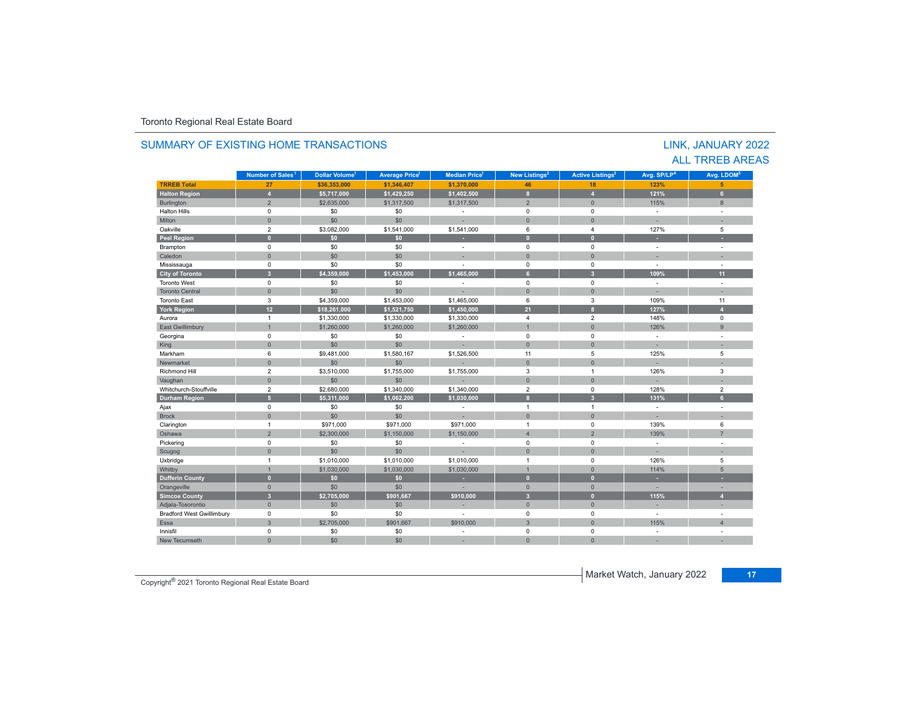Toronto Regional Real Estate Board

## SUMMARY OF EXISTING HOME TRANSACTIONS

## LINK, JANUARY 2022
## ALL TRREB AREAS

| | Number of Sales[1] | Dollar Volume[1] | Average Price[1] | Median Price[1] | New Listings[2] | Active Listings[3] | Avg. SP/LP[4] | Avg. LDOM[5] |
|---|---|---|---|---|---|---|---|---|
| **TRREB Total** | **27** | **$36,353,000** | **$1,346,407** | **$1,370,000** | **46** | **18** | **123%** | **5** |
| **Halton Region** | **4** | **$5,717,000** | **$1,429,250** | **$1,402,500** | **8** | **4** | **121%** | **6** |
| Burlington | 2 | $2,635,000 | $1,317,500 | $1,317,500 | 2 | 0 | 115% | 8 |
| Halton Hills | 0 | $0 | $0 | - | 0 | 0 | - | - |
| Milton | 0 | $0 | $0 | - | 0 | 0 | - | - |
| Oakville | 2 | $3,082,000 | $1,541,000 | $1,541,000 | 6 | 4 | 127% | 5 |
| **Peel Region** | **0** | **$0** | **$0** | **-** | **0** | **0** | **-** | **-** |
| Brampton | 0 | $0 | $0 | - | 0 | 0 | - | - |
| Caledon | 0 | $0 | $0 | - | 0 | 0 | - | - |
| Mississauga | 0 | $0 | $0 | - | 0 | 0 | - | - |
| **City of Toronto** | **3** | **$4,359,000** | **$1,453,000** | **$1,465,000** | **6** | **3** | **109%** | **11** |
| Toronto West | 0 | $0 | $0 | - | 0 | 0 | - | - |
| Toronto Central | 0 | $0 | $0 | - | 0 | 0 | - | - |
| Toronto East | 3 | $4,359,000 | $1,453,000 | $1,465,000 | 6 | 3 | 109% | 11 |
| **York Region** | **12** | **$18,261,000** | **$1,521,750** | **$1,450,000** | **21** | **8** | **127%** | **4** |
| Aurora | 1 | $1,330,000 | $1,330,000 | $1,330,000 | 4 | 2 | 148% | 0 |
| East Gwillimbury | 1 | $1,260,000 | $1,260,000 | $1,260,000 | 1 | 0 | 126% | 9 |
| Georgina | 0 | $0 | $0 | - | 0 | 0 | - | - |
| King | 0 | $0 | $0 | - | 0 | 0 | - | - |
| Markham | 6 | $9,481,000 | $1,580,167 | $1,526,500 | 11 | 5 | 125% | 5 |
| Newmarket | 0 | $0 | $0 | - | 0 | 0 | - | - |
| Richmond Hill | 2 | $3,510,000 | $1,755,000 | $1,755,000 | 3 | 1 | 126% | 3 |
| Vaughan | 0 | $0 | $0 | - | 0 | 0 | - | - |
| Whitchurch-Stouffville | 2 | $2,680,000 | $1,340,000 | $1,340,000 | 2 | 0 | 128% | 2 |
| **Durham Region** | **5** | **$5,311,000** | **$1,062,200** | **$1,030,000** | **8** | **3** | **131%** | **6** |
| Ajax | 0 | $0 | $0 | - | 1 | 1 | - | - |
| Brock | 0 | $0 | $0 | - | 0 | 0 | - | - |
| Clarington | 1 | $971,000 | $971,000 | $971,000 | 1 | 0 | 139% | 6 |
| Oshawa | 2 | $2,300,000 | $1,150,000 | $1,150,000 | 4 | 2 | 139% | 7 |
| Pickering | 0 | $0 | $0 | - | 0 | 0 | - | - |
| Scugog | 0 | $0 | $0 | - | 0 | 0 | - | - |
| Uxbridge | 1 | $1,010,000 | $1,010,000 | $1,010,000 | 1 | 0 | 126% | 5 |
| Whitby | 1 | $1,030,000 | $1,030,000 | $1,030,000 | 1 | 0 | 114% | 5 |
| **Dufferin County** | **0** | **$0** | **$0** | **-** | **0** | **0** | **-** | **-** |
| Orangeville | 0 | $0 | $0 | - | 0 | 0 | - | - |
| **Simcoe County** | **3** | **$2,705,000** | **$901,667** | **$910,000** | **3** | **0** | **115%** | **4** |
| Adjala-Tosorontio | 0 | $0 | $0 | - | 0 | 0 | - | - |
| Bradford West Gwillimbury | 0 | $0 | $0 | - | 0 | 0 | - | - |
| Essa | 3 | $2,705,000 | $901,667 | $910,000 | 3 | 0 | 115% | 4 |
| Innisfil | 0 | $0 | $0 | - | 0 | 0 | - | - |
| New Tecumseth | 0 | $0 | $0 | - | 0 | 0 | - | - |

Copyright® 2021 Toronto Regional Real Estate Board

Market Watch, January 2022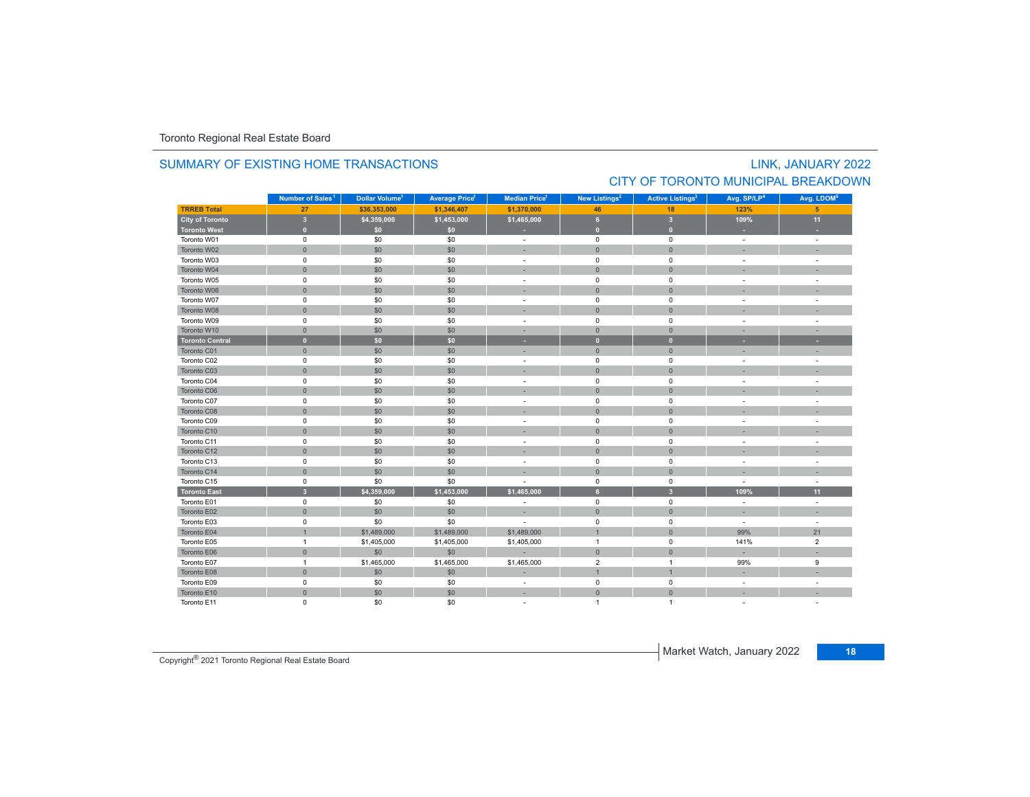Toronto Regional Real Estate Board

## SUMMARY OF EXISTING HOME TRANSACTIONS

## LINK, JANUARY 2022
## CITY OF TORONTO MUNICIPAL BREAKDOWN

| | Number of Sales[1] | Dollar Volume[1] | Average Price[1] | Median Price[1] | New Listings[2] | Active Listings[3] | Avg. SP/LP[4] | Avg. LDOM[5] |
|---|---|---|---|---|---|---|---|---|
| **TRREB Total** | **27** | **$36,353,000** | **$1,346,407** | **$1,370,000** | **46** | **18** | **123%** | **5** |
| **City of Toronto** | **3** | **$4,359,000** | **$1,453,000** | **$1,465,000** | **6** | **3** | **109%** | **11** |
| **Toronto West** | **0** | **$0** | **$0** | **-** | **0** | **0** | **-** | **-** |
| Toronto W01 | 0 | $0 | $0 | - | 0 | 0 | - | - |
| Toronto W02 | 0 | $0 | $0 | - | 0 | 0 | - | - |
| Toronto W03 | 0 | $0 | $0 | - | 0 | 0 | - | - |
| Toronto W04 | 0 | $0 | $0 | - | 0 | 0 | - | - |
| Toronto W05 | 0 | $0 | $0 | - | 0 | 0 | - | - |
| Toronto W06 | 0 | $0 | $0 | - | 0 | 0 | - | - |
| Toronto W07 | 0 | $0 | $0 | - | 0 | 0 | - | - |
| Toronto W08 | 0 | $0 | $0 | - | 0 | 0 | - | - |
| Toronto W09 | 0 | $0 | $0 | - | 0 | 0 | - | - |
| Toronto W10 | 0 | $0 | $0 | - | 0 | 0 | - | - |
| **Toronto Central** | **0** | **$0** | **$0** | **-** | **0** | **0** | **-** | **-** |
| Toronto C01 | 0 | $0 | $0 | - | 0 | 0 | - | - |
| Toronto C02 | 0 | $0 | $0 | - | 0 | 0 | - | - |
| Toronto C03 | 0 | $0 | $0 | - | 0 | 0 | - | - |
| Toronto C04 | 0 | $0 | $0 | - | 0 | 0 | - | - |
| Toronto C06 | 0 | $0 | $0 | - | 0 | 0 | - | - |
| Toronto C07 | 0 | $0 | $0 | - | 0 | 0 | - | - |
| Toronto C08 | 0 | $0 | $0 | - | 0 | 0 | - | - |
| Toronto C09 | 0 | $0 | $0 | - | 0 | 0 | - | - |
| Toronto C10 | 0 | $0 | $0 | - | 0 | 0 | - | - |
| Toronto C11 | 0 | $0 | $0 | - | 0 | 0 | - | - |
| Toronto C12 | 0 | $0 | $0 | - | 0 | 0 | - | - |
| Toronto C13 | 0 | $0 | $0 | - | 0 | 0 | - | - |
| Toronto C14 | 0 | $0 | $0 | - | 0 | 0 | - | - |
| Toronto C15 | 0 | $0 | $0 | - | 0 | 0 | - | - |
| **Toronto East** | **3** | **$4,359,000** | **$1,453,000** | **$1,465,000** | **6** | **3** | **109%** | **11** |
| Toronto E01 | 0 | $0 | $0 | - | 0 | 0 | - | - |
| Toronto E02 | 0 | $0 | $0 | - | 0 | 0 | - | - |
| Toronto E03 | 0 | $0 | $0 | - | 0 | 0 | - | - |
| Toronto E04 | 1 | $1,489,000 | $1,489,000 | $1,489,000 | 1 | 0 | 99% | 21 |
| Toronto E05 | 1 | $1,405,000 | $1,405,000 | $1,405,000 | 1 | 0 | 141% | 2 |
| Toronto E06 | 0 | $0 | $0 | - | 0 | 0 | - | - |
| Toronto E07 | 1 | $1,465,000 | $1,465,000 | $1,465,000 | 2 | 1 | 99% | 9 |
| Toronto E08 | 0 | $0 | $0 | - | 1 | 1 | - | - |
| Toronto E09 | 0 | $0 | $0 | - | 0 | 0 | - | - |
| Toronto E10 | 0 | $0 | $0 | - | 0 | 0 | - | - |
| Toronto E11 | 0 | $0 | $0 | - | 1 | 1 | - | - |

Copyright® 2021 Toronto Regional Real Estate Board

Market Watch, January 2022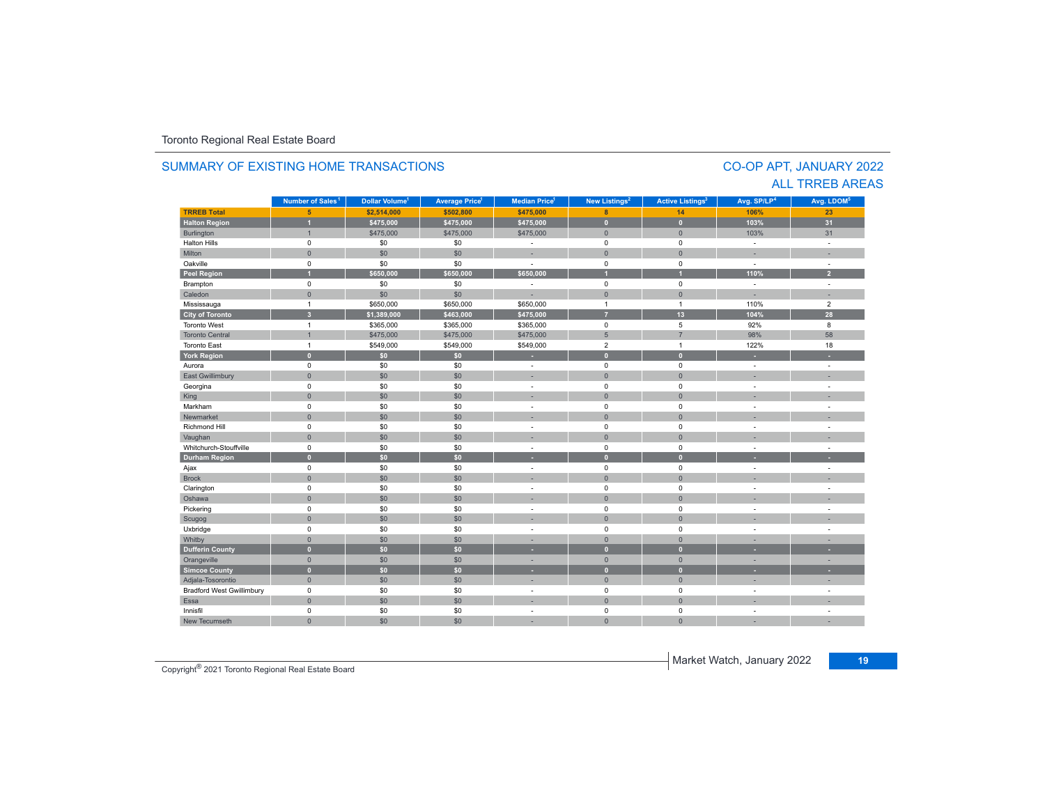Toronto Regional Real Estate Board

## SUMMARY OF EXISTING HOME TRANSACTIONS

## CO-OP APT, JANUARY 2022
## ALL TRREB AREAS

| | Number of Sales[1] | Dollar Volume[1] | Average Price[1] | Median Price[1] | New Listings[2] | Active Listings[3] | Avg. SP/LP[4] | Avg. LDOM[5] |
|---|---|---|---|---|---|---|---|---|
| **TRREB Total** | **5** | **$2,514,000** | **$502,800** | **$475,000** | **8** | **14** | **106%** | **23** |
| **Halton Region** | **1** | **$475,000** | **$475,000** | **$475,000** | **0** | **0** | **103%** | **31** |
| Burlington | 1 | $475,000 | $475,000 | $475,000 | 0 | 0 | 103% | 31 |
| Halton Hills | 0 | $0 | $0 | - | 0 | 0 | - | - |
| Milton | 0 | $0 | $0 | - | 0 | 0 | - | - |
| Oakville | 0 | $0 | $0 | - | 0 | 0 | - | - |
| **Peel Region** | **1** | **$650,000** | **$650,000** | **$650,000** | **1** | **1** | **110%** | **2** |
| Brampton | 0 | $0 | $0 | - | 0 | 0 | - | - |
| Caledon | 0 | $0 | $0 | - | 0 | 0 | - | - |
| Mississauga | 1 | $650,000 | $650,000 | $650,000 | 1 | 1 | 110% | 2 |
| **City of Toronto** | **3** | **$1,389,000** | **$463,000** | **$475,000** | **7** | **13** | **104%** | **28** |
| Toronto West | 1 | $365,000 | $365,000 | $365,000 | 0 | 5 | 92% | 8 |
| Toronto Central | 1 | $475,000 | $475,000 | $475,000 | 5 | 7 | 98% | 58 |
| Toronto East | 1 | $549,000 | $549,000 | $549,000 | 2 | 1 | 122% | 18 |
| **York Region** | **0** | **$0** | **$0** | **-** | **0** | **0** | **-** | **-** |
| Aurora | 0 | $0 | $0 | - | 0 | 0 | - | - |
| East Gwillimbury | 0 | $0 | $0 | - | 0 | 0 | - | - |
| Georgina | 0 | $0 | $0 | - | 0 | 0 | - | - |
| King | 0 | $0 | $0 | - | 0 | 0 | - | - |
| Markham | 0 | $0 | $0 | - | 0 | 0 | - | - |
| Newmarket | 0 | $0 | $0 | - | 0 | 0 | - | - |
| Richmond Hill | 0 | $0 | $0 | - | 0 | 0 | - | - |
| Vaughan | 0 | $0 | $0 | - | 0 | 0 | - | - |
| Whitchurch-Stouffville | 0 | $0 | $0 | - | 0 | 0 | - | - |
| **Durham Region** | **0** | **$0** | **$0** | **-** | **0** | **0** | **-** | **-** |
| Ajax | 0 | $0 | $0 | - | 0 | 0 | - | - |
| Brock | 0 | $0 | $0 | - | 0 | 0 | - | - |
| Clarington | 0 | $0 | $0 | - | 0 | 0 | - | - |
| Oshawa | 0 | $0 | $0 | - | 0 | 0 | - | - |
| Pickering | 0 | $0 | $0 | - | 0 | 0 | - | - |
| Scugog | 0 | $0 | $0 | - | 0 | 0 | - | - |
| Uxbridge | 0 | $0 | $0 | - | 0 | 0 | - | - |
| Whitby | 0 | $0 | $0 | - | 0 | 0 | - | - |
| **Dufferin County** | **0** | **$0** | **$0** | **-** | **0** | **0** | **-** | **-** |
| Orangeville | 0 | $0 | $0 | - | 0 | 0 | - | - |
| **Simcoe County** | **0** | **$0** | **$0** | **-** | **0** | **0** | **-** | **-** |
| Adjala-Tosorontio | 0 | $0 | $0 | - | 0 | 0 | - | - |
| Bradford West Gwillimbury | 0 | $0 | $0 | - | 0 | 0 | - | - |
| Essa | 0 | $0 | $0 | - | 0 | 0 | - | - |
| Innisfil | 0 | $0 | $0 | - | 0 | 0 | - | - |
| New Tecumseth | 0 | $0 | $0 | - | 0 | 0 | - | - |

Copyright® 2021 Toronto Regional Real Estate Board

Market Watch, January 2022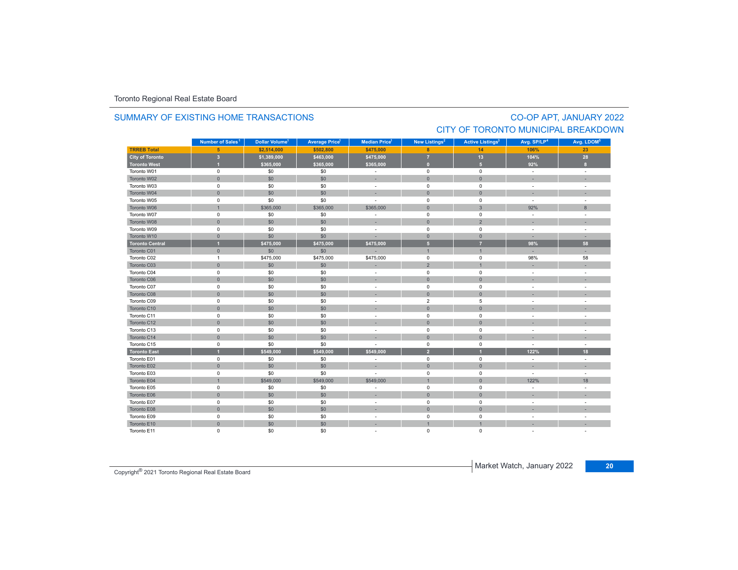Toronto Regional Real Estate Board

## SUMMARY OF EXISTING HOME TRANSACTIONS

## CO-OP APT, JANUARY 2022
## CITY OF TORONTO MUNICIPAL BREAKDOWN

| | Number of Sales[1] | Dollar Volume[1] | Average Price[1] | Median Price[1] | New Listings[2] | Active Listings[3] | Avg. SP/LP[4] | Avg. LDOM[5] |
|---|---|---|---|---|---|---|---|---|
| **TRREB Total** | **5** | **$2,514,000** | **$502,800** | **$475,000** | **8** | **14** | **106%** | **23** |
| **City of Toronto** | **3** | **$1,389,000** | **$463,000** | **$475,000** | **7** | **13** | **104%** | **28** |
| **Toronto West** | **1** | **$365,000** | **$365,000** | **$365,000** | **0** | **5** | **92%** | **8** |
| Toronto W01 | 0 | $0 | $0 | - | 0 | 0 | - | - |
| Toronto W02 | 0 | $0 | $0 | - | 0 | 0 | - | - |
| Toronto W03 | 0 | $0 | $0 | - | 0 | 0 | - | - |
| Toronto W04 | 0 | $0 | $0 | - | 0 | 0 | - | - |
| Toronto W05 | 0 | $0 | $0 | - | 0 | 0 | - | - |
| Toronto W06 | 1 | $365,000 | $365,000 | $365,000 | 0 | 3 | 92% | 8 |
| Toronto W07 | 0 | $0 | $0 | - | 0 | 0 | - | - |
| Toronto W08 | 0 | $0 | $0 | - | 0 | 2 | - | - |
| Toronto W09 | 0 | $0 | $0 | - | 0 | 0 | - | - |
| Toronto W10 | 0 | $0 | $0 | - | 0 | 0 | - | - |
| **Toronto Central** | **1** | **$475,000** | **$475,000** | **$475,000** | **5** | **7** | **98%** | **58** |
| Toronto C01 | 0 | $0 | $0 | - | 1 | 1 | - | - |
| Toronto C02 | 1 | $475,000 | $475,000 | $475,000 | 0 | 0 | 98% | 58 |
| Toronto C03 | 0 | $0 | $0 | - | 2 | 1 | - | - |
| Toronto C04 | 0 | $0 | $0 | - | 0 | 0 | - | - |
| Toronto C06 | 0 | $0 | $0 | - | 0 | 0 | - | - |
| Toronto C07 | 0 | $0 | $0 | - | 0 | 0 | - | - |
| Toronto C08 | 0 | $0 | $0 | - | 0 | 0 | - | - |
| Toronto C09 | 0 | $0 | $0 | - | 2 | 5 | - | - |
| Toronto C10 | 0 | $0 | $0 | - | 0 | 0 | - | - |
| Toronto C11 | 0 | $0 | $0 | - | 0 | 0 | - | - |
| Toronto C12 | 0 | $0 | $0 | - | 0 | 0 | - | - |
| Toronto C13 | 0 | $0 | $0 | - | 0 | 0 | - | - |
| Toronto C14 | 0 | $0 | $0 | - | 0 | 0 | - | - |
| Toronto C15 | 0 | $0 | $0 | - | 0 | 0 | - | - |
| **Toronto East** | **1** | **$549,000** | **$549,000** | **$549,000** | **2** | **1** | **122%** | **18** |
| Toronto E01 | 0 | $0 | $0 | - | 0 | 0 | - | - |
| Toronto E02 | 0 | $0 | $0 | - | 0 | 0 | - | - |
| Toronto E03 | 0 | $0 | $0 | - | 0 | 0 | - | - |
| Toronto E04 | 1 | $549,000 | $549,000 | $549,000 | 1 | 0 | 122% | 18 |
| Toronto E05 | 0 | $0 | $0 | - | 0 | 0 | - | - |
| Toronto E06 | 0 | $0 | $0 | - | 0 | 0 | - | - |
| Toronto E07 | 0 | $0 | $0 | - | 0 | 0 | - | - |
| Toronto E08 | 0 | $0 | $0 | - | 0 | 0 | - | - |
| Toronto E09 | 0 | $0 | $0 | - | 0 | 0 | - | - |
| Toronto E10 | 0 | $0 | $0 | - | 1 | 1 | - | - |
| Toronto E11 | 0 | $0 | $0 | - | 0 | 0 | - | - |

Copyright® 2021 Toronto Regional Real Estate Board

Market Watch, January 2022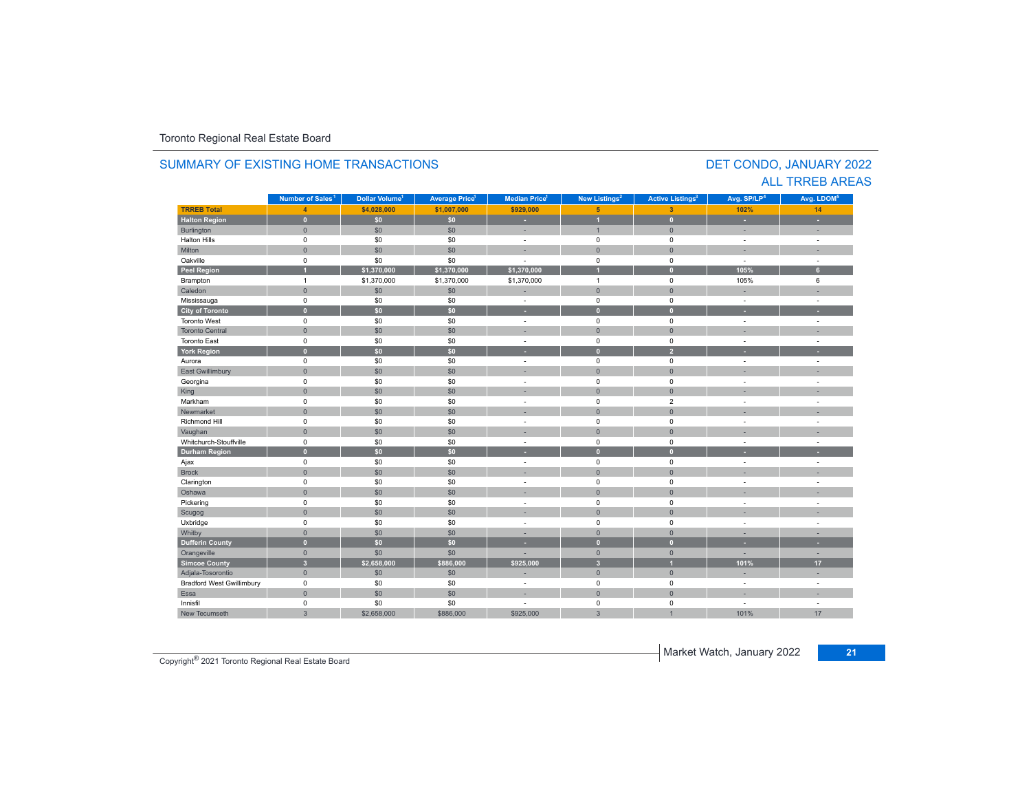Toronto Regional Real Estate Board

## SUMMARY OF EXISTING HOME TRANSACTIONS

## DET CONDO, JANUARY 2022
## ALL TRREB AREAS

| | Number of Sales[1] | Dollar Volume[1] | Average Price[1] | Median Price[1] | New Listings[2] | Active Listings[3] | Avg. SP/LP[4] | Avg. LDOM[5] |
|---|---|---|---|---|---|---|---|---|
| **TRREB Total** | **4** | **$4,028,000** | **$1,007,000** | **$929,000** | **5** | **3** | **102%** | **14** |
| **Halton Region** | **0** | **$0** | **$0** | **-** | **1** | **0** | **-** | **-** |
| Burlington | 0 | $0 | $0 | - | 1 | 0 | - | - |
| Halton Hills | 0 | $0 | $0 | - | 0 | 0 | - | - |
| Milton | 0 | $0 | $0 | - | 0 | 0 | - | - |
| Oakville | 0 | $0 | $0 | - | 0 | 0 | - | - |
| **Peel Region** | **1** | **$1,370,000** | **$1,370,000** | **$1,370,000** | **1** | **0** | **105%** | **6** |
| Brampton | 1 | $1,370,000 | $1,370,000 | $1,370,000 | 1 | 0 | 105% | 6 |
| Caledon | 0 | $0 | $0 | - | 0 | 0 | - | - |
| Mississauga | 0 | $0 | $0 | - | 0 | 0 | - | - |
| **City of Toronto** | **0** | **$0** | **$0** | **-** | **0** | **0** | **-** | **-** |
| Toronto West | 0 | $0 | $0 | - | 0 | 0 | - | - |
| Toronto Central | 0 | $0 | $0 | - | 0 | 0 | - | - |
| Toronto East | 0 | $0 | $0 | - | 0 | 0 | - | - |
| **York Region** | **0** | **$0** | **$0** | **-** | **0** | **2** | **-** | **-** |
| Aurora | 0 | $0 | $0 | - | 0 | 0 | - | - |
| East Gwillimbury | 0 | $0 | $0 | - | 0 | 0 | - | - |
| Georgina | 0 | $0 | $0 | - | 0 | 0 | - | - |
| King | 0 | $0 | $0 | - | 0 | 0 | - | - |
| Markham | 0 | $0 | $0 | - | 0 | 2 | - | - |
| Newmarket | 0 | $0 | $0 | - | 0 | 0 | - | - |
| Richmond Hill | 0 | $0 | $0 | - | 0 | 0 | - | - |
| Vaughan | 0 | $0 | $0 | - | 0 | 0 | - | - |
| Whitchurch-Stouffville | 0 | $0 | $0 | - | 0 | 0 | - | - |
| **Durham Region** | **0** | **$0** | **$0** | **-** | **0** | **0** | **-** | **-** |
| Ajax | 0 | $0 | $0 | - | 0 | 0 | - | - |
| Brock | 0 | $0 | $0 | - | 0 | 0 | - | - |
| Clarington | 0 | $0 | $0 | - | 0 | 0 | - | - |
| Oshawa | 0 | $0 | $0 | - | 0 | 0 | - | - |
| Pickering | 0 | $0 | $0 | - | 0 | 0 | - | - |
| Scugog | 0 | $0 | $0 | - | 0 | 0 | - | - |
| Uxbridge | 0 | $0 | $0 | - | 0 | 0 | - | - |
| Whitby | 0 | $0 | $0 | - | 0 | 0 | - | - |
| **Dufferin County** | **0** | **$0** | **$0** | **-** | **0** | **0** | **-** | **-** |
| Orangeville | 0 | $0 | $0 | - | 0 | 0 | - | - |
| **Simcoe County** | **3** | **$2,658,000** | **$886,000** | **$925,000** | **3** | **1** | **101%** | **17** |
| Adjala-Tosorontio | 0 | $0 | $0 | - | 0 | 0 | - | - |
| Bradford West Gwillimbury | 0 | $0 | $0 | - | 0 | 0 | - | - |
| Essa | 0 | $0 | $0 | - | 0 | 0 | - | - |
| Innisfil | 0 | $0 | $0 | - | 0 | 0 | - | - |
| New Tecumseth | 3 | $2,658,000 | $886,000 | $925,000 | 3 | 1 | 101% | 17 |

Copyright® 2021 Toronto Regional Real Estate Board

Market Watch, January 2022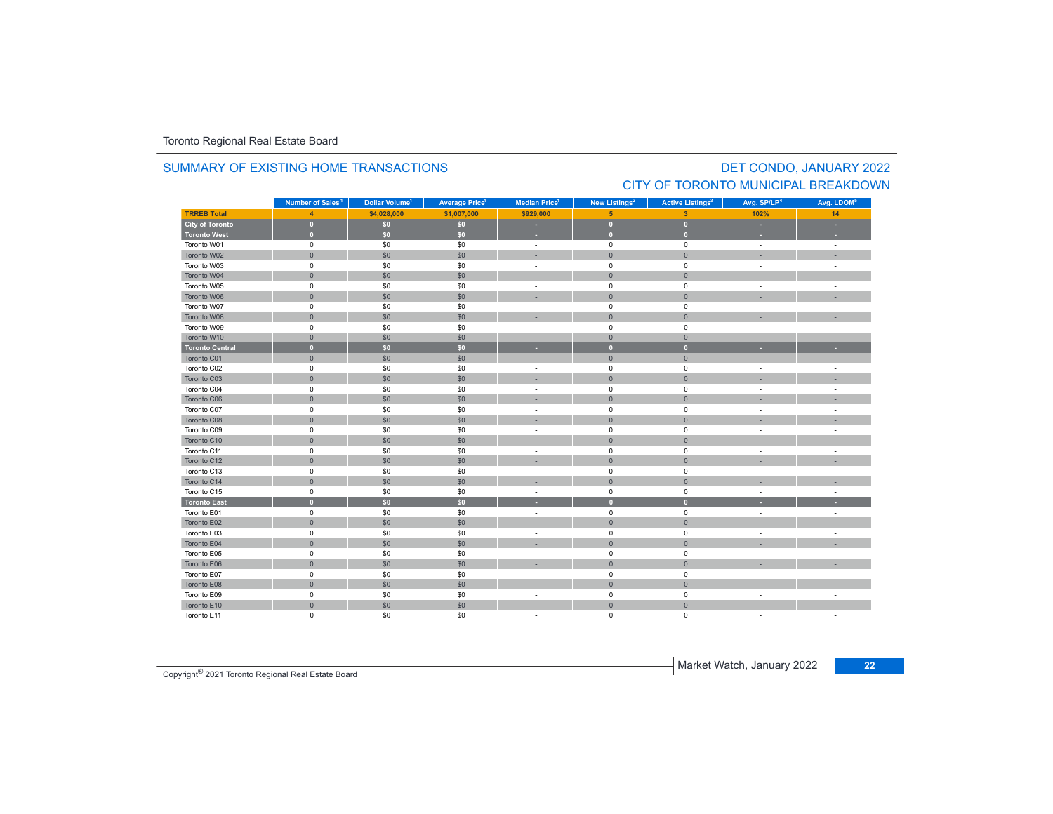Toronto Regional Real Estate Board

## SUMMARY OF EXISTING HOME TRANSACTIONS

## DET CONDO, JANUARY 2022
## CITY OF TORONTO MUNICIPAL BREAKDOWN

| | Number of Sales[1] | Dollar Volume[1] | Average Price[1] | Median Price[1] | New Listings[2] | Active Listings[3] | Avg. SP/LP[4] | Avg. LDOM[5] |
|---|---|---|---|---|---|---|---|---|
| **TRREB Total** | **4** | **$4,028,000** | **$1,007,000** | **$929,000** | **5** | **3** | **102%** | **14** |
| **City of Toronto** | **0** | **$0** | **$0** | **-** | **0** | **0** | **-** | **-** |
| **Toronto West** | **0** | **$0** | **$0** | **-** | **0** | **0** | **-** | **-** |
| Toronto W01 | 0 | $0 | $0 | - | 0 | 0 | - | - |
| Toronto W02 | 0 | $0 | $0 | - | 0 | 0 | - | - |
| Toronto W03 | 0 | $0 | $0 | - | 0 | 0 | - | - |
| Toronto W04 | 0 | $0 | $0 | - | 0 | 0 | - | - |
| Toronto W05 | 0 | $0 | $0 | - | 0 | 0 | - | - |
| Toronto W06 | 0 | $0 | $0 | - | 0 | 0 | - | - |
| Toronto W07 | 0 | $0 | $0 | - | 0 | 0 | - | - |
| Toronto W08 | 0 | $0 | $0 | - | 0 | 0 | - | - |
| Toronto W09 | 0 | $0 | $0 | - | 0 | 0 | - | - |
| Toronto W10 | 0 | $0 | $0 | - | 0 | 0 | - | - |
| **Toronto Central** | **0** | **$0** | **$0** | **-** | **0** | **0** | **-** | **-** |
| Toronto C01 | 0 | $0 | $0 | - | 0 | 0 | - | - |
| Toronto C02 | 0 | $0 | $0 | - | 0 | 0 | - | - |
| Toronto C03 | 0 | $0 | $0 | - | 0 | 0 | - | - |
| Toronto C04 | 0 | $0 | $0 | - | 0 | 0 | - | - |
| Toronto C06 | 0 | $0 | $0 | - | 0 | 0 | - | - |
| Toronto C07 | 0 | $0 | $0 | - | 0 | 0 | - | - |
| Toronto C08 | 0 | $0 | $0 | - | 0 | 0 | - | - |
| Toronto C09 | 0 | $0 | $0 | - | 0 | 0 | - | - |
| Toronto C10 | 0 | $0 | $0 | - | 0 | 0 | - | - |
| Toronto C11 | 0 | $0 | $0 | - | 0 | 0 | - | - |
| Toronto C12 | 0 | $0 | $0 | - | 0 | 0 | - | - |
| Toronto C13 | 0 | $0 | $0 | - | 0 | 0 | - | - |
| Toronto C14 | 0 | $0 | $0 | - | 0 | 0 | - | - |
| Toronto C15 | 0 | $0 | $0 | - | 0 | 0 | - | - |
| **Toronto East** | **0** | **$0** | **$0** | **-** | **0** | **0** | **-** | **-** |
| Toronto E01 | 0 | $0 | $0 | - | 0 | 0 | - | - |
| Toronto E02 | 0 | $0 | $0 | - | 0 | 0 | - | - |
| Toronto E03 | 0 | $0 | $0 | - | 0 | 0 | - | - |
| Toronto E04 | 0 | $0 | $0 | - | 0 | 0 | - | - |
| Toronto E05 | 0 | $0 | $0 | - | 0 | 0 | - | - |
| Toronto E06 | 0 | $0 | $0 | - | 0 | 0 | - | - |
| Toronto E07 | 0 | $0 | $0 | - | 0 | 0 | - | - |
| Toronto E08 | 0 | $0 | $0 | - | 0 | 0 | - | - |
| Toronto E09 | 0 | $0 | $0 | - | 0 | 0 | - | - |
| Toronto E10 | 0 | $0 | $0 | - | 0 | 0 | - | - |
| Toronto E11 | 0 | $0 | $0 | - | 0 | 0 | - | - |

Copyright® 2021 Toronto Regional Real Estate Board

Market Watch, January 2022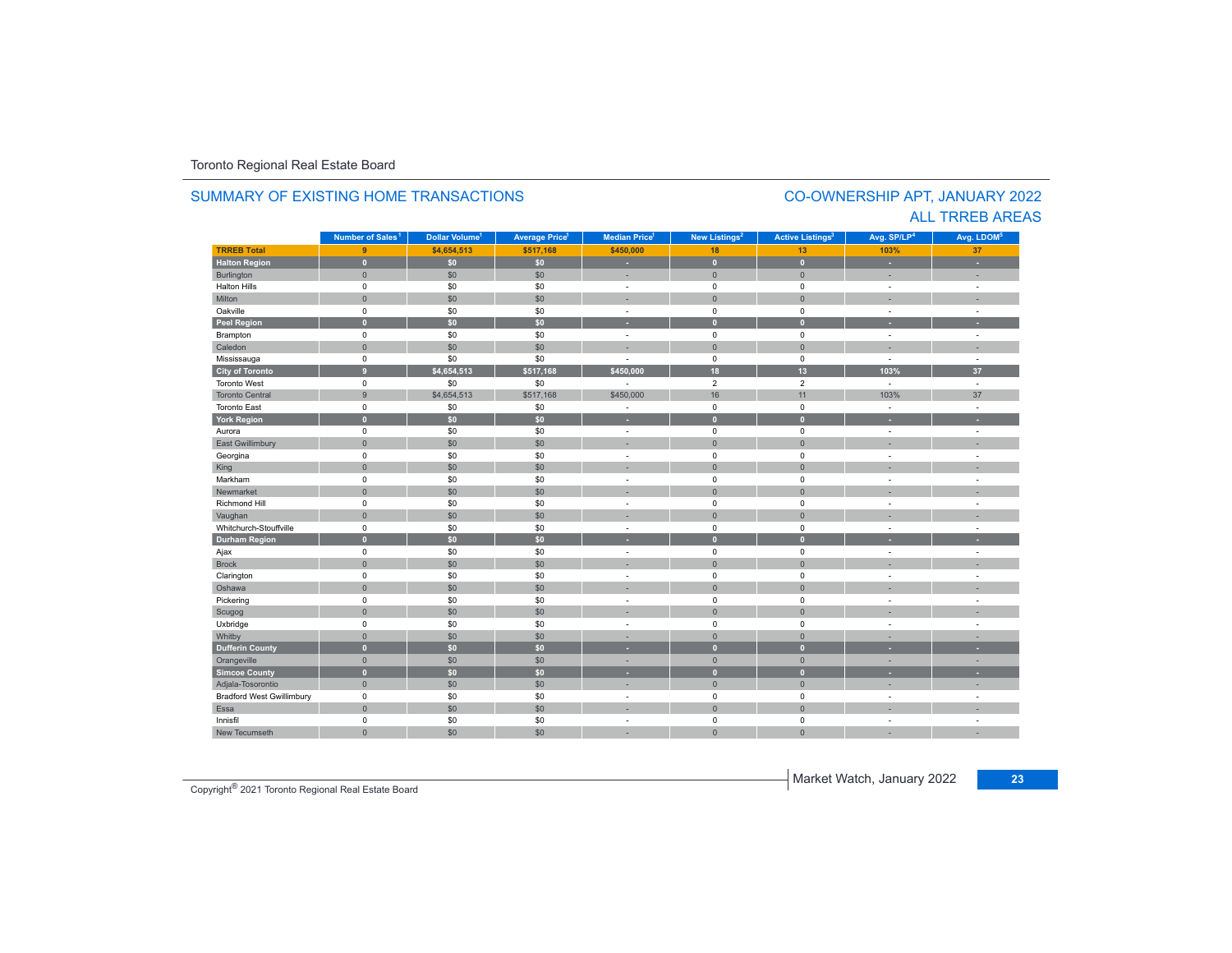Toronto Regional Real Estate Board

## SUMMARY OF EXISTING HOME TRANSACTIONS

## CO-OWNERSHIP APT, JANUARY 2022
## ALL TRREB AREAS

| | Number of Sales[1] | Dollar Volume[1] | Average Price[1] | Median Price[1] | New Listings[2] | Active Listings[3] | Avg. SP/LP[4] | Avg. LDOM[5] |
|---|---|---|---|---|---|---|---|---|
| **TRREB Total** | **9** | **$4,654,513** | **$517,168** | **$450,000** | **18** | **13** | **103%** | **37** |
| **Halton Region** | **0** | **$0** | **$0** | **-** | **0** | **0** | **-** | **-** |
| Burlington | 0 | $0 | $0 | - | 0 | 0 | - | - |
| Halton Hills | 0 | $0 | $0 | - | 0 | 0 | - | - |
| Milton | 0 | $0 | $0 | - | 0 | 0 | - | - |
| Oakville | 0 | $0 | $0 | - | 0 | 0 | - | - |
| **Peel Region** | **0** | **$0** | **$0** | **-** | **0** | **0** | **-** | **-** |
| Brampton | 0 | $0 | $0 | - | 0 | 0 | - | - |
| Caledon | 0 | $0 | $0 | - | 0 | 0 | - | - |
| Mississauga | 0 | $0 | $0 | - | 0 | 0 | - | - |
| **City of Toronto** | **9** | **$4,654,513** | **$517,168** | **$450,000** | **18** | **13** | **103%** | **37** |
| Toronto West | 0 | $0 | $0 | - | 2 | 2 | - | - |
| Toronto Central | 9 | $4,654,513 | $517,168 | $450,000 | 16 | 11 | 103% | 37 |
| Toronto East | 0 | $0 | $0 | - | 0 | 0 | - | - |
| **York Region** | **0** | **$0** | **$0** | **-** | **0** | **0** | **-** | **-** |
| Aurora | 0 | $0 | $0 | - | 0 | 0 | - | - |
| East Gwillimbury | 0 | $0 | $0 | - | 0 | 0 | - | - |
| Georgina | 0 | $0 | $0 | - | 0 | 0 | - | - |
| King | 0 | $0 | $0 | - | 0 | 0 | - | - |
| Markham | 0 | $0 | $0 | - | 0 | 0 | - | - |
| Newmarket | 0 | $0 | $0 | - | 0 | 0 | - | - |
| Richmond Hill | 0 | $0 | $0 | - | 0 | 0 | - | - |
| Vaughan | 0 | $0 | $0 | - | 0 | 0 | - | - |
| Whitchurch-Stouffville | 0 | $0 | $0 | - | 0 | 0 | - | - |
| **Durham Region** | **0** | **$0** | **$0** | **-** | **0** | **0** | **-** | **-** |
| Ajax | 0 | $0 | $0 | - | 0 | 0 | - | - |
| Brock | 0 | $0 | $0 | - | 0 | 0 | - | - |
| Clarington | 0 | $0 | $0 | - | 0 | 0 | - | - |
| Oshawa | 0 | $0 | $0 | - | 0 | 0 | - | - |
| Pickering | 0 | $0 | $0 | - | 0 | 0 | - | - |
| Scugog | 0 | $0 | $0 | - | 0 | 0 | - | - |
| Uxbridge | 0 | $0 | $0 | - | 0 | 0 | - | - |
| Whitby | 0 | $0 | $0 | - | 0 | 0 | - | - |
| **Dufferin County** | **0** | **$0** | **$0** | **-** | **0** | **0** | **-** | **-** |
| Orangeville | 0 | $0 | $0 | - | 0 | 0 | - | - |
| **Simcoe County** | **0** | **$0** | **$0** | **-** | **0** | **0** | **-** | **-** |
| Adjala-Tosorontio | 0 | $0 | $0 | - | 0 | 0 | - | - |
| Bradford West Gwillimbury | 0 | $0 | $0 | - | 0 | 0 | - | - |
| Essa | 0 | $0 | $0 | - | 0 | 0 | - | - |
| Innisfil | 0 | $0 | $0 | - | 0 | 0 | - | - |
| New Tecumseth | 0 | $0 | $0 | - | 0 | 0 | - | - |

Copyright® 2021 Toronto Regional Real Estate Board

Market Watch, January 2022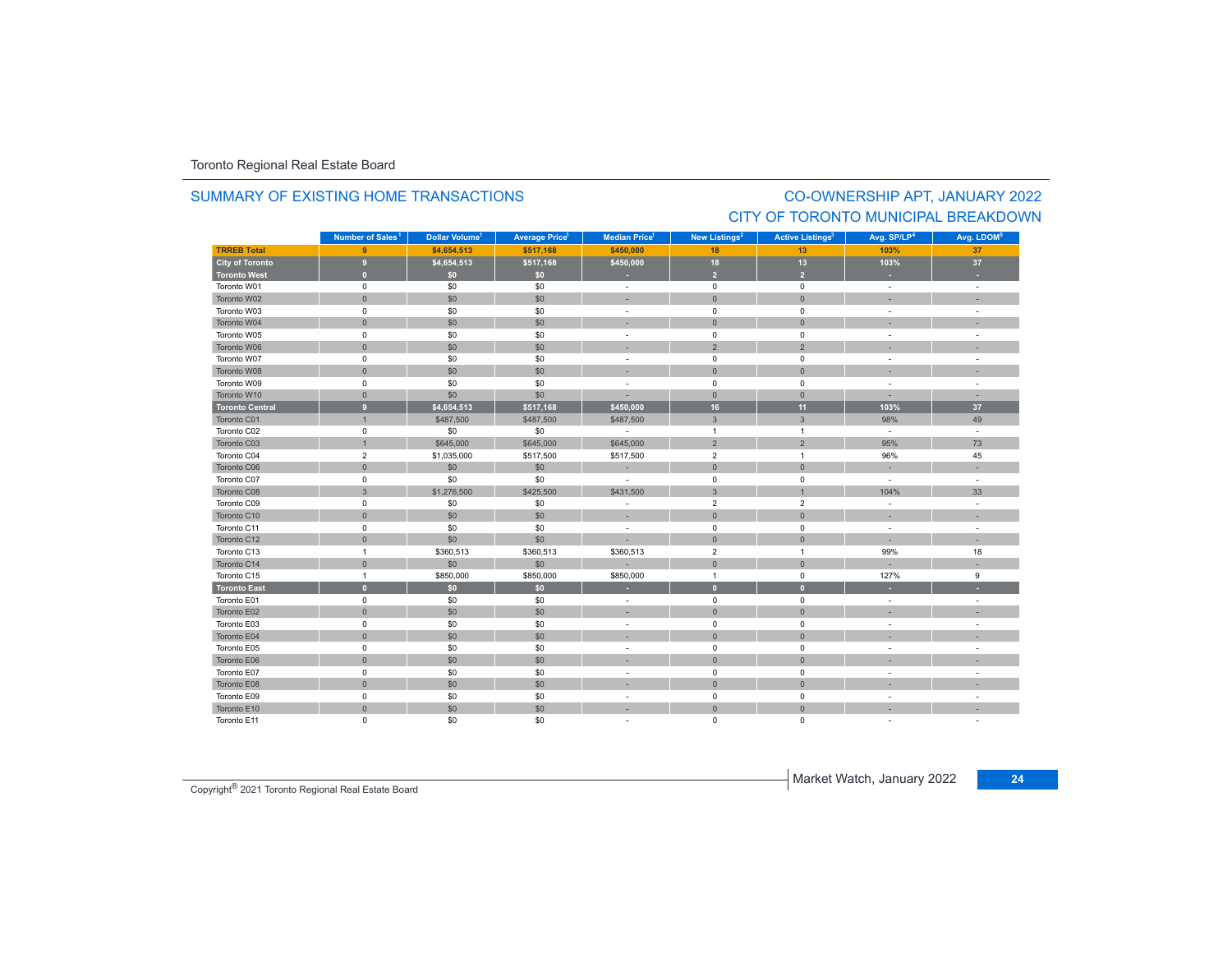Toronto Regional Real Estate Board

## SUMMARY OF EXISTING HOME TRANSACTIONS

## CO-OWNERSHIP APT, JANUARY 2022
## CITY OF TORONTO MUNICIPAL BREAKDOWN

| | Number of Sales[1] | Dollar Volume[1] | Average Price[1] | Median Price[1] | New Listings[2] | Active Listings[3] | Avg. SP/LP[4] | Avg. LDOM[5] |
|---|---|---|---|---|---|---|---|---|
| **TRREB Total** | **9** | **$4,654,513** | **$517,168** | **$450,000** | **18** | **13** | **103%** | **37** |
| **City of Toronto** | **9** | **$4,654,513** | **$517,168** | **$450,000** | **18** | **13** | **103%** | **37** |
| **Toronto West** | **0** | **$0** | **$0** | **-** | **2** | **2** | **-** | **-** |
| Toronto W01 | 0 | $0 | $0 | - | 0 | 0 | - | - |
| Toronto W02 | 0 | $0 | $0 | - | 0 | 0 | - | - |
| Toronto W03 | 0 | $0 | $0 | - | 0 | 0 | - | - |
| Toronto W04 | 0 | $0 | $0 | - | 0 | 0 | - | - |
| Toronto W05 | 0 | $0 | $0 | - | 0 | 0 | - | - |
| Toronto W06 | 0 | $0 | $0 | - | 2 | 2 | - | - |
| Toronto W07 | 0 | $0 | $0 | - | 0 | 0 | - | - |
| Toronto W08 | 0 | $0 | $0 | - | 0 | 0 | - | - |
| Toronto W09 | 0 | $0 | $0 | - | 0 | 0 | - | - |
| Toronto W10 | 0 | $0 | $0 | - | 0 | 0 | - | - |
| **Toronto Central** | **9** | **$4,654,513** | **$517,168** | **$450,000** | **16** | **11** | **103%** | **37** |
| Toronto C01 | 1 | $487,500 | $487,500 | $487,500 | 3 | 3 | 98% | 49 |
| Toronto C02 | 0 | $0 | $0 | - | 1 | 1 | - | - |
| Toronto C03 | 1 | $645,000 | $645,000 | $645,000 | 2 | 2 | 95% | 73 |
| Toronto C04 | 2 | $1,035,000 | $517,500 | $517,500 | 2 | 1 | 96% | 45 |
| Toronto C06 | 0 | $0 | $0 | - | 0 | 0 | - | - |
| Toronto C07 | 0 | $0 | $0 | - | 0 | 0 | - | - |
| Toronto C08 | 3 | $1,276,500 | $425,500 | $431,500 | 3 | 1 | 104% | 33 |
| Toronto C09 | 0 | $0 | $0 | - | 2 | 2 | - | - |
| Toronto C10 | 0 | $0 | $0 | - | 0 | 0 | - | - |
| Toronto C11 | 0 | $0 | $0 | - | 0 | 0 | - | - |
| Toronto C12 | 0 | $0 | $0 | - | 0 | 0 | - | - |
| Toronto C13 | 1 | $360,513 | $360,513 | $360,513 | 2 | 1 | 99% | 18 |
| Toronto C14 | 0 | $0 | $0 | - | 0 | 0 | - | - |
| Toronto C15 | 1 | $850,000 | $850,000 | $850,000 | 1 | 0 | 127% | 9 |
| **Toronto East** | **0** | **$0** | **$0** | **-** | **0** | **0** | **-** | **-** |
| Toronto E01 | 0 | $0 | $0 | - | 0 | 0 | - | - |
| Toronto E02 | 0 | $0 | $0 | - | 0 | 0 | - | - |
| Toronto E03 | 0 | $0 | $0 | - | 0 | 0 | - | - |
| Toronto E04 | 0 | $0 | $0 | - | 0 | 0 | - | - |
| Toronto E05 | 0 | $0 | $0 | - | 0 | 0 | - | - |
| Toronto E06 | 0 | $0 | $0 | - | 0 | 0 | - | - |
| Toronto E07 | 0 | $0 | $0 | - | 0 | 0 | - | - |
| Toronto E08 | 0 | $0 | $0 | - | 0 | 0 | - | - |
| Toronto E09 | 0 | $0 | $0 | - | 0 | 0 | - | - |
| Toronto E10 | 0 | $0 | $0 | - | 0 | 0 | - | - |
| Toronto E11 | 0 | $0 | $0 | - | 0 | 0 | - | - |

Copyright® 2021 Toronto Regional Real Estate Board

Market Watch, January 2022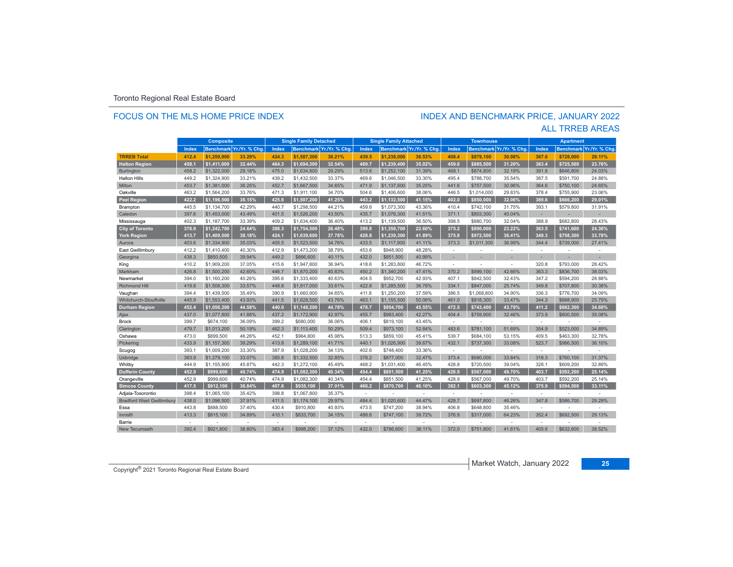Toronto Regional Real Estate Board

## FOCUS ON THE MLS HOME PRICE INDEX

## INDEX AND BENCHMARK PRICE, JANUARY 2022
## ALL TRREB AREAS

| | Composite | | | Single Family Detached | | | Single Family Attached | | | Townhouse | | | Apartment | | |
|---|---|---|---|---|---|---|---|---|---|---|---|---|---|---|---|
| | Index | Benchmark | Yr./Yr. % Chg. | Index | Benchmark | Yr./Yr. % Chg. | Index | Benchmark | Yr./Yr. % Chg. | Index | Benchmark | Yr./Yr. % Chg. | Index | Benchmark | Yr./Yr. % Chg. |
| **TRREB Total** | 412.4 | $1,259,900 | 33.29% | 424.3 | $1,587,300 | 36.21% | 439.5 | $1,238,000 | 36.53% | 408.4 | $879,100 | 30.98% | 367.6 | $728,000 | 26.11% |
| **Halton Region** | 458.1 | $1,411,000 | 32.44% | 464.3 | $1,694,300 | 32.54% | 489.7 | $1,239,400 | 35.02% | 459.6 | $885,500 | 31.20% | 383.4 | $725,500 | 23.76% |
| Burlington | 458.2 | $1,322,000 | 29.18% | 475.0 | $1,634,800 | 29.29% | 513.6 | $1,252,100 | 31.39% | 468.1 | $874,800 | 32.19% | 391.8 | $646,800 | 24.03% |
| Halton Hills | 449.2 | $1,324,900 | 33.21% | 439.2 | $1,432,500 | 33.37% | 469.6 | $1,046,500 | 33.30% | 495.4 | $788,700 | 35.54% | 387.5 | $591,700 | 24.88% |
| Milton | 453.7 | $1,381,000 | 36.25% | 452.7 | $1,667,500 | 34.65% | 471.9 | $1,137,600 | 35.25% | 441.6 | $757,500 | 30.96% | 364.6 | $750,100 | 24.65% |
| Oakville | 463.2 | $1,564,200 | 33.76% | 471.3 | $1,911,100 | 34.70% | 504.6 | $1,406,600 | 38.06% | 446.5 | $1,014,000 | 29.83% | 378.4 | $755,900 | 23.06% |
| **Peel Region** | 422.2 | $1,196,500 | 38.15% | 425.6 | $1,507,200 | 41.25% | 443.2 | $1,132,500 | 41.15% | 402.0 | $850,000 | 32.06% | 389.6 | $666,200 | 29.01% |
| Brampton | 445.5 | $1,134,700 | 42.29% | 440.7 | $1,298,500 | 44.21% | 459.6 | $1,073,300 | 43.36% | 410.4 | $742,100 | 31.75% | 393.1 | $579,800 | 31.91% |
| Caledon | 397.6 | $1,453,000 | 43.49% | 401.5 | $1,526,200 | 43.50% | 435.7 | $1,076,300 | 41.51% | 371.1 | $803,300 | 40.04% | - | - | - |
| Mississauga | 402.3 | $1,187,700 | 33.39% | 409.2 | $1,634,400 | 36.40% | 413.2 | $1,139,500 | 36.50% | 398.5 | $880,700 | 32.04% | 388.9 | $682,800 | 28.43% |
| **City of Toronto** | 376.9 | $1,242,700 | 24.64% | 388.3 | $1,754,500 | 26.48% | 399.8 | $1,350,700 | 22.60% | 375.2 | $890,000 | 23.22% | 363.5 | $741,600 | 24.36% |
| **York Region** | 413.7 | $1,409,500 | 38.18% | 424.1 | $1,639,600 | 37.78% | 428.8 | $1,239,300 | 41.89% | 375.8 | $972,500 | 36.41% | 349.3 | $758,300 | 33.78% |
| Aurora | 403.6 | $1,334,900 | 35.03% | 405.5 | $1,523,500 | 34.76% | 433.5 | $1,117,900 | 41.11% | 373.3 | $1,011,300 | 36.99% | 344.4 | $739,000 | 27.41% |
| East Gwillimbury | 412.2 | $1,410,400 | 40.30% | 412.9 | $1,473,200 | 38.79% | 453.6 | $948,900 | 48.28% | - | - | - | - | - | - |
| Georgina | 438.3 | $850,500 | 39.94% | 449.2 | $866,600 | 40.11% | 432.0 | $851,500 | 40.99% | - | - | - | - | - | - |
| King | 410.2 | $1,909,200 | 37.05% | 415.6 | $1,947,800 | 36.94% | 418.6 | $1,283,800 | 46.72% | - | - | - | 320.8 | $793,000 | 28.42% |
| Markham | 426.8 | $1,500,200 | 42.60% | 446.7 | $1,870,200 | 40.83% | 450.2 | $1,340,200 | 47.41% | 370.2 | $999,100 | 42.66% | 363.3 | $836,700 | 38.03% |
| Newmarket | 394.0 | $1,160,200 | 40.26% | 395.6 | $1,333,400 | 40.63% | 404.5 | $952,700 | 42.93% | 407.1 | $842,500 | 32.43% | 347.2 | $594,200 | 28.88% |
| Richmond Hill | 419.8 | $1,508,300 | 33.57% | 448.8 | $1,917,000 | 33.61% | 422.8 | $1,285,500 | 36.78% | 334.1 | $847,000 | 25.74% | 349.8 | $707,800 | 30.38% |
| Vaughan | 394.4 | $1,439,500 | 35.49% | 390.9 | $1,660,900 | 34.65% | 411.8 | $1,250,200 | 37.59% | 386.5 | $1,068,800 | 34.90% | 336.3 | $776,700 | 34.09% |
| Whitchurch-Stouffville | 445.9 | $1,553,400 | 43.93% | 441.5 | $1,628,500 | 43.76% | 463.1 | $1,155,500 | 50.06% | 461.0 | $818,300 | 33.47% | 344.3 | $688,900 | 25.79% |
| **Durham Region** | 452.4 | $1,056,300 | 44.58% | 440.0 | $1,148,200 | 44.78% | 478.7 | $954,700 | 45.55% | 472.5 | $743,400 | 43.79% | 411.2 | $682,300 | 34.69% |
| Ajax | 437.0 | $1,077,800 | 41.88% | 437.2 | $1,172,900 | 42.97% | 455.7 | $983,400 | 42.27% | 404.4 | $759,900 | 32.46% | 373.9 | $600,500 | 35.08% |
| Brock | 399.7 | $674,100 | 36.09% | 399.2 | $680,000 | 36.06% | 406.1 | $819,100 | 43.45% | - | - | - | - | - | - |
| Clarington | 479.7 | $1,013,200 | 50.19% | 462.3 | $1,113,400 | 50.29% | 509.4 | $973,100 | 52.84% | 483.6 | $781,100 | 51.69% | 354.9 | $523,000 | 34.89% |
| Oshawa | 473.0 | $899,500 | 46.26% | 452.1 | $964,800 | 45.98% | 513.3 | $859,100 | 45.41% | 539.7 | $684,100 | 53.15% | 409.5 | $463,300 | 32.78% |
| Pickering | 433.9 | $1,157,300 | 39.29% | 413.8 | $1,289,100 | 41.71% | 440.1 | $1,026,900 | 39.67% | 432.1 | $737,300 | 33.08% | 523.7 | $986,500 | 36.10% |
| Scugog | 393.1 | $1,009,200 | 33.30% | 387.9 | $1,028,200 | 34.13% | 402.6 | $748,400 | 33.36% | - | - | - | - | - | - |
| Uxbridge | 383.9 | $1,279,100 | 33.07% | 385.8 | $1,332,500 | 32.85% | 378.2 | $877,000 | 32.47% | 373.4 | $680,000 | 33.84% | 318.3 | $760,100 | 31.37% |
| Whitby | 444.9 | $1,155,900 | 45.87% | 442.3 | $1,272,100 | 45.49% | 468.2 | $1,031,400 | 46.45% | 428.8 | $720,500 | 39.04% | 328.1 | $609,200 | 32.89% |
| **Dufferin County** | 452.9 | $999,600 | 40.74% | 474.9 | $1,082,300 | 40.34% | 454.4 | $851,500 | 41.25% | 428.9 | $567,000 | 49.70% | 403.7 | $592,200 | 25.14% |
| Orangeville | 452.9 | $999,600 | 40.74% | 474.9 | $1,082,300 | 40.34% | 454.4 | $851,500 | 41.25% | 428.9 | $567,000 | 49.70% | 403.7 | $592,200 | 25.14% |
| **Simcoe County** | 417.5 | $912,100 | 36.84% | 407.6 | $935,100 | 37.01% | 466.2 | $870,700 | 46.10% | 382.1 | $603,300 | 45.12% | 375.9 | $594,500 | 33.11% |
| Adjala-Tosorontio | 398.4 | $1,065,100 | 35.42% | 398.8 | $1,067,800 | 35.37% | - | - | - | - | - | - | - | - | - |
| Bradford West Gwillimbury | 438.0 | $1,096,500 | 37.91% | 411.5 | $1,174,100 | 29.97% | 484.4 | $1,020,600 | 44.47% | 429.7 | $697,800 | 46.26% | 347.8 | $586,700 | 29.29% |
| Essa | 443.8 | $888,500 | 37.40% | 430.4 | $910,800 | 40.93% | 473.5 | $747,200 | 38.94% | 406.8 | $648,800 | 35.46% | - | - | - |
| Innisfil | 413.3 | $815,100 | 34.89% | 410.1 | $833,700 | 34.15% | 488.6 | $747,100 | 39.72% | 376.9 | $317,000 | 64.23% | 352.4 | $692,500 | 29.13% |
| Barrie | - | - | - | - | - | - | - | - | - | - | - | - | - | - | - |
| New Tecumseth | 392.4 | $921,800 | 38.80% | 383.4 | $998,200 | 37.12% | 432.0 | $786,600 | 38.11% | 372.0 | $751,800 | 41.61% | 405.6 | $632,600 | 38.52% |

Copyright® 2021 Toronto Regional Real Estate Board

Market Watch, January 2022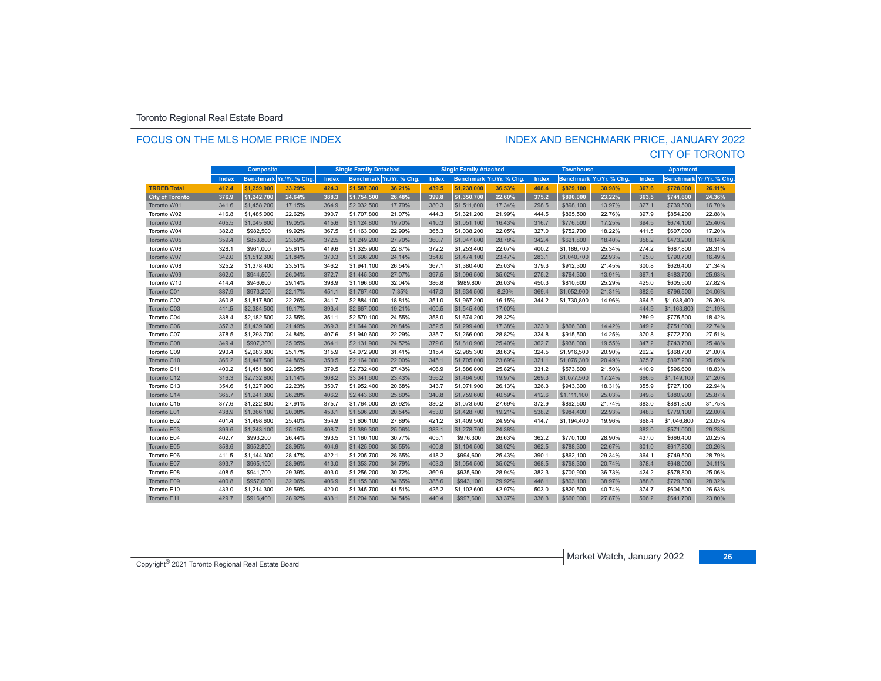Toronto Regional Real Estate Board

## FOCUS ON THE MLS HOME PRICE INDEX

## INDEX AND BENCHMARK PRICE, JANUARY 2022
## CITY OF TORONTO

| | Composite | | | Single Family Detached | | | Single Family Attached | | | Townhouse | | | Apartment | | |
|---|---|---|---|---|---|---|---|---|---|---|---|---|---|---|---|
| | Index | Benchmark | Yr./Yr. % Chg. | Index | Benchmark | Yr./Yr. % Chg. | Index | Benchmark | Yr./Yr. % Chg. | Index | Benchmark | Yr./Yr. % Chg. | Index | Benchmark | Yr./Yr. % Chg. |
| **TRREB Total** | **412.4** | **$1,259,900** | **33.29%** | **424.3** | **$1,587,300** | **36.21%** | **439.5** | **$1,238,000** | **36.53%** | **408.4** | **$879,100** | **30.98%** | **367.6** | **$728,000** | **26.11%** |
| **City of Toronto** | **376.9** | **$1,242,700** | **24.64%** | **388.3** | **$1,754,500** | **26.48%** | **399.8** | **$1,350,700** | **22.60%** | **375.2** | **$890,000** | **23.22%** | **363.5** | **$741,600** | **24.36%** |
| Toronto W01 | 341.6 | $1,458,200 | 17.15% | 364.9 | $2,032,500 | 17.79% | 380.3 | $1,511,600 | 17.34% | 298.5 | $898,100 | 13.97% | 327.1 | $739,500 | 16.70% |
| Toronto W02 | 416.8 | $1,485,000 | 22.62% | 390.7 | $1,707,800 | 21.07% | 444.3 | $1,321,200 | 21.99% | 444.5 | $865,500 | 22.76% | 397.9 | $854,200 | 22.88% |
| Toronto W03 | 405.5 | $1,045,600 | 19.05% | 415.6 | $1,124,800 | 19.70% | 410.3 | $1,051,100 | 16.43% | 316.7 | $776,500 | 17.25% | 394.5 | $674,100 | 25.40% |
| Toronto W04 | 382.8 | $982,500 | 19.92% | 367.5 | $1,163,000 | 22.99% | 365.3 | $1,038,200 | 22.05% | 327.0 | $752,700 | 18.22% | 411.5 | $607,000 | 17.20% |
| Toronto W05 | 359.4 | $853,800 | 23.59% | 372.5 | $1,249,200 | 27.70% | 360.7 | $1,047,800 | 28.78% | 342.4 | $621,800 | 18.40% | 358.2 | $473,200 | 18.14% |
| Toronto W06 | 328.1 | $961,000 | 25.61% | 419.6 | $1,325,900 | 22.87% | 372.2 | $1,253,400 | 22.07% | 400.2 | $1,186,700 | 25.34% | 274.2 | $687,800 | 28.31% |
| Toronto W07 | 342.0 | $1,512,300 | 21.84% | 370.3 | $1,698,200 | 24.14% | 354.6 | $1,474,100 | 23.47% | 283.1 | $1,040,700 | 22.93% | 195.0 | $790,700 | 16.49% |
| Toronto W08 | 325.2 | $1,378,400 | 23.51% | 346.2 | $1,941,100 | 26.54% | 367.1 | $1,380,400 | 25.03% | 379.3 | $912,300 | 21.45% | 300.8 | $626,400 | 21.34% |
| Toronto W09 | 362.0 | $944,500 | 26.04% | 372.7 | $1,445,300 | 27.07% | 397.5 | $1,096,500 | 35.02% | 275.2 | $764,300 | 13.91% | 367.1 | $483,700 | 25.93% |
| Toronto W10 | 414.4 | $946,600 | 29.14% | 398.9 | $1,196,600 | 32.04% | 386.8 | $989,800 | 26.03% | 450.3 | $810,600 | 25.29% | 425.0 | $605,500 | 27.82% |
| Toronto C01 | 387.9 | $973,200 | 22.17% | 451.1 | $1,767,400 | 7.35% | 447.3 | $1,634,500 | 8.20% | 369.4 | $1,052,900 | 21.31% | 382.6 | $796,500 | 24.06% |
| Toronto C02 | 360.8 | $1,817,800 | 22.26% | 341.7 | $2,884,100 | 18.81% | 351.0 | $1,967,200 | 16.15% | 344.2 | $1,730,800 | 14.96% | 364.5 | $1,038,400 | 26.30% |
| Toronto C03 | 411.5 | $2,384,500 | 19.17% | 393.4 | $2,667,000 | 19.21% | 400.5 | $1,545,400 | 17.00% | - | - | - | 444.9 | $1,163,800 | 21.19% |
| Toronto C04 | 338.4 | $2,182,500 | 23.55% | 351.1 | $2,570,100 | 24.55% | 358.0 | $1,674,200 | 28.32% | - | - | - | 289.9 | $775,500 | 18.42% |
| Toronto C06 | 357.3 | $1,439,600 | 21.49% | 369.3 | $1,644,300 | 20.84% | 352.5 | $1,299,400 | 17.38% | 323.0 | $866,300 | 14.42% | 349.2 | $751,000 | 22.74% |
| Toronto C07 | 378.5 | $1,293,700 | 24.84% | 407.6 | $1,940,600 | 22.29% | 335.7 | $1,266,000 | 28.82% | 324.8 | $915,500 | 14.25% | 370.8 | $772,700 | 27.51% |
| Toronto C08 | 349.4 | $907,300 | 25.05% | 364.1 | $2,131,900 | 24.52% | 379.6 | $1,810,900 | 25.40% | 362.7 | $938,000 | 19.55% | 347.2 | $743,700 | 25.48% |
| Toronto C09 | 290.4 | $2,083,300 | 25.17% | 315.9 | $4,072,900 | 31.41% | 315.4 | $2,985,300 | 28.63% | 324.5 | $1,916,500 | 20.90% | 262.2 | $868,700 | 21.00% |
| Toronto C10 | 366.2 | $1,447,500 | 24.86% | 350.5 | $2,164,000 | 22.00% | 345.1 | $1,705,000 | 23.69% | 321.1 | $1,076,300 | 20.49% | 375.7 | $897,200 | 25.69% |
| Toronto C11 | 400.2 | $1,451,800 | 22.05% | 379.5 | $2,732,400 | 27.43% | 406.9 | $1,886,800 | 25.82% | 331.2 | $573,800 | 21.50% | 410.9 | $596,600 | 18.83% |
| Toronto C12 | 316.3 | $2,732,600 | 21.14% | 308.2 | $3,341,600 | 23.43% | 356.2 | $1,464,500 | 19.97% | 269.3 | $1,077,500 | 17.24% | 366.5 | $1,149,100 | 21.20% |
| Toronto C13 | 354.6 | $1,327,900 | 22.23% | 350.7 | $1,952,400 | 20.68% | 343.7 | $1,071,900 | 26.13% | 326.3 | $943,300 | 18.31% | 355.9 | $727,100 | 22.94% |
| Toronto C14 | 365.7 | $1,241,300 | 26.28% | 406.2 | $2,443,600 | 25.80% | 340.8 | $1,759,600 | 40.59% | 412.6 | $1,111,100 | 25.03% | 349.8 | $880,900 | 25.87% |
| Toronto C15 | 377.6 | $1,222,800 | 27.91% | 375.7 | $1,764,000 | 20.92% | 330.2 | $1,073,500 | 27.69% | 372.9 | $892,500 | 21.74% | 383.0 | $881,800 | 31.75% |
| Toronto E01 | 438.9 | $1,366,100 | 20.08% | 453.1 | $1,596,200 | 20.54% | 453.0 | $1,428,700 | 19.21% | 538.2 | $984,400 | 22.93% | 348.3 | $779,100 | 22.00% |
| Toronto E02 | 401.4 | $1,498,600 | 25.40% | 354.9 | $1,606,100 | 27.89% | 421.2 | $1,409,500 | 24.95% | 414.7 | $1,194,400 | 19.96% | 368.4 | $1,046,800 | 23.05% |
| Toronto E03 | 399.6 | $1,243,100 | 25.15% | 408.7 | $1,389,300 | 25.06% | 383.1 | $1,278,700 | 24.38% | - | - | - | 382.0 | $571,000 | 29.23% |
| Toronto E04 | 402.7 | $993,200 | 26.44% | 393.5 | $1,160,100 | 30.77% | 405.1 | $976,300 | 26.63% | 362.2 | $770,100 | 28.90% | 437.0 | $666,400 | 20.25% |
| Toronto E05 | 358.6 | $952,800 | 28.95% | 404.9 | $1,425,900 | 35.55% | 400.8 | $1,104,500 | 38.02% | 362.5 | $788,300 | 22.67% | 301.0 | $617,800 | 20.26% |
| Toronto E06 | 411.5 | $1,144,300 | 28.47% | 422.1 | $1,205,700 | 28.65% | 418.2 | $994,600 | 25.43% | 390.1 | $862,100 | 29.34% | 364.1 | $749,500 | 28.79% |
| Toronto E07 | 393.7 | $965,100 | 28.96% | 413.0 | $1,353,700 | 34.79% | 403.3 | $1,054,500 | 35.02% | 368.5 | $798,300 | 20.74% | 378.4 | $648,000 | 24.11% |
| Toronto E08 | 408.5 | $941,700 | 29.39% | 403.0 | $1,256,200 | 30.72% | 360.9 | $935,600 | 28.94% | 382.3 | $700,900 | 36.73% | 424.2 | $578,800 | 25.06% |
| Toronto E09 | 400.8 | $957,000 | 32.06% | 406.9 | $1,155,300 | 34.65% | 385.6 | $943,100 | 29.92% | 446.1 | $803,100 | 38.97% | 388.8 | $729,300 | 28.32% |
| Toronto E10 | 433.0 | $1,214,300 | 39.59% | 420.0 | $1,345,700 | 41.51% | 425.2 | $1,102,600 | 42.97% | 503.0 | $820,500 | 40.74% | 374.7 | $604,500 | 26.63% |
| Toronto E11 | 429.7 | $916,400 | 28.92% | 433.1 | $1,204,600 | 34.54% | 440.4 | $997,600 | 33.37% | 336.3 | $660,000 | 27.87% | 506.2 | $641,700 | 23.80% |

Copyright® 2021 Toronto Regional Real Estate Board

Market Watch, January 2022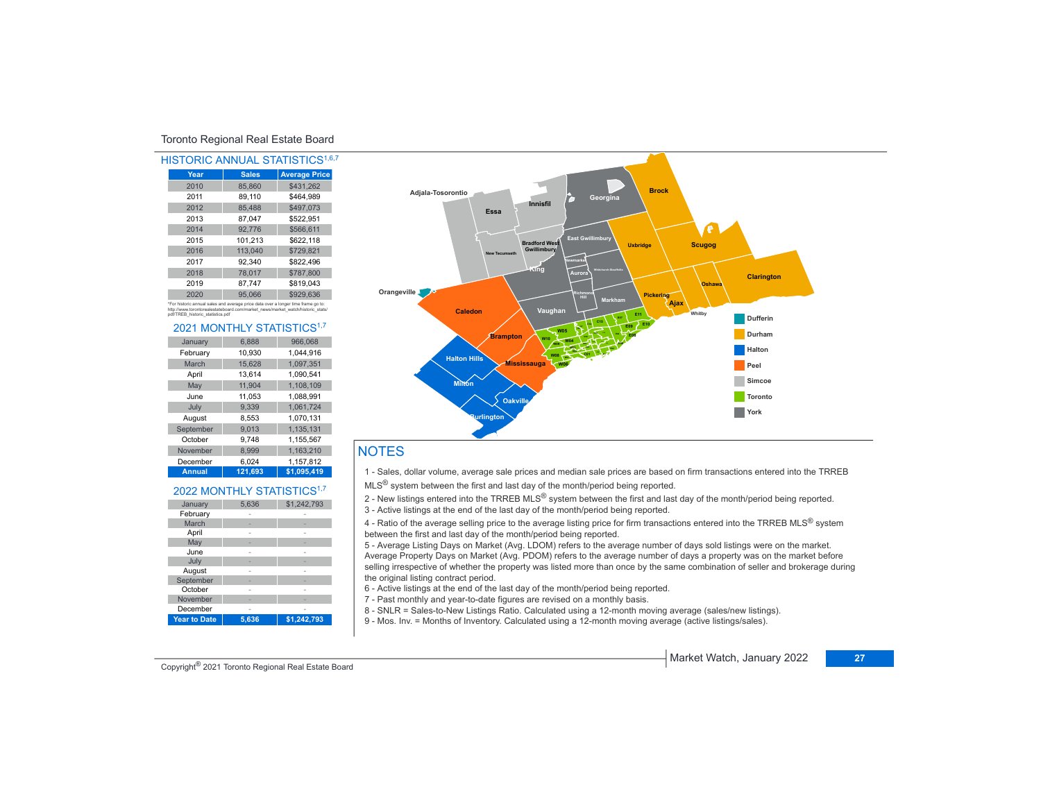Toronto Regional Real Estate Board

## HISTORIC ANNUAL STATISTICS[1,6,7]

| Year | Sales | Average Price |
|---|---|---|
| 2010 | 85,860 | $431,262 |
| 2011 | 89,110 | $464,989 |
| 2012 | 85,488 | $497,073 |
| 2013 | 87,047 | $522,951 |
| 2014 | 92,776 | $566,611 |
| 2015 | 101,213 | $622,118 |
| 2016 | 113,040 | $729,821 |
| 2017 | 92,340 | $822,496 |
| 2018 | 78,017 | $787,800 |
| 2019 | 87,747 | $819,043 |
| 2020 | 95,066 | $929,636 |

*For historic annual sales and average price data over a longer time frame go to: http://www.torontorealestateboard.com/market_news/market_watch/historic_stats/pdf/TREB_historic_statistics.pdf

## 2021 MONTHLY STATISTICS[1,7]

| | | |
|---|---|---|
| January | 6,888 | 966,068 |
| February | 10,930 | 1,044,916 |
| March | 15,628 | 1,097,351 |
| April | 13,614 | 1,090,541 |
| May | 11,904 | 1,108,109 |
| June | 11,053 | 1,088,991 |
| July | 9,339 | 1,061,724 |
| August | 8,553 | 1,070,131 |
| September | 9,013 | 1,135,131 |
| October | 9,748 | 1,155,567 |
| November | 8,999 | 1,163,210 |
| December | 6,024 | 1,157,812 |
| **Annual** | **121,693** | **$1,095,419** |

## 2022 MONTHLY STATISTICS[1,7]

| | | |
|---|---|---|
| January | 5,636 | $1,242,793 |
| February | - | - |
| March | - | - |
| April | - | - |
| May | - | - |
| June | - | - |
| July | - | - |
| August | - | - |
| September | - | - |
| October | - | - |
| November | - | - |
| December | - | - |
| **Year to Date** | **5,636** | **$1,242,793** |

Dufferin
Durham
Halton
Peel
Simcoe
Toronto
York

## NOTES

1 - Sales, dollar volume, average sale prices and median sale prices are based on firm transactions entered into the TRREB MLS® system between the first and last day of the month/period being reported.

2 - New listings entered into the TRREB MLS® system between the first and last day of the month/period being reported.

3 - Active listings at the end of the last day of the month/period being reported.

4 - Ratio of the average selling price to the average listing price for firm transactions entered into the TRREB MLS® system between the first and last day of the month/period being reported.

5 - Average Listing Days on Market (Avg. LDOM) refers to the average number of days sold listings were on the market. Average Property Days on Market (Avg. PDOM) refers to the average number of days a property was on the market before selling irrespective of whether the property was listed more than once by the same combination of seller and brokerage during the original listing contract period.

6 - Active listings at the end of the last day of the month/period being reported.

7 - Past monthly and year-to-date figures are revised on a monthly basis.

8 - SNLR = Sales-to-New Listings Ratio. Calculated using a 12-month moving average (sales/new listings).

9 - Mos. Inv. = Months of Inventory. Calculated using a 12-month moving average (active listings/sales).